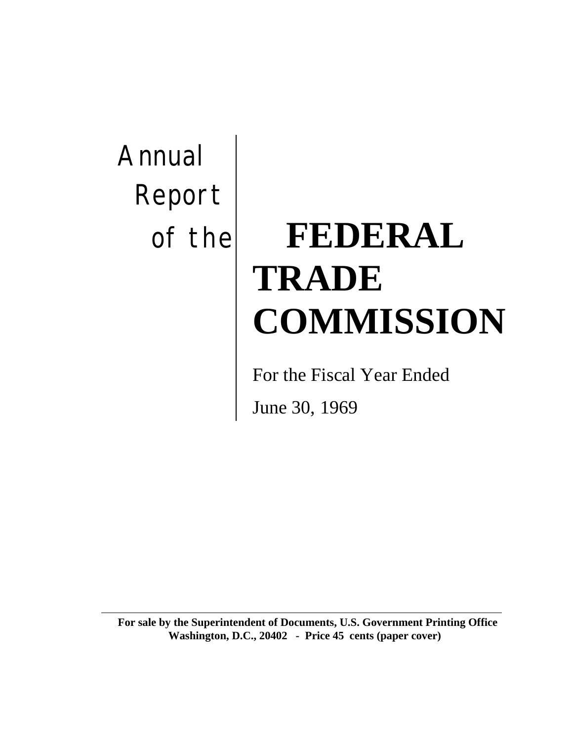Annual

Report

of the

# FEDERAL TRADE COMMISSION

For the Fiscal Year Ended

June 30, 1969

---

**For sale by the Superintendent of Documents, U.S. Government Printing Office**
**Washington, D.C., 20402 - Price 45 cents (paper cover)**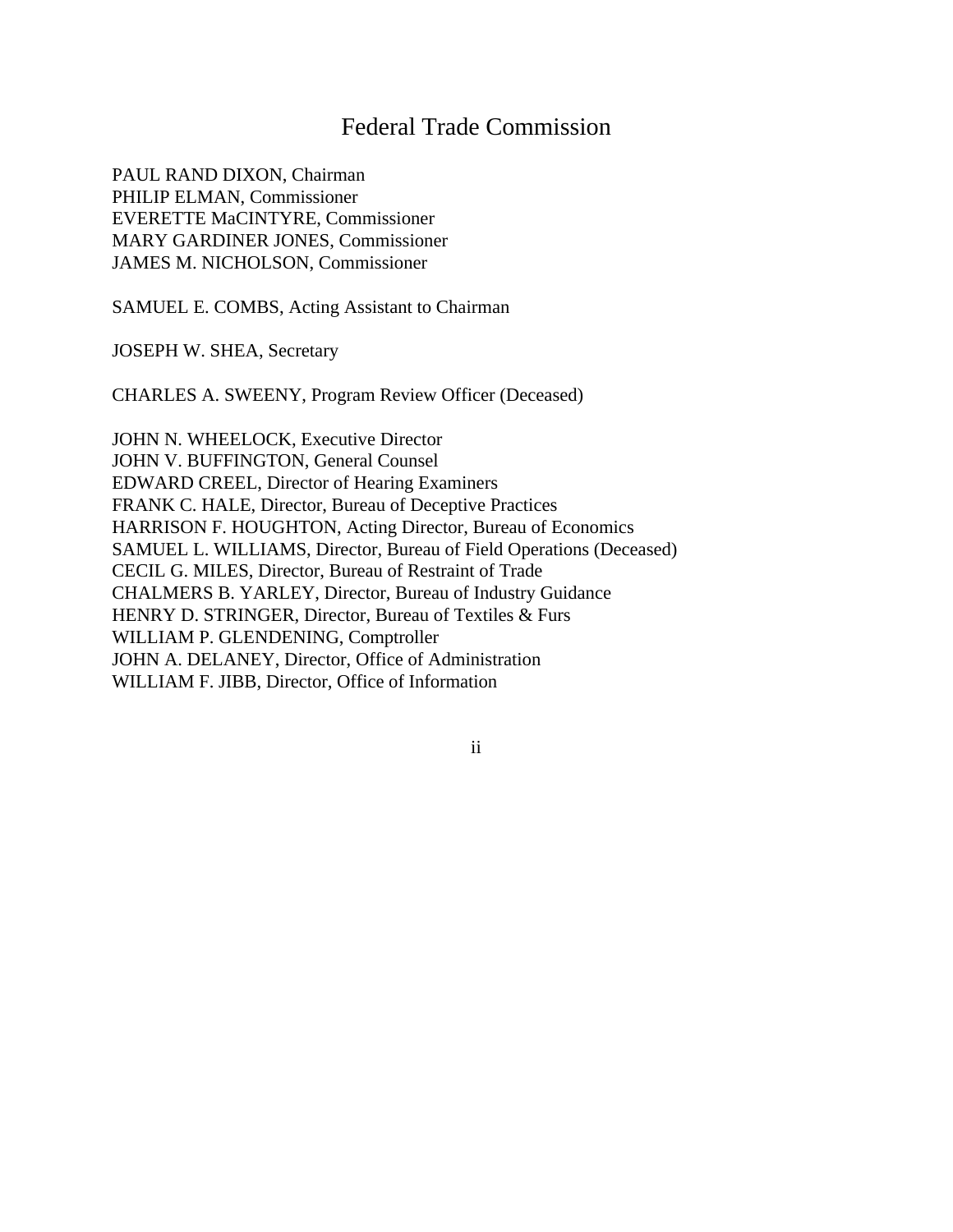# Federal Trade Commission

PAUL RAND DIXON, Chairman
PHILIP ELMAN, Commissioner
EVERETTE MaCINTYRE, Commissioner
MARY GARDINER JONES, Commissioner
JAMES M. NICHOLSON, Commissioner

SAMUEL E. COMBS, Acting Assistant to Chairman

JOSEPH W. SHEA, Secretary

CHARLES A. SWEENY, Program Review Officer (Deceased)

JOHN N. WHEELOCK, Executive Director
JOHN V. BUFFINGTON, General Counsel
EDWARD CREEL, Director of Hearing Examiners
FRANK C. HALE, Director, Bureau of Deceptive Practices
HARRISON F. HOUGHTON, Acting Director, Bureau of Economics
SAMUEL L. WILLIAMS, Director, Bureau of Field Operations (Deceased)
CECIL G. MILES, Director, Bureau of Restraint of Trade
CHALMERS B. YARLEY, Director, Bureau of Industry Guidance
HENRY D. STRINGER, Director, Bureau of Textiles & Furs
WILLIAM P. GLENDENING, Comptroller
JOHN A. DELANEY, Director, Office of Administration
WILLIAM F. JIBB, Director, Office of Information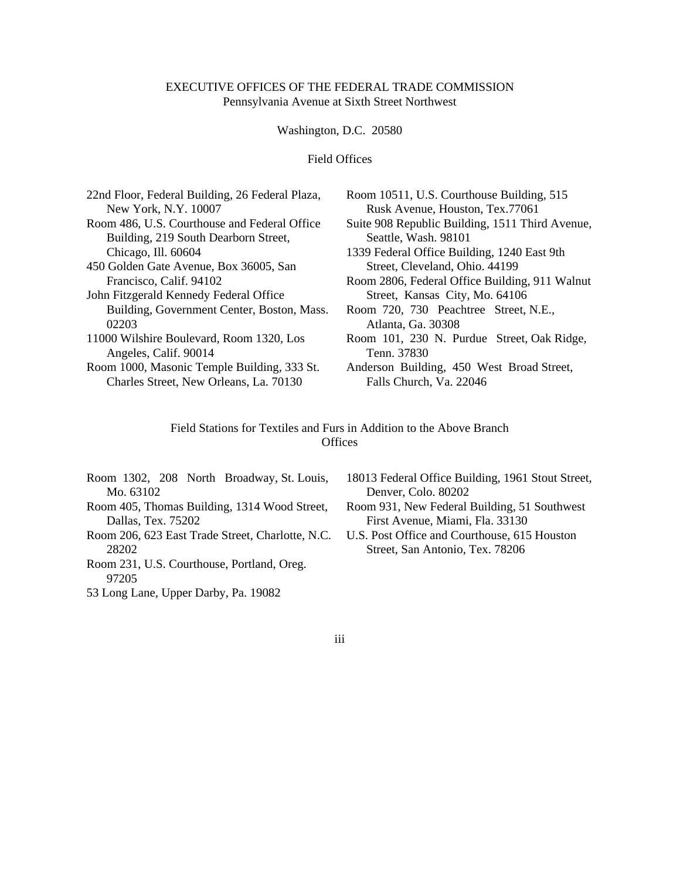# EXECUTIVE OFFICES OF THE FEDERAL TRADE COMMISSION

Pennsylvania Avenue at Sixth Street Northwest

Washington, D.C. 20580

## Field Offices

22nd Floor, Federal Building, 26 Federal Plaza, New York, N.Y. 10007

Room 486, U.S. Courthouse and Federal Office Building, 219 South Dearborn Street, Chicago, Ill. 60604

450 Golden Gate Avenue, Box 36005, San Francisco, Calif. 94102

John Fitzgerald Kennedy Federal Office Building, Government Center, Boston, Mass. 02203

11000 Wilshire Boulevard, Room 1320, Los Angeles, Calif. 90014

Room 1000, Masonic Temple Building, 333 St. Charles Street, New Orleans, La. 70130

Room 10511, U.S. Courthouse Building, 515 Rusk Avenue, Houston, Tex.77061

Suite 908 Republic Building, 1511 Third Avenue, Seattle, Wash. 98101

1339 Federal Office Building, 1240 East 9th Street, Cleveland, Ohio. 44199

Room 2806, Federal Office Building, 911 Walnut Street, Kansas City, Mo. 64106

Room 720, 730 Peachtree Street, N.E., Atlanta, Ga. 30308

Room 101, 230 N. Purdue Street, Oak Ridge, Tenn. 37830

Anderson Building, 450 West Broad Street, Falls Church, Va. 22046

## Field Stations for Textiles and Furs in Addition to the Above Branch Offices

Room 1302, 208 North Broadway, St. Louis, Mo. 63102

Room 405, Thomas Building, 1314 Wood Street, Dallas, Tex. 75202

Room 206, 623 East Trade Street, Charlotte, N.C. 28202

Room 231, U.S. Courthouse, Portland, Oreg. 97205

53 Long Lane, Upper Darby, Pa. 19082

18013 Federal Office Building, 1961 Stout Street, Denver, Colo. 80202

Room 931, New Federal Building, 51 Southwest First Avenue, Miami, Fla. 33130

U.S. Post Office and Courthouse, 615 Houston Street, San Antonio, Tex. 78206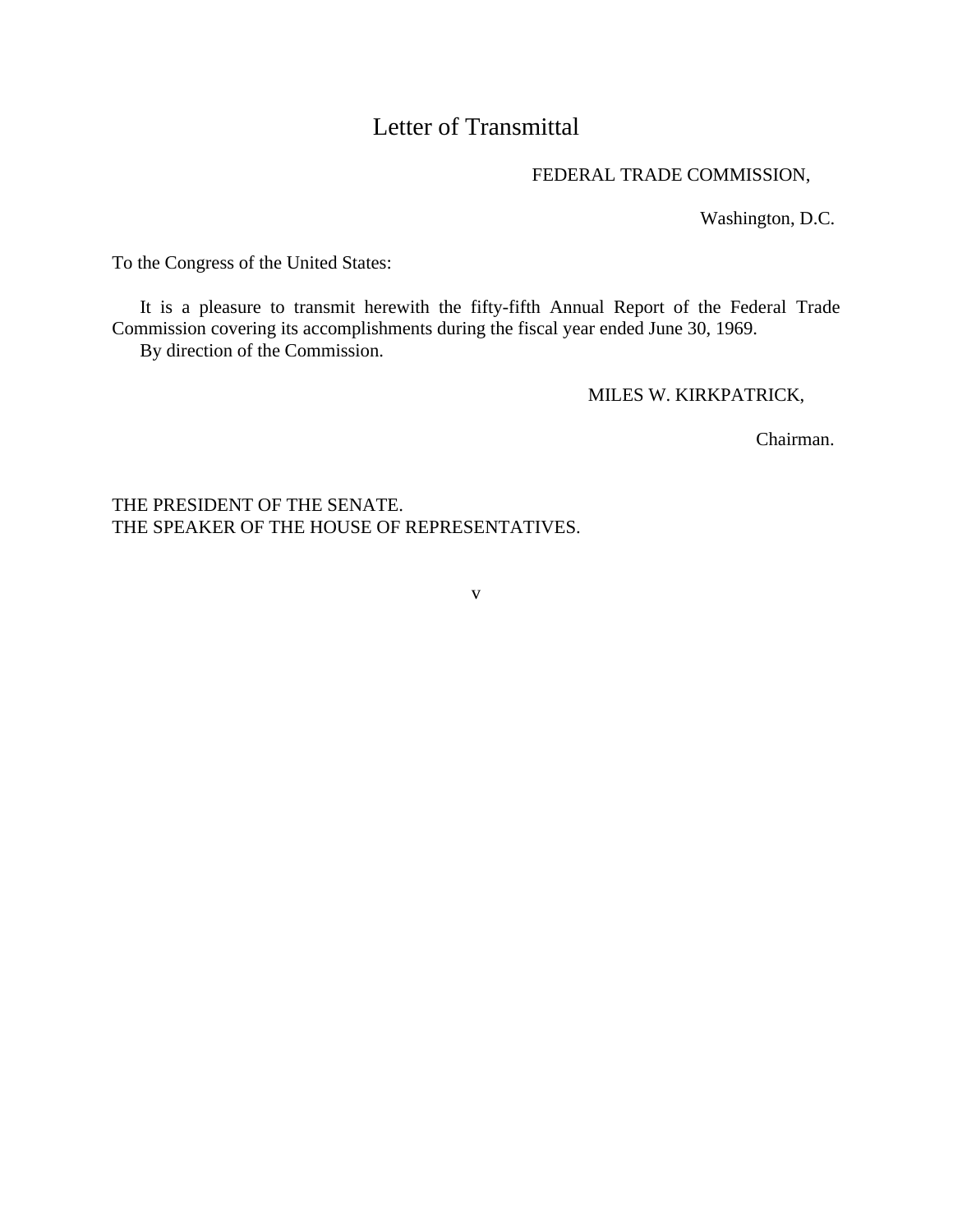# Letter of Transmittal

FEDERAL TRADE COMMISSION,

Washington, D.C.

To the Congress of the United States:

It is a pleasure to transmit herewith the fifty-fifth Annual Report of the Federal Trade Commission covering its accomplishments during the fiscal year ended June 30, 1969.

By direction of the Commission.

MILES W. KIRKPATRICK,

Chairman.

THE PRESIDENT OF THE SENATE.
THE SPEAKER OF THE HOUSE OF REPRESENTATIVES.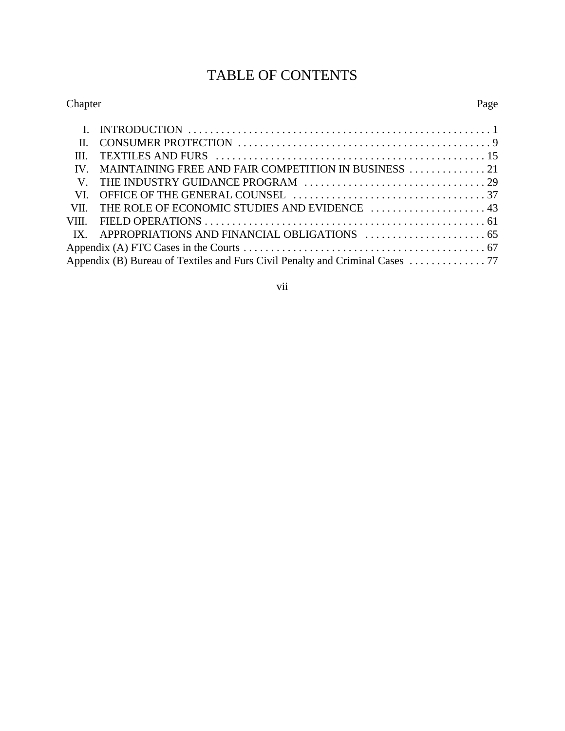# TABLE OF CONTENTS

| Chapter | | Page |
|---|---|---|
| I. | INTRODUCTION | 1 |
| II. | CONSUMER PROTECTION | 9 |
| III. | TEXTILES AND FURS | 15 |
| IV. | MAINTAINING FREE AND FAIR COMPETITION IN BUSINESS | 21 |
| V. | THE INDUSTRY GUIDANCE PROGRAM | 29 |
| VI. | OFFICE OF THE GENERAL COUNSEL | 37 |
| VII. | THE ROLE OF ECONOMIC STUDIES AND EVIDENCE | 43 |
| VIII. | FIELD OPERATIONS | 61 |
| IX. | APPROPRIATIONS AND FINANCIAL OBLIGATIONS | 65 |
| Appendix (A) FTC Cases in the Courts | | 67 |
| Appendix (B) Bureau of Textiles and Furs Civil Penalty and Criminal Cases | | 77 |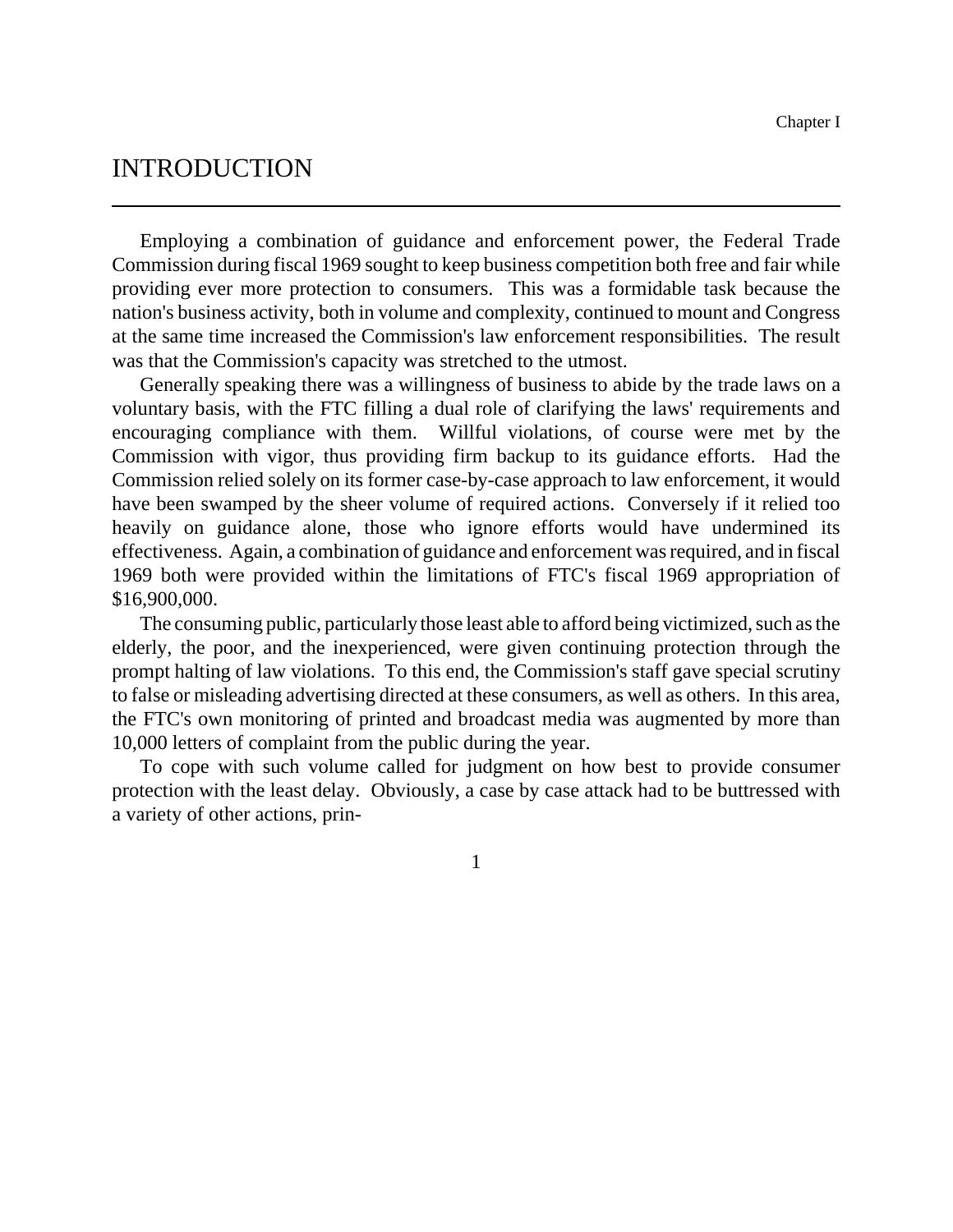Chapter I

# INTRODUCTION

Employing a combination of guidance and enforcement power, the Federal Trade Commission during fiscal 1969 sought to keep business competition both free and fair while providing ever more protection to consumers. This was a formidable task because the nation's business activity, both in volume and complexity, continued to mount and Congress at the same time increased the Commission's law enforcement responsibilities. The result was that the Commission's capacity was stretched to the utmost.

Generally speaking there was a willingness of business to abide by the trade laws on a voluntary basis, with the FTC filling a dual role of clarifying the laws' requirements and encouraging compliance with them. Willful violations, of course were met by the Commission with vigor, thus providing firm backup to its guidance efforts. Had the Commission relied solely on its former case-by-case approach to law enforcement, it would have been swamped by the sheer volume of required actions. Conversely if it relied too heavily on guidance alone, those who ignore efforts would have undermined its effectiveness. Again, a combination of guidance and enforcement was required, and in fiscal 1969 both were provided within the limitations of FTC's fiscal 1969 appropriation of $16,900,000.

The consuming public, particularly those least able to afford being victimized, such as the elderly, the poor, and the inexperienced, were given continuing protection through the prompt halting of law violations. To this end, the Commission's staff gave special scrutiny to false or misleading advertising directed at these consumers, as well as others. In this area, the FTC's own monitoring of printed and broadcast media was augmented by more than 10,000 letters of complaint from the public during the year.

To cope with such volume called for judgment on how best to provide consumer protection with the least delay. Obviously, a case by case attack had to be buttressed with a variety of other actions, prin-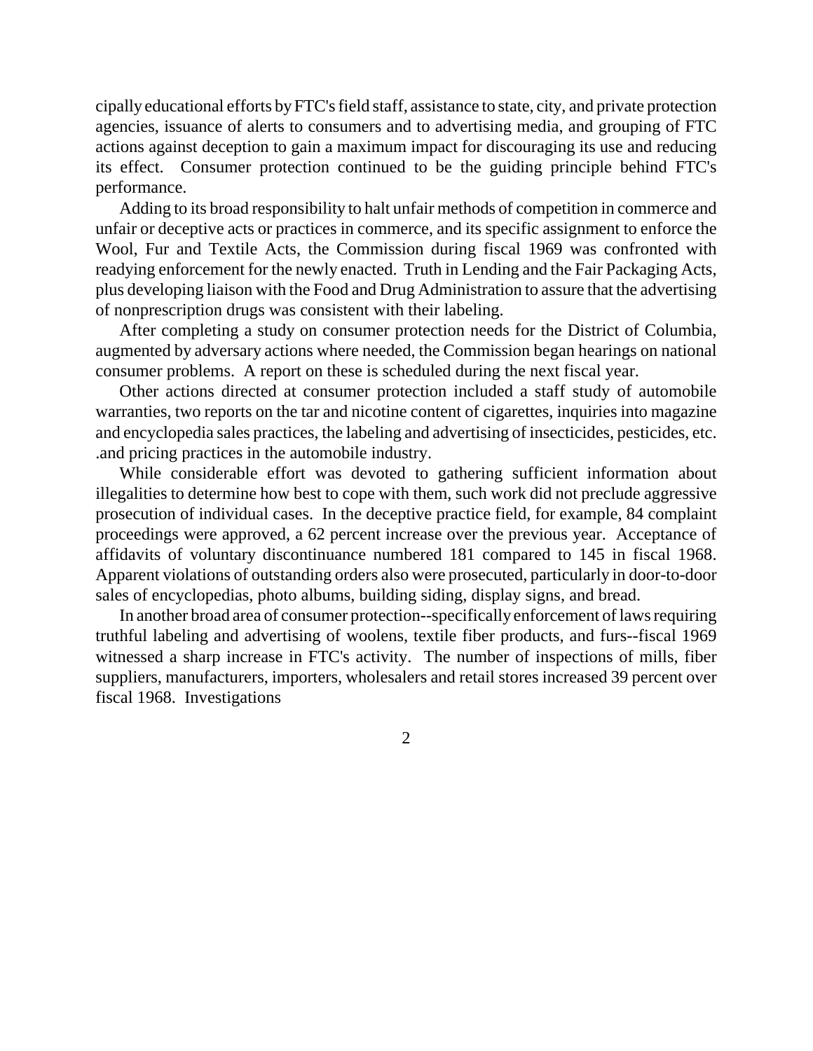cipally educational efforts by FTC's field staff, assistance to state, city, and private protection agencies, issuance of alerts to consumers and to advertising media, and grouping of FTC actions against deception to gain a maximum impact for discouraging its use and reducing its effect. Consumer protection continued to be the guiding principle behind FTC's performance.

Adding to its broad responsibility to halt unfair methods of competition in commerce and unfair or deceptive acts or practices in commerce, and its specific assignment to enforce the Wool, Fur and Textile Acts, the Commission during fiscal 1969 was confronted with readying enforcement for the newly enacted. Truth in Lending and the Fair Packaging Acts, plus developing liaison with the Food and Drug Administration to assure that the advertising of nonprescription drugs was consistent with their labeling.

After completing a study on consumer protection needs for the District of Columbia, augmented by adversary actions where needed, the Commission began hearings on national consumer problems. A report on these is scheduled during the next fiscal year.

Other actions directed at consumer protection included a staff study of automobile warranties, two reports on the tar and nicotine content of cigarettes, inquiries into magazine and encyclopedia sales practices, the labeling and advertising of insecticides, pesticides, etc. .and pricing practices in the automobile industry.

While considerable effort was devoted to gathering sufficient information about illegalities to determine how best to cope with them, such work did not preclude aggressive prosecution of individual cases. In the deceptive practice field, for example, 84 complaint proceedings were approved, a 62 percent increase over the previous year. Acceptance of affidavits of voluntary discontinuance numbered 181 compared to 145 in fiscal 1968. Apparent violations of outstanding orders also were prosecuted, particularly in door-to-door sales of encyclopedias, photo albums, building siding, display signs, and bread.

In another broad area of consumer protection--specifically enforcement of laws requiring truthful labeling and advertising of woolens, textile fiber products, and furs--fiscal 1969 witnessed a sharp increase in FTC's activity. The number of inspections of mills, fiber suppliers, manufacturers, importers, wholesalers and retail stores increased 39 percent over fiscal 1968. Investigations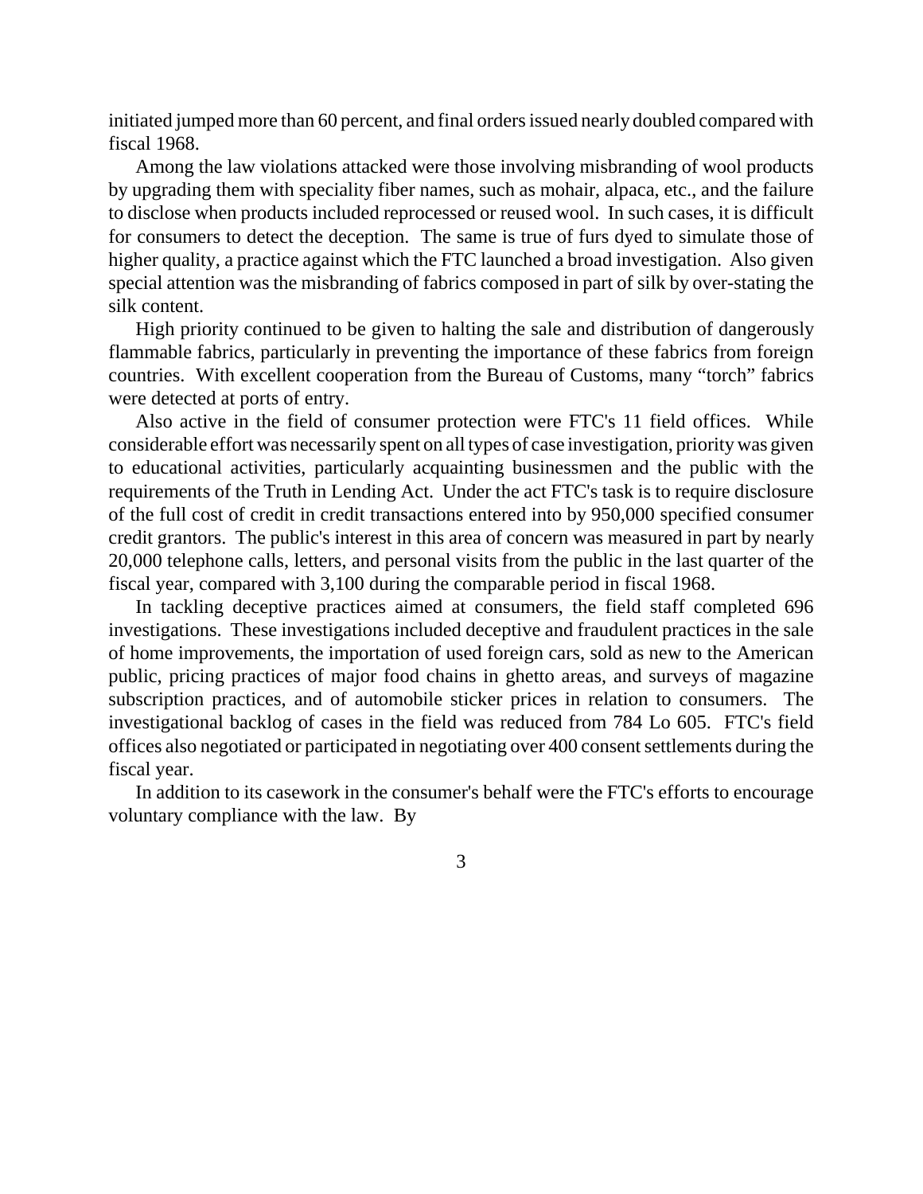initiated jumped more than 60 percent, and final orders issued nearly doubled compared with fiscal 1968.

Among the law violations attacked were those involving misbranding of wool products by upgrading them with speciality fiber names, such as mohair, alpaca, etc., and the failure to disclose when products included reprocessed or reused wool. In such cases, it is difficult for consumers to detect the deception. The same is true of furs dyed to simulate those of higher quality, a practice against which the FTC launched a broad investigation. Also given special attention was the misbranding of fabrics composed in part of silk by over-stating the silk content.

High priority continued to be given to halting the sale and distribution of dangerously flammable fabrics, particularly in preventing the importance of these fabrics from foreign countries. With excellent cooperation from the Bureau of Customs, many "torch" fabrics were detected at ports of entry.

Also active in the field of consumer protection were FTC's 11 field offices. While considerable effort was necessarily spent on all types of case investigation, priority was given to educational activities, particularly acquainting businessmen and the public with the requirements of the Truth in Lending Act. Under the act FTC's task is to require disclosure of the full cost of credit in credit transactions entered into by 950,000 specified consumer credit grantors. The public's interest in this area of concern was measured in part by nearly 20,000 telephone calls, letters, and personal visits from the public in the last quarter of the fiscal year, compared with 3,100 during the comparable period in fiscal 1968.

In tackling deceptive practices aimed at consumers, the field staff completed 696 investigations. These investigations included deceptive and fraudulent practices in the sale of home improvements, the importation of used foreign cars, sold as new to the American public, pricing practices of major food chains in ghetto areas, and surveys of magazine subscription practices, and of automobile sticker prices in relation to consumers. The investigational backlog of cases in the field was reduced from 784 Lo 605. FTC's field offices also negotiated or participated in negotiating over 400 consent settlements during the fiscal year.

In addition to its casework in the consumer's behalf were the FTC's efforts to encourage voluntary compliance with the law. By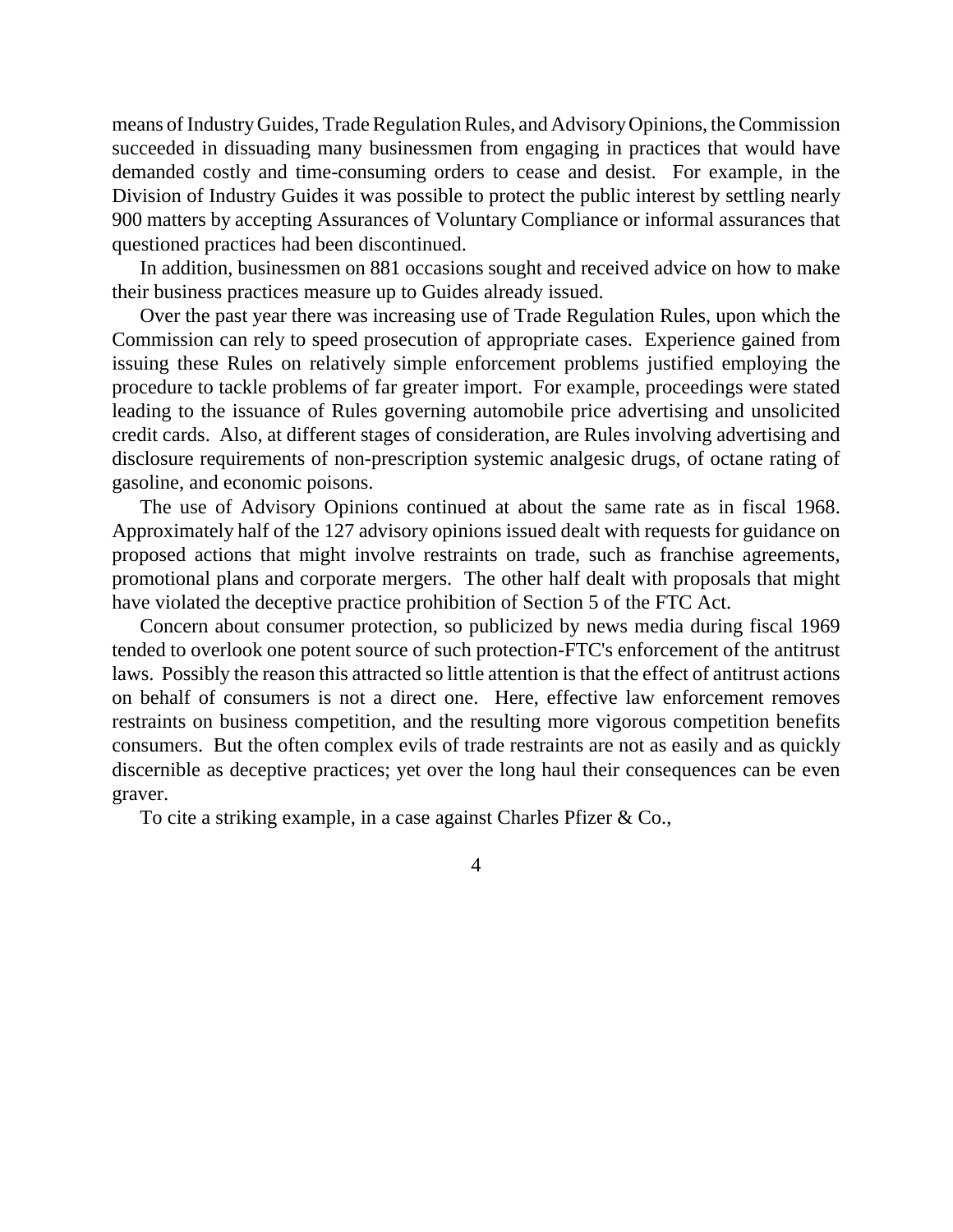means of Industry Guides, Trade Regulation Rules, and Advisory Opinions, the Commission succeeded in dissuading many businessmen from engaging in practices that would have demanded costly and time-consuming orders to cease and desist. For example, in the Division of Industry Guides it was possible to protect the public interest by settling nearly 900 matters by accepting Assurances of Voluntary Compliance or informal assurances that questioned practices had been discontinued.

In addition, businessmen on 881 occasions sought and received advice on how to make their business practices measure up to Guides already issued.

Over the past year there was increasing use of Trade Regulation Rules, upon which the Commission can rely to speed prosecution of appropriate cases. Experience gained from issuing these Rules on relatively simple enforcement problems justified employing the procedure to tackle problems of far greater import. For example, proceedings were stated leading to the issuance of Rules governing automobile price advertising and unsolicited credit cards. Also, at different stages of consideration, are Rules involving advertising and disclosure requirements of non-prescription systemic analgesic drugs, of octane rating of gasoline, and economic poisons.

The use of Advisory Opinions continued at about the same rate as in fiscal 1968. Approximately half of the 127 advisory opinions issued dealt with requests for guidance on proposed actions that might involve restraints on trade, such as franchise agreements, promotional plans and corporate mergers. The other half dealt with proposals that might have violated the deceptive practice prohibition of Section 5 of the FTC Act.

Concern about consumer protection, so publicized by news media during fiscal 1969 tended to overlook one potent source of such protection-FTC's enforcement of the antitrust laws. Possibly the reason this attracted so little attention is that the effect of antitrust actions on behalf of consumers is not a direct one. Here, effective law enforcement removes restraints on business competition, and the resulting more vigorous competition benefits consumers. But the often complex evils of trade restraints are not as easily and as quickly discernible as deceptive practices; yet over the long haul their consequences can be even graver.

To cite a striking example, in a case against Charles Pfizer & Co.,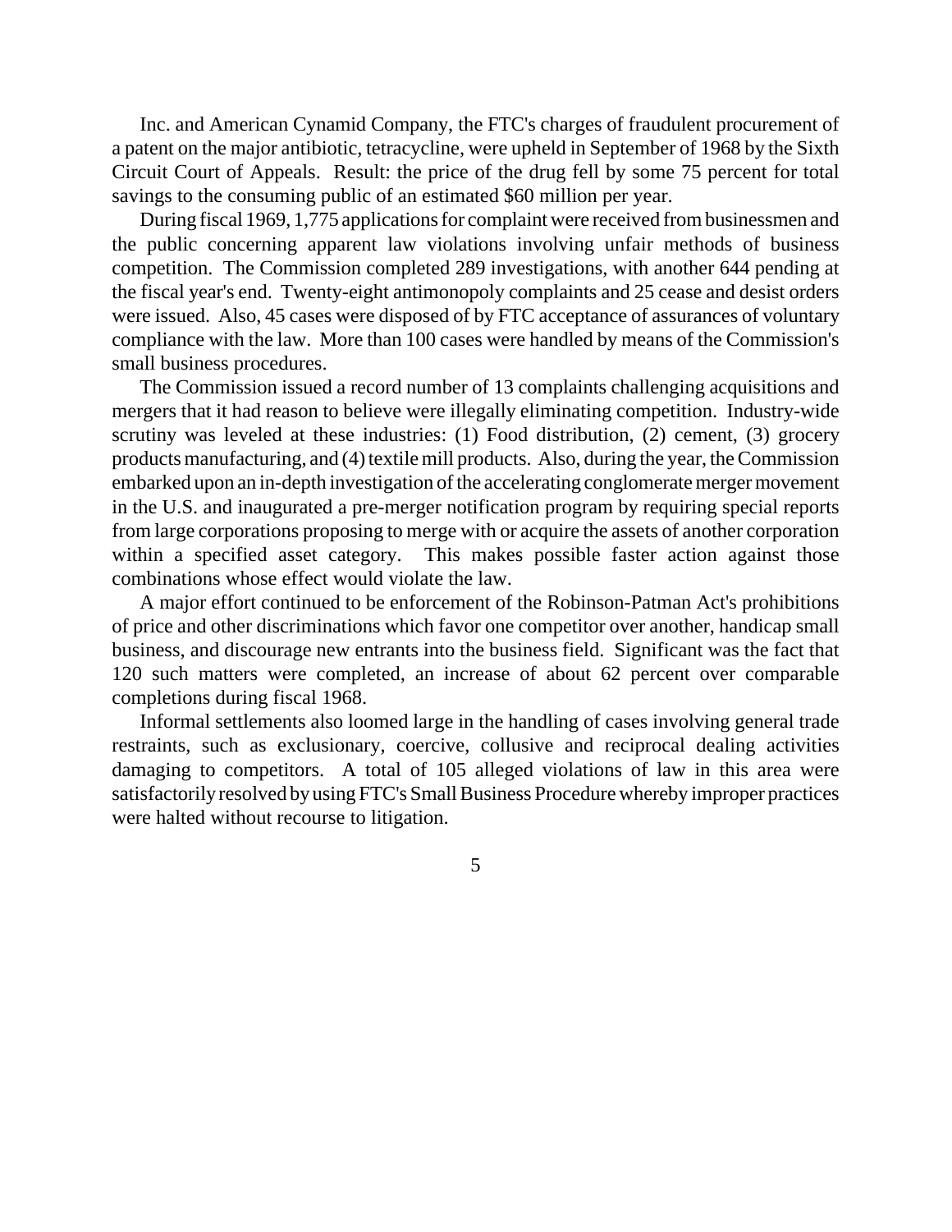Inc. and American Cynamid Company, the FTC's charges of fraudulent procurement of a patent on the major antibiotic, tetracycline, were upheld in September of 1968 by the Sixth Circuit Court of Appeals. Result: the price of the drug fell by some 75 percent for total savings to the consuming public of an estimated $60 million per year.

During fiscal 1969, 1,775 applications for complaint were received from businessmen and the public concerning apparent law violations involving unfair methods of business competition. The Commission completed 289 investigations, with another 644 pending at the fiscal year's end. Twenty-eight antimonopoly complaints and 25 cease and desist orders were issued. Also, 45 cases were disposed of by FTC acceptance of assurances of voluntary compliance with the law. More than 100 cases were handled by means of the Commission's small business procedures.

The Commission issued a record number of 13 complaints challenging acquisitions and mergers that it had reason to believe were illegally eliminating competition. Industry-wide scrutiny was leveled at these industries: (1) Food distribution, (2) cement, (3) grocery products manufacturing, and (4) textile mill products. Also, during the year, the Commission embarked upon an in-depth investigation of the accelerating conglomerate merger movement in the U.S. and inaugurated a pre-merger notification program by requiring special reports from large corporations proposing to merge with or acquire the assets of another corporation within a specified asset category. This makes possible faster action against those combinations whose effect would violate the law.

A major effort continued to be enforcement of the Robinson-Patman Act's prohibitions of price and other discriminations which favor one competitor over another, handicap small business, and discourage new entrants into the business field. Significant was the fact that 120 such matters were completed, an increase of about 62 percent over comparable completions during fiscal 1968.

Informal settlements also loomed large in the handling of cases involving general trade restraints, such as exclusionary, coercive, collusive and reciprocal dealing activities damaging to competitors. A total of 105 alleged violations of law in this area were satisfactorily resolved by using FTC's Small Business Procedure whereby improper practices were halted without recourse to litigation.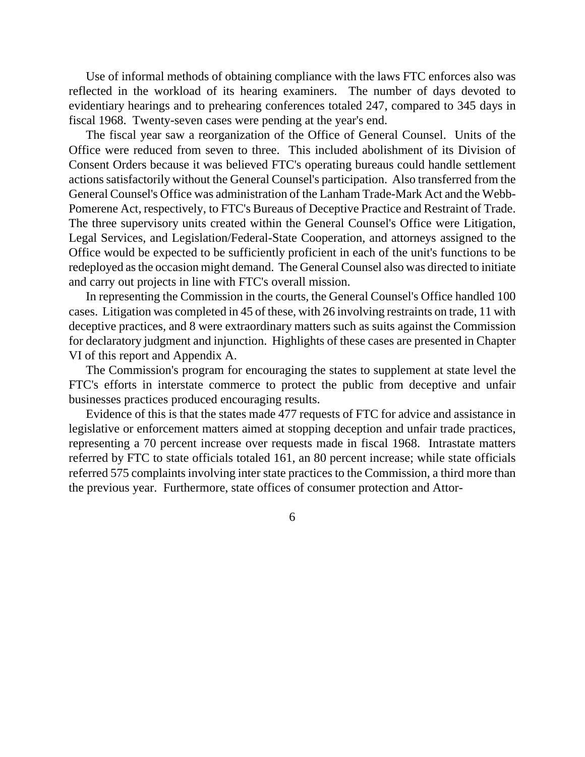Use of informal methods of obtaining compliance with the laws FTC enforces also was reflected in the workload of its hearing examiners. The number of days devoted to evidentiary hearings and to prehearing conferences totaled 247, compared to 345 days in fiscal 1968. Twenty-seven cases were pending at the year's end.

The fiscal year saw a reorganization of the Office of General Counsel. Units of the Office were reduced from seven to three. This included abolishment of its Division of Consent Orders because it was believed FTC's operating bureaus could handle settlement actions satisfactorily without the General Counsel's participation. Also transferred from the General Counsel's Office was administration of the Lanham Trade-Mark Act and the Webb-Pomerene Act, respectively, to FTC's Bureaus of Deceptive Practice and Restraint of Trade. The three supervisory units created within the General Counsel's Office were Litigation, Legal Services, and Legislation/Federal-State Cooperation, and attorneys assigned to the Office would be expected to be sufficiently proficient in each of the unit's functions to be redeployed as the occasion might demand. The General Counsel also was directed to initiate and carry out projects in line with FTC's overall mission.

In representing the Commission in the courts, the General Counsel's Office handled 100 cases. Litigation was completed in 45 of these, with 26 involving restraints on trade, 11 with deceptive practices, and 8 were extraordinary matters such as suits against the Commission for declaratory judgment and injunction. Highlights of these cases are presented in Chapter VI of this report and Appendix A.

The Commission's program for encouraging the states to supplement at state level the FTC's efforts in interstate commerce to protect the public from deceptive and unfair businesses practices produced encouraging results.

Evidence of this is that the states made 477 requests of FTC for advice and assistance in legislative or enforcement matters aimed at stopping deception and unfair trade practices, representing a 70 percent increase over requests made in fiscal 1968. Intrastate matters referred by FTC to state officials totaled 161, an 80 percent increase; while state officials referred 575 complaints involving inter state practices to the Commission, a third more than the previous year. Furthermore, state offices of consumer protection and Attor-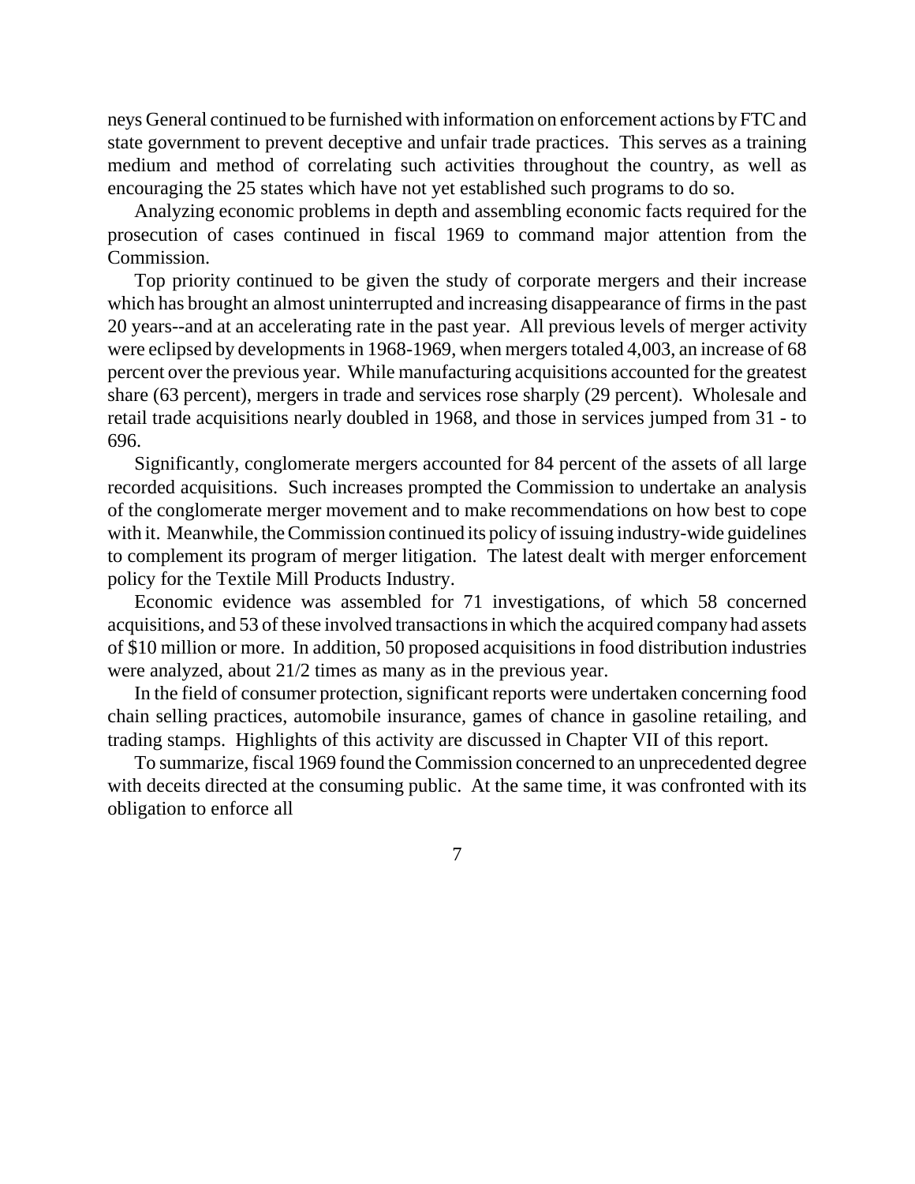neys General continued to be furnished with information on enforcement actions by FTC and state government to prevent deceptive and unfair trade practices. This serves as a training medium and method of correlating such activities throughout the country, as well as encouraging the 25 states which have not yet established such programs to do so.

Analyzing economic problems in depth and assembling economic facts required for the prosecution of cases continued in fiscal 1969 to command major attention from the Commission.

Top priority continued to be given the study of corporate mergers and their increase which has brought an almost uninterrupted and increasing disappearance of firms in the past 20 years--and at an accelerating rate in the past year. All previous levels of merger activity were eclipsed by developments in 1968-1969, when mergers totaled 4,003, an increase of 68 percent over the previous year. While manufacturing acquisitions accounted for the greatest share (63 percent), mergers in trade and services rose sharply (29 percent). Wholesale and retail trade acquisitions nearly doubled in 1968, and those in services jumped from 31 - to 696.

Significantly, conglomerate mergers accounted for 84 percent of the assets of all large recorded acquisitions. Such increases prompted the Commission to undertake an analysis of the conglomerate merger movement and to make recommendations on how best to cope with it. Meanwhile, the Commission continued its policy of issuing industry-wide guidelines to complement its program of merger litigation. The latest dealt with merger enforcement policy for the Textile Mill Products Industry.

Economic evidence was assembled for 71 investigations, of which 58 concerned acquisitions, and 53 of these involved transactions in which the acquired company had assets of $10 million or more. In addition, 50 proposed acquisitions in food distribution industries were analyzed, about 21/2 times as many as in the previous year.

In the field of consumer protection, significant reports were undertaken concerning food chain selling practices, automobile insurance, games of chance in gasoline retailing, and trading stamps. Highlights of this activity are discussed in Chapter VII of this report.

To summarize, fiscal 1969 found the Commission concerned to an unprecedented degree with deceits directed at the consuming public. At the same time, it was confronted with its obligation to enforce all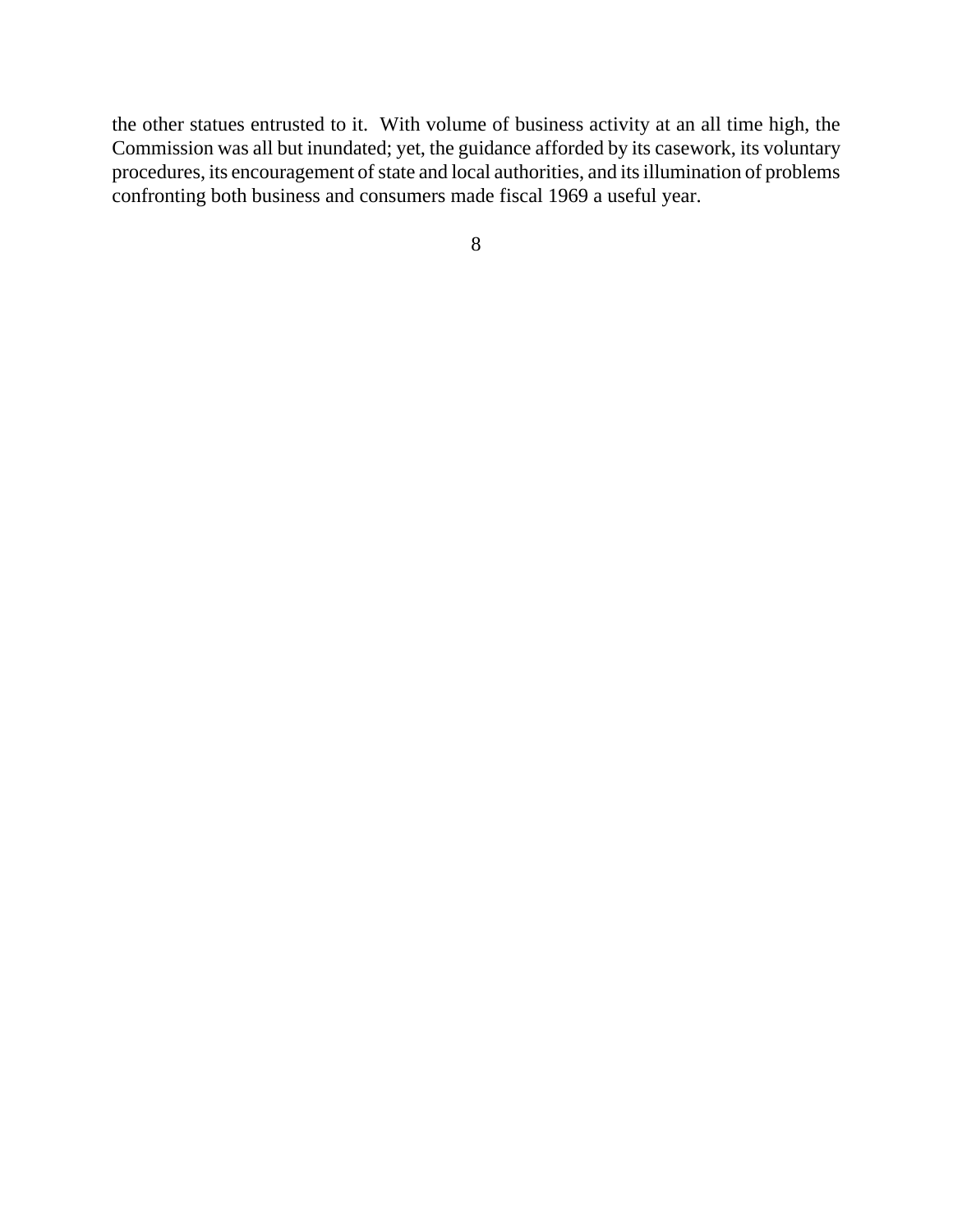the other statues entrusted to it. With volume of business activity at an all time high, the Commission was all but inundated; yet, the guidance afforded by its casework, its voluntary procedures, its encouragement of state and local authorities, and its illumination of problems confronting both business and consumers made fiscal 1969 a useful year.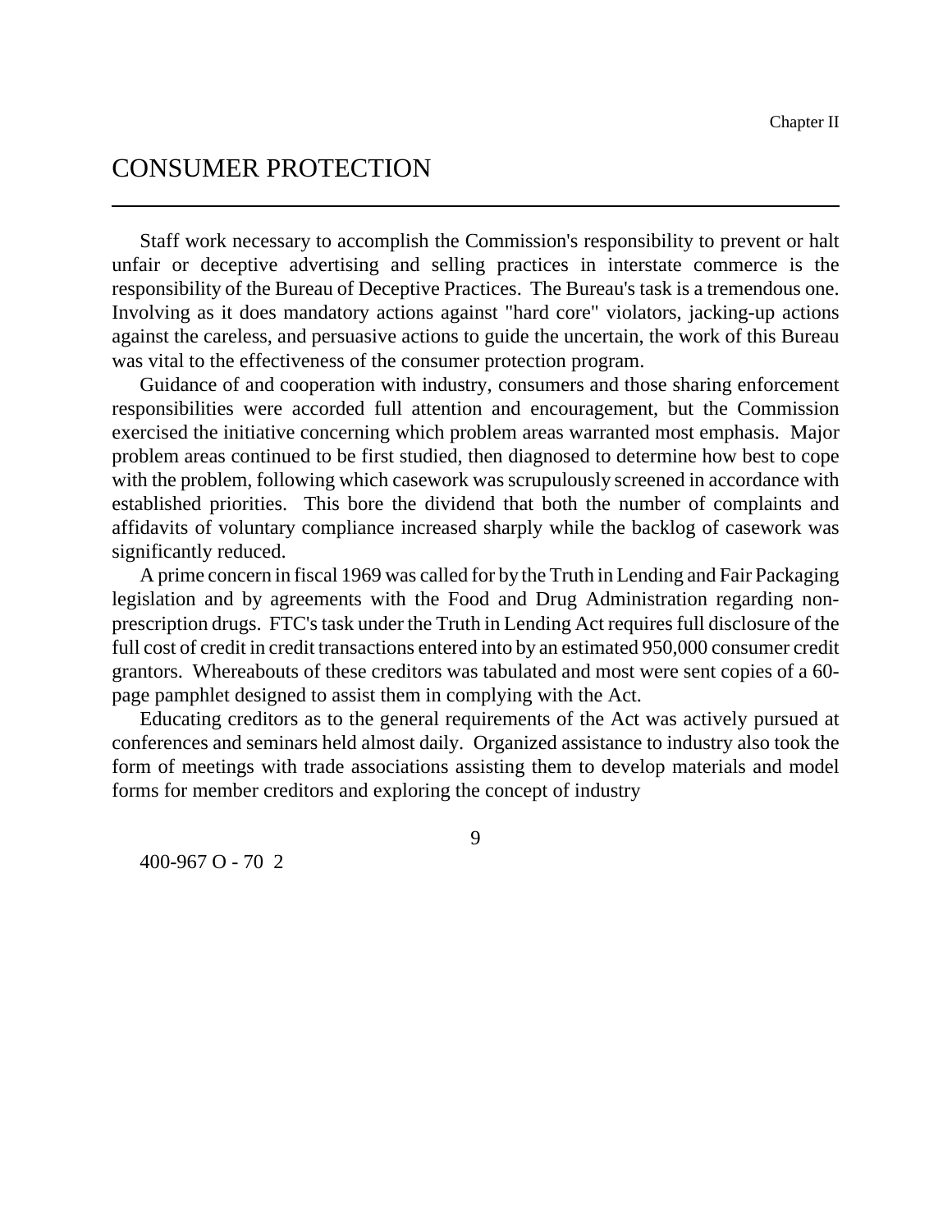## CONSUMER PROTECTION

Staff work necessary to accomplish the Commission's responsibility to prevent or halt unfair or deceptive advertising and selling practices in interstate commerce is the responsibility of the Bureau of Deceptive Practices. The Bureau's task is a tremendous one. Involving as it does mandatory actions against "hard core" violators, jacking-up actions against the careless, and persuasive actions to guide the uncertain, the work of this Bureau was vital to the effectiveness of the consumer protection program.

Guidance of and cooperation with industry, consumers and those sharing enforcement responsibilities were accorded full attention and encouragement, but the Commission exercised the initiative concerning which problem areas warranted most emphasis. Major problem areas continued to be first studied, then diagnosed to determine how best to cope with the problem, following which casework was scrupulously screened in accordance with established priorities. This bore the dividend that both the number of complaints and affidavits of voluntary compliance increased sharply while the backlog of casework was significantly reduced.

A prime concern in fiscal 1969 was called for by the Truth in Lending and Fair Packaging legislation and by agreements with the Food and Drug Administration regarding non-prescription drugs. FTC's task under the Truth in Lending Act requires full disclosure of the full cost of credit in credit transactions entered into by an estimated 950,000 consumer credit grantors. Whereabouts of these creditors was tabulated and most were sent copies of a 60-page pamphlet designed to assist them in complying with the Act.

Educating creditors as to the general requirements of the Act was actively pursued at conferences and seminars held almost daily. Organized assistance to industry also took the form of meetings with trade associations assisting them to develop materials and model forms for member creditors and exploring the concept of industry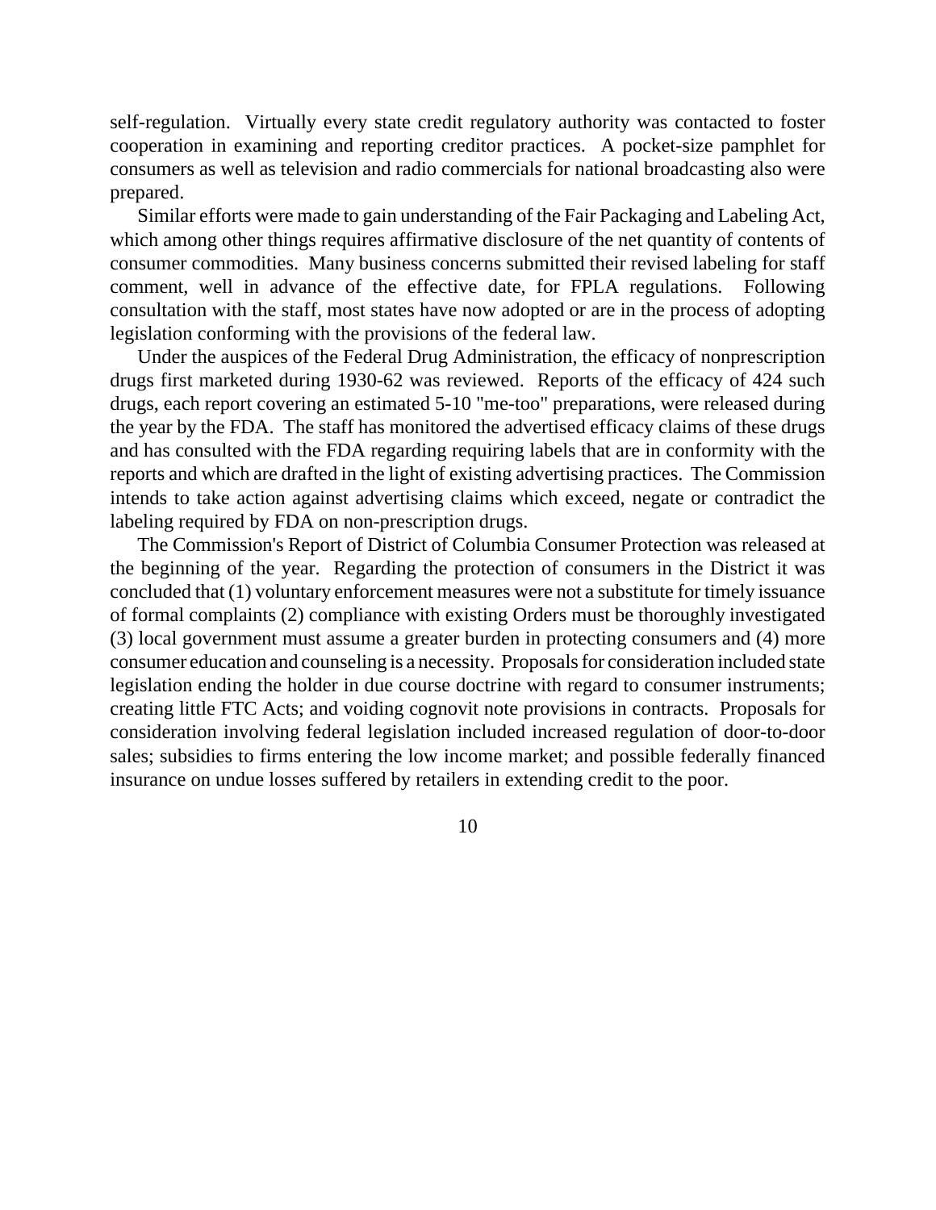self-regulation. Virtually every state credit regulatory authority was contacted to foster cooperation in examining and reporting creditor practices. A pocket-size pamphlet for consumers as well as television and radio commercials for national broadcasting also were prepared.

Similar efforts were made to gain understanding of the Fair Packaging and Labeling Act, which among other things requires affirmative disclosure of the net quantity of contents of consumer commodities. Many business concerns submitted their revised labeling for staff comment, well in advance of the effective date, for FPLA regulations. Following consultation with the staff, most states have now adopted or are in the process of adopting legislation conforming with the provisions of the federal law.

Under the auspices of the Federal Drug Administration, the efficacy of nonprescription drugs first marketed during 1930-62 was reviewed. Reports of the efficacy of 424 such drugs, each report covering an estimated 5-10 "me-too" preparations, were released during the year by the FDA. The staff has monitored the advertised efficacy claims of these drugs and has consulted with the FDA regarding requiring labels that are in conformity with the reports and which are drafted in the light of existing advertising practices. The Commission intends to take action against advertising claims which exceed, negate or contradict the labeling required by FDA on non-prescription drugs.

The Commission's Report of District of Columbia Consumer Protection was released at the beginning of the year. Regarding the protection of consumers in the District it was concluded that (1) voluntary enforcement measures were not a substitute for timely issuance of formal complaints (2) compliance with existing Orders must be thoroughly investigated (3) local government must assume a greater burden in protecting consumers and (4) more consumer education and counseling is a necessity. Proposals for consideration included state legislation ending the holder in due course doctrine with regard to consumer instruments; creating little FTC Acts; and voiding cognovit note provisions in contracts. Proposals for consideration involving federal legislation included increased regulation of door-to-door sales; subsidies to firms entering the low income market; and possible federally financed insurance on undue losses suffered by retailers in extending credit to the poor.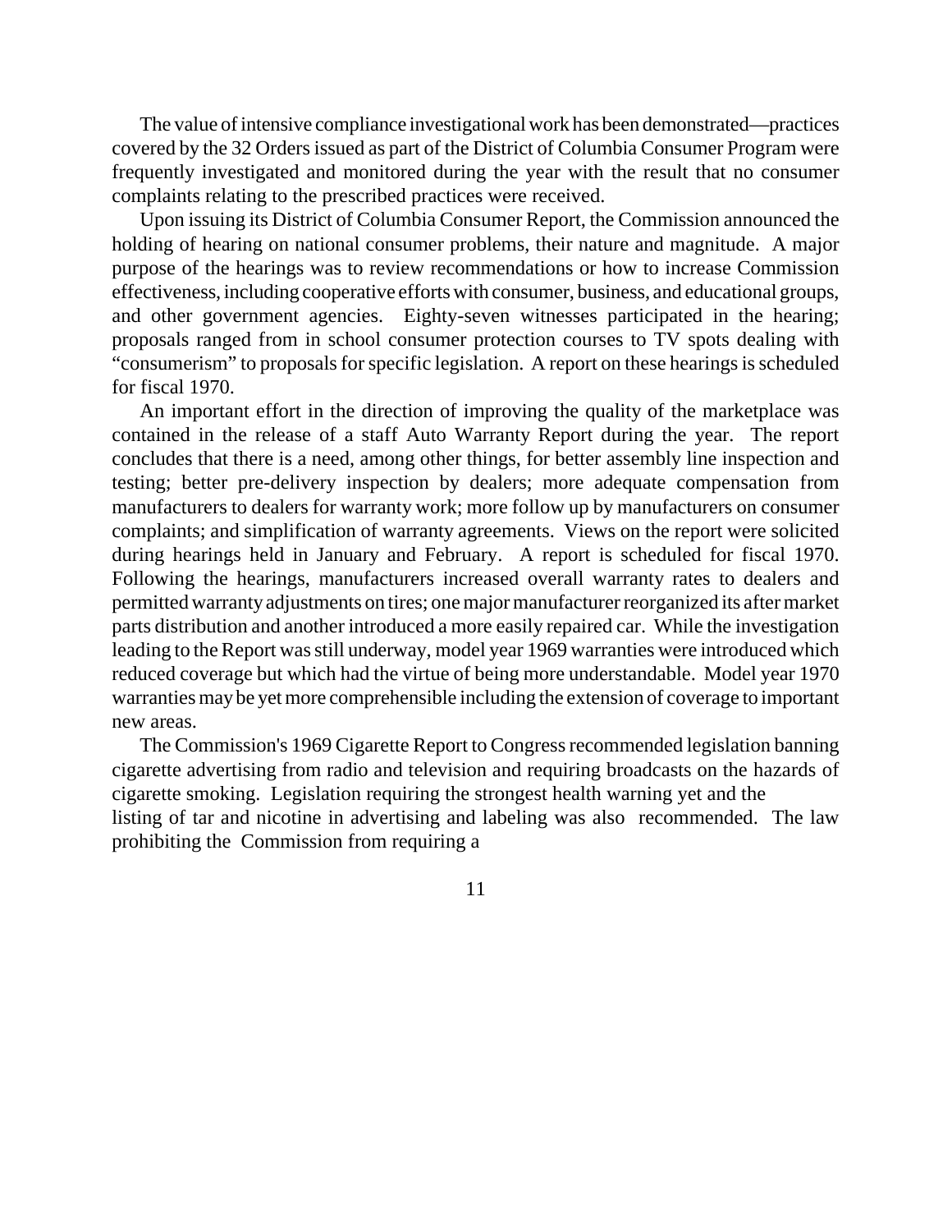The value of intensive compliance investigational work has been demonstrated—practices covered by the 32 Orders issued as part of the District of Columbia Consumer Program were frequently investigated and monitored during the year with the result that no consumer complaints relating to the prescribed practices were received.

Upon issuing its District of Columbia Consumer Report, the Commission announced the holding of hearing on national consumer problems, their nature and magnitude. A major purpose of the hearings was to review recommendations or how to increase Commission effectiveness, including cooperative efforts with consumer, business, and educational groups, and other government agencies. Eighty-seven witnesses participated in the hearing; proposals ranged from in school consumer protection courses to TV spots dealing with "consumerism" to proposals for specific legislation. A report on these hearings is scheduled for fiscal 1970.

An important effort in the direction of improving the quality of the marketplace was contained in the release of a staff Auto Warranty Report during the year. The report concludes that there is a need, among other things, for better assembly line inspection and testing; better pre-delivery inspection by dealers; more adequate compensation from manufacturers to dealers for warranty work; more follow up by manufacturers on consumer complaints; and simplification of warranty agreements. Views on the report were solicited during hearings held in January and February. A report is scheduled for fiscal 1970. Following the hearings, manufacturers increased overall warranty rates to dealers and permitted warranty adjustments on tires; one major manufacturer reorganized its after market parts distribution and another introduced a more easily repaired car. While the investigation leading to the Report was still underway, model year 1969 warranties were introduced which reduced coverage but which had the virtue of being more understandable. Model year 1970 warranties may be yet more comprehensible including the extension of coverage to important new areas.

The Commission's 1969 Cigarette Report to Congress recommended legislation banning cigarette advertising from radio and television and requiring broadcasts on the hazards of cigarette smoking. Legislation requiring the strongest health warning yet and the listing of tar and nicotine in advertising and labeling was also recommended. The law prohibiting the Commission from requiring a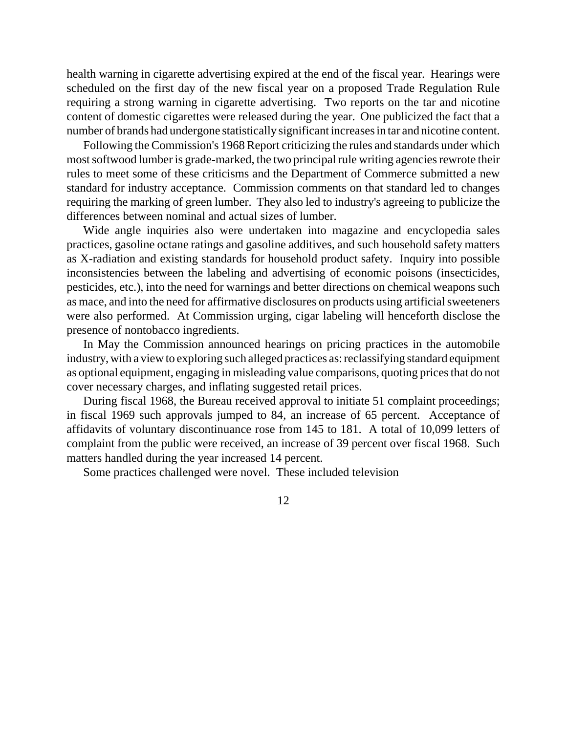health warning in cigarette advertising expired at the end of the fiscal year. Hearings were scheduled on the first day of the new fiscal year on a proposed Trade Regulation Rule requiring a strong warning in cigarette advertising. Two reports on the tar and nicotine content of domestic cigarettes were released during the year. One publicized the fact that a number of brands had undergone statistically significant increases in tar and nicotine content.

Following the Commission's 1968 Report criticizing the rules and standards under which most softwood lumber is grade-marked, the two principal rule writing agencies rewrote their rules to meet some of these criticisms and the Department of Commerce submitted a new standard for industry acceptance. Commission comments on that standard led to changes requiring the marking of green lumber. They also led to industry's agreeing to publicize the differences between nominal and actual sizes of lumber.

Wide angle inquiries also were undertaken into magazine and encyclopedia sales practices, gasoline octane ratings and gasoline additives, and such household safety matters as X-radiation and existing standards for household product safety. Inquiry into possible inconsistencies between the labeling and advertising of economic poisons (insecticides, pesticides, etc.), into the need for warnings and better directions on chemical weapons such as mace, and into the need for affirmative disclosures on products using artificial sweeteners were also performed. At Commission urging, cigar labeling will henceforth disclose the presence of nontobacco ingredients.

In May the Commission announced hearings on pricing practices in the automobile industry, with a view to exploring such alleged practices as: reclassifying standard equipment as optional equipment, engaging in misleading value comparisons, quoting prices that do not cover necessary charges, and inflating suggested retail prices.

During fiscal 1968, the Bureau received approval to initiate 51 complaint proceedings; in fiscal 1969 such approvals jumped to 84, an increase of 65 percent. Acceptance of affidavits of voluntary discontinuance rose from 145 to 181. A total of 10,099 letters of complaint from the public were received, an increase of 39 percent over fiscal 1968. Such matters handled during the year increased 14 percent.

Some practices challenged were novel. These included television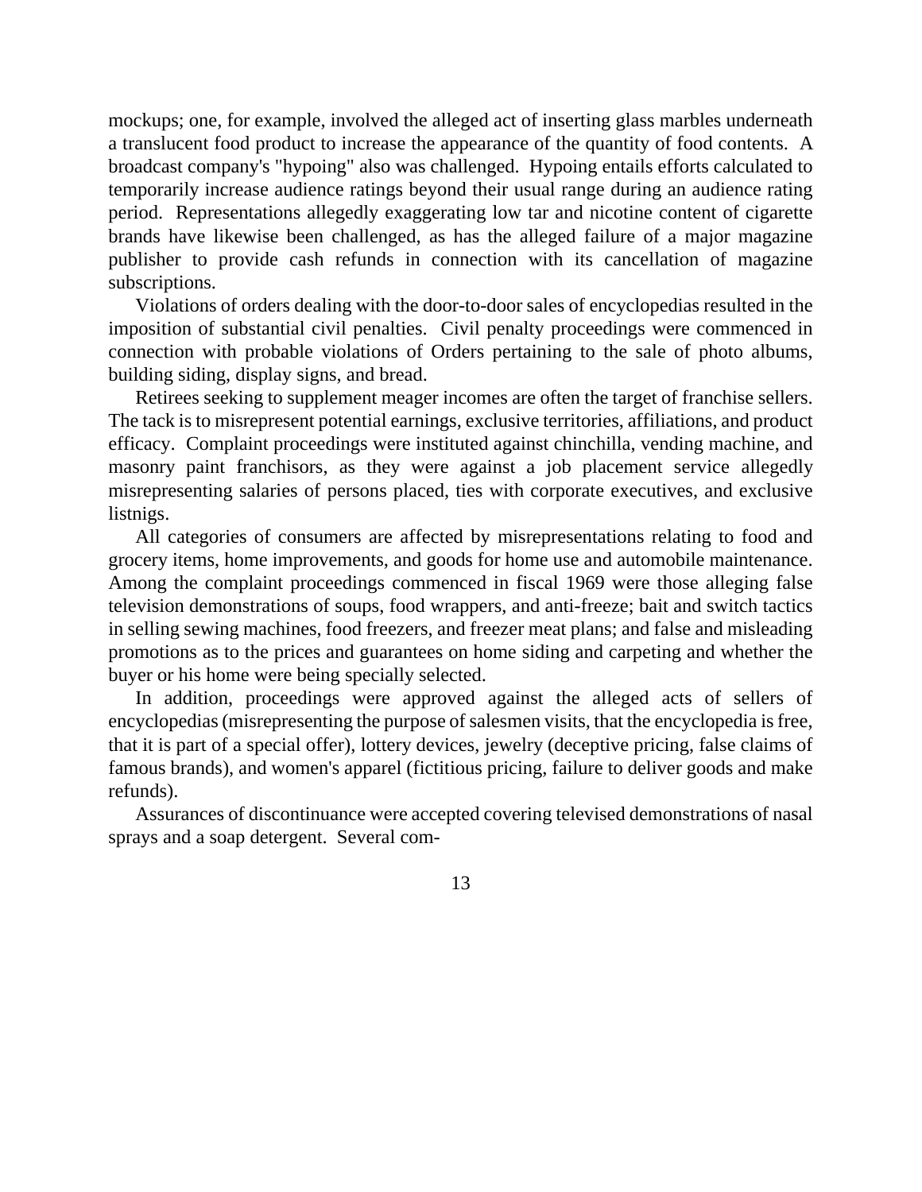mockups; one, for example, involved the alleged act of inserting glass marbles underneath a translucent food product to increase the appearance of the quantity of food contents. A broadcast company's "hypoing" also was challenged. Hypoing entails efforts calculated to temporarily increase audience ratings beyond their usual range during an audience rating period. Representations allegedly exaggerating low tar and nicotine content of cigarette brands have likewise been challenged, as has the alleged failure of a major magazine publisher to provide cash refunds in connection with its cancellation of magazine subscriptions.

Violations of orders dealing with the door-to-door sales of encyclopedias resulted in the imposition of substantial civil penalties. Civil penalty proceedings were commenced in connection with probable violations of Orders pertaining to the sale of photo albums, building siding, display signs, and bread.

Retirees seeking to supplement meager incomes are often the target of franchise sellers. The tack is to misrepresent potential earnings, exclusive territories, affiliations, and product efficacy. Complaint proceedings were instituted against chinchilla, vending machine, and masonry paint franchisors, as they were against a job placement service allegedly misrepresenting salaries of persons placed, ties with corporate executives, and exclusive listnigs.

All categories of consumers are affected by misrepresentations relating to food and grocery items, home improvements, and goods for home use and automobile maintenance. Among the complaint proceedings commenced in fiscal 1969 were those alleging false television demonstrations of soups, food wrappers, and anti-freeze; bait and switch tactics in selling sewing machines, food freezers, and freezer meat plans; and false and misleading promotions as to the prices and guarantees on home siding and carpeting and whether the buyer or his home were being specially selected.

In addition, proceedings were approved against the alleged acts of sellers of encyclopedias (misrepresenting the purpose of salesmen visits, that the encyclopedia is free, that it is part of a special offer), lottery devices, jewelry (deceptive pricing, false claims of famous brands), and women's apparel (fictitious pricing, failure to deliver goods and make refunds).

Assurances of discontinuance were accepted covering televised demonstrations of nasal sprays and a soap detergent. Several com-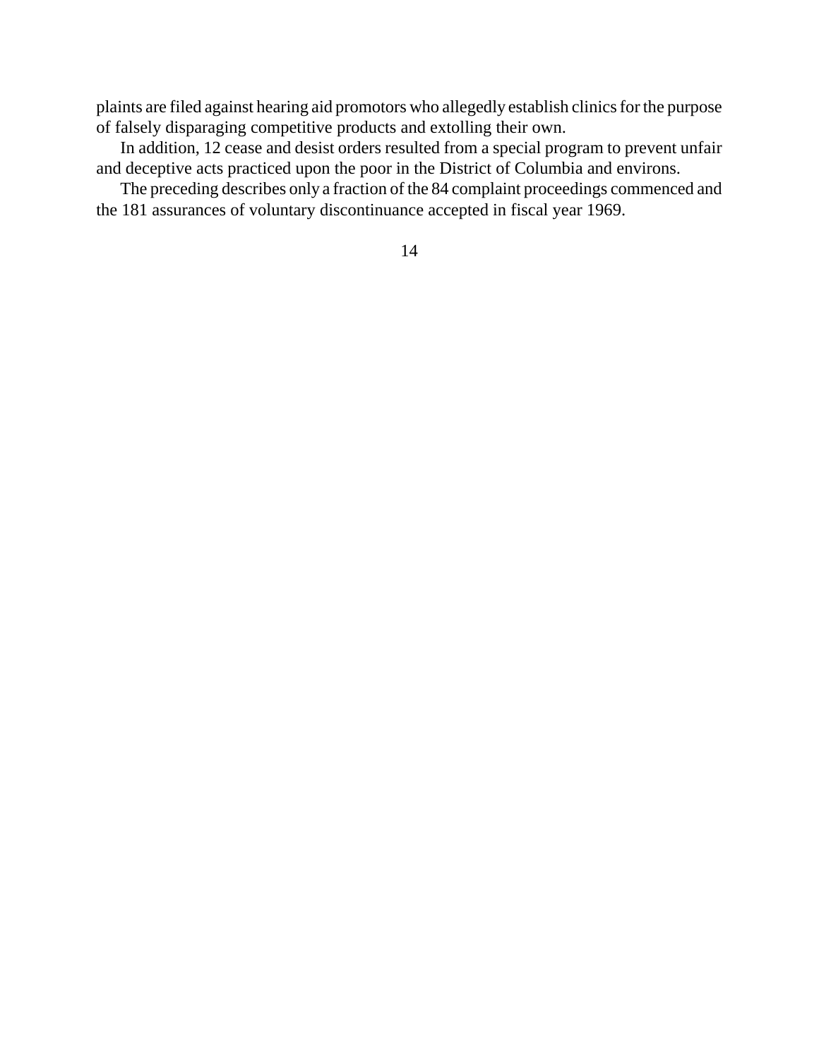plaints are filed against hearing aid promotors who allegedly establish clinics for the purpose of falsely disparaging competitive products and extolling their own.

In addition, 12 cease and desist orders resulted from a special program to prevent unfair and deceptive acts practiced upon the poor in the District of Columbia and environs.

The preceding describes only a fraction of the 84 complaint proceedings commenced and the 181 assurances of voluntary discontinuance accepted in fiscal year 1969.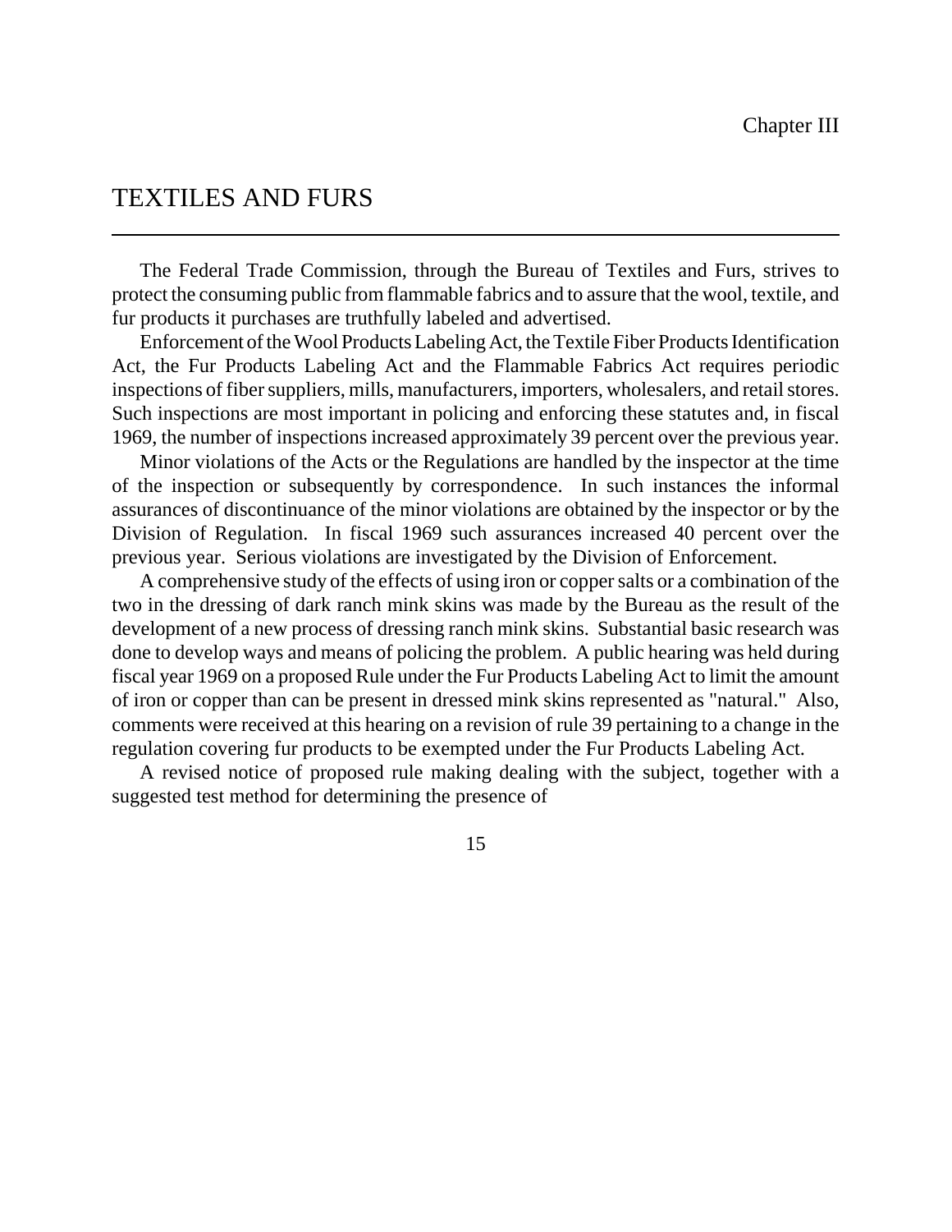Chapter III

# TEXTILES AND FURS

The Federal Trade Commission, through the Bureau of Textiles and Furs, strives to protect the consuming public from flammable fabrics and to assure that the wool, textile, and fur products it purchases are truthfully labeled and advertised.

Enforcement of the Wool Products Labeling Act, the Textile Fiber Products Identification Act, the Fur Products Labeling Act and the Flammable Fabrics Act requires periodic inspections of fiber suppliers, mills, manufacturers, importers, wholesalers, and retail stores. Such inspections are most important in policing and enforcing these statutes and, in fiscal 1969, the number of inspections increased approximately 39 percent over the previous year.

Minor violations of the Acts or the Regulations are handled by the inspector at the time of the inspection or subsequently by correspondence. In such instances the informal assurances of discontinuance of the minor violations are obtained by the inspector or by the Division of Regulation. In fiscal 1969 such assurances increased 40 percent over the previous year. Serious violations are investigated by the Division of Enforcement.

A comprehensive study of the effects of using iron or copper salts or a combination of the two in the dressing of dark ranch mink skins was made by the Bureau as the result of the development of a new process of dressing ranch mink skins. Substantial basic research was done to develop ways and means of policing the problem. A public hearing was held during fiscal year 1969 on a proposed Rule under the Fur Products Labeling Act to limit the amount of iron or copper than can be present in dressed mink skins represented as "natural." Also, comments were received at this hearing on a revision of rule 39 pertaining to a change in the regulation covering fur products to be exempted under the Fur Products Labeling Act.

A revised notice of proposed rule making dealing with the subject, together with a suggested test method for determining the presence of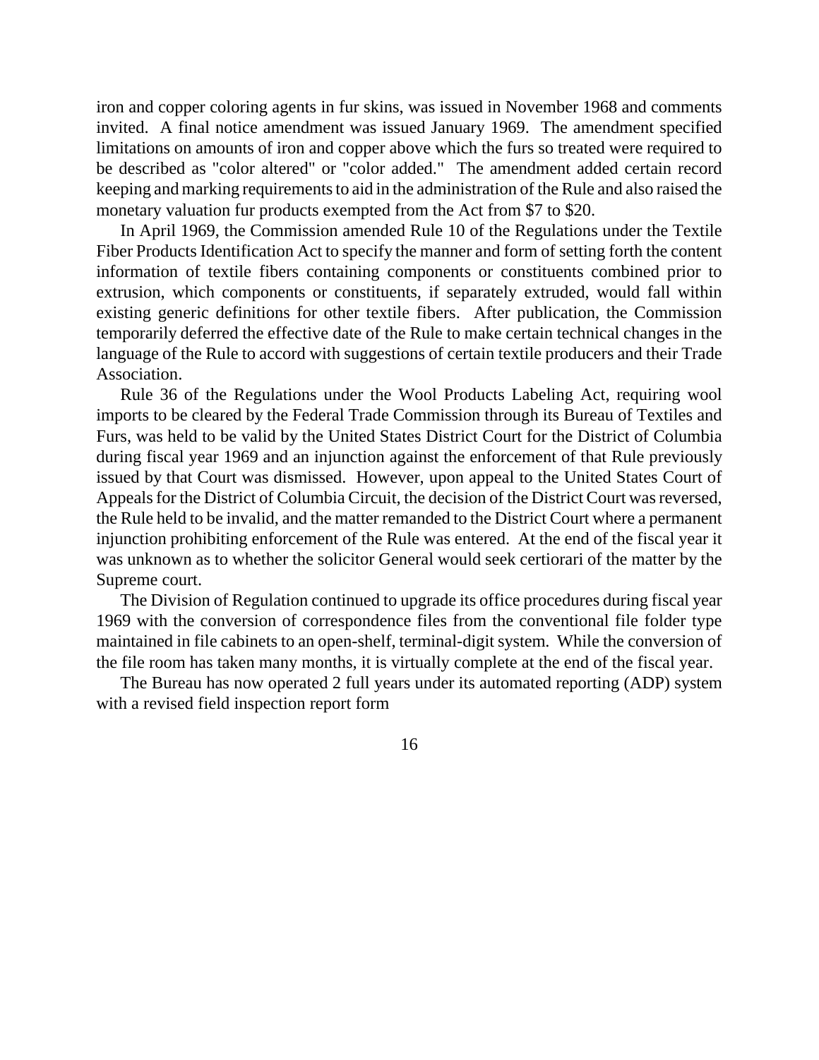iron and copper coloring agents in fur skins, was issued in November 1968 and comments invited. A final notice amendment was issued January 1969. The amendment specified limitations on amounts of iron and copper above which the furs so treated were required to be described as "color altered" or "color added." The amendment added certain record keeping and marking requirements to aid in the administration of the Rule and also raised the monetary valuation fur products exempted from the Act from $7 to $20.

In April 1969, the Commission amended Rule 10 of the Regulations under the Textile Fiber Products Identification Act to specify the manner and form of setting forth the content information of textile fibers containing components or constituents combined prior to extrusion, which components or constituents, if separately extruded, would fall within existing generic definitions for other textile fibers. After publication, the Commission temporarily deferred the effective date of the Rule to make certain technical changes in the language of the Rule to accord with suggestions of certain textile producers and their Trade Association.

Rule 36 of the Regulations under the Wool Products Labeling Act, requiring wool imports to be cleared by the Federal Trade Commission through its Bureau of Textiles and Furs, was held to be valid by the United States District Court for the District of Columbia during fiscal year 1969 and an injunction against the enforcement of that Rule previously issued by that Court was dismissed. However, upon appeal to the United States Court of Appeals for the District of Columbia Circuit, the decision of the District Court was reversed, the Rule held to be invalid, and the matter remanded to the District Court where a permanent injunction prohibiting enforcement of the Rule was entered. At the end of the fiscal year it was unknown as to whether the solicitor General would seek certiorari of the matter by the Supreme court.

The Division of Regulation continued to upgrade its office procedures during fiscal year 1969 with the conversion of correspondence files from the conventional file folder type maintained in file cabinets to an open-shelf, terminal-digit system. While the conversion of the file room has taken many months, it is virtually complete at the end of the fiscal year.

The Bureau has now operated 2 full years under its automated reporting (ADP) system with a revised field inspection report form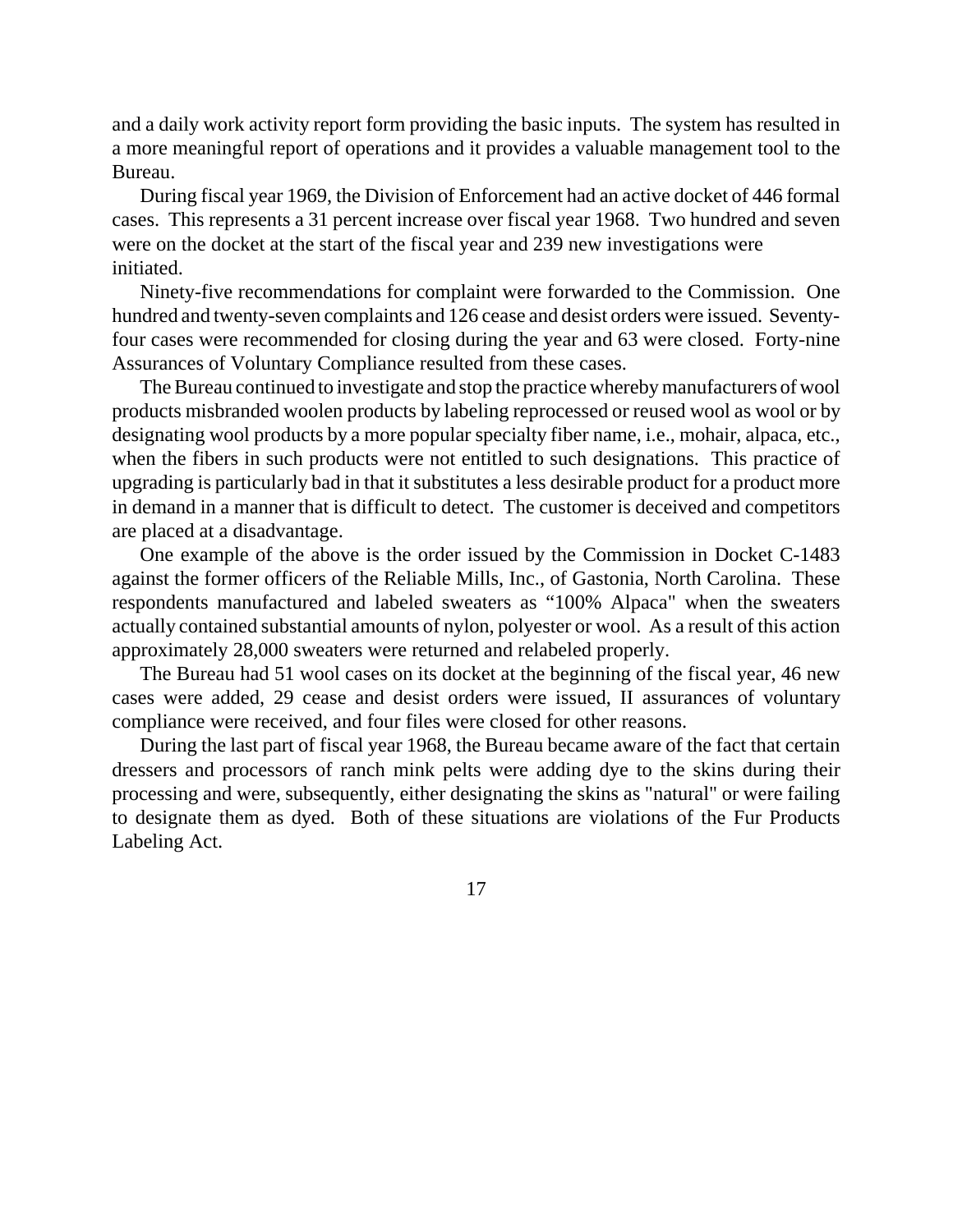and a daily work activity report form providing the basic inputs. The system has resulted in a more meaningful report of operations and it provides a valuable management tool to the Bureau.

During fiscal year 1969, the Division of Enforcement had an active docket of 446 formal cases. This represents a 31 percent increase over fiscal year 1968. Two hundred and seven were on the docket at the start of the fiscal year and 239 new investigations were initiated.

Ninety-five recommendations for complaint were forwarded to the Commission. One hundred and twenty-seven complaints and 126 cease and desist orders were issued. Seventy-four cases were recommended for closing during the year and 63 were closed. Forty-nine Assurances of Voluntary Compliance resulted from these cases.

The Bureau continued to investigate and stop the practice whereby manufacturers of wool products misbranded woolen products by labeling reprocessed or reused wool as wool or by designating wool products by a more popular specialty fiber name, i.e., mohair, alpaca, etc., when the fibers in such products were not entitled to such designations. This practice of upgrading is particularly bad in that it substitutes a less desirable product for a product more in demand in a manner that is difficult to detect. The customer is deceived and competitors are placed at a disadvantage.

One example of the above is the order issued by the Commission in Docket C-1483 against the former officers of the Reliable Mills, Inc., of Gastonia, North Carolina. These respondents manufactured and labeled sweaters as "100% Alpaca" when the sweaters actually contained substantial amounts of nylon, polyester or wool. As a result of this action approximately 28,000 sweaters were returned and relabeled properly.

The Bureau had 51 wool cases on its docket at the beginning of the fiscal year, 46 new cases were added, 29 cease and desist orders were issued, II assurances of voluntary compliance were received, and four files were closed for other reasons.

During the last part of fiscal year 1968, the Bureau became aware of the fact that certain dressers and processors of ranch mink pelts were adding dye to the skins during their processing and were, subsequently, either designating the skins as "natural" or were failing to designate them as dyed. Both of these situations are violations of the Fur Products Labeling Act.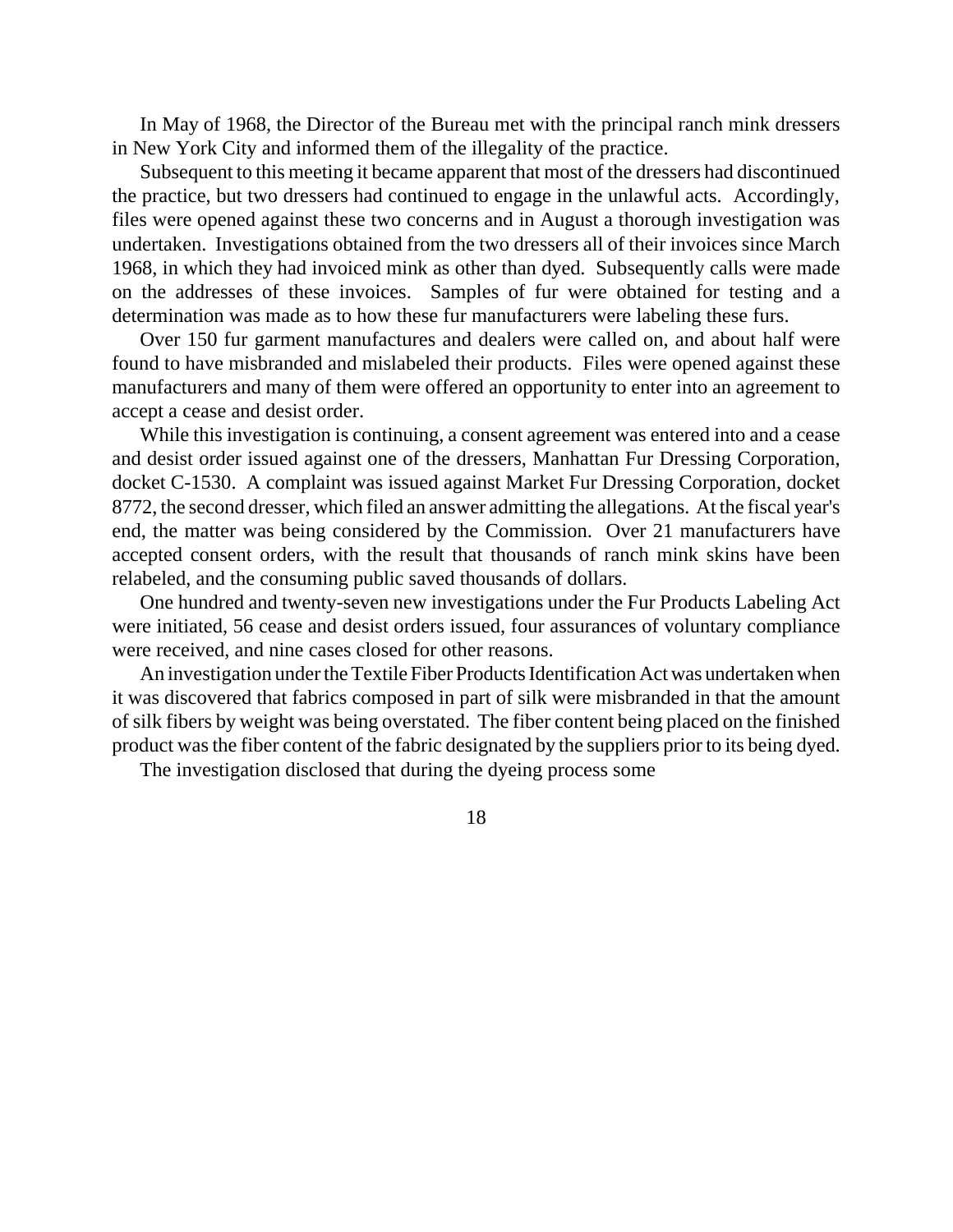In May of 1968, the Director of the Bureau met with the principal ranch mink dressers in New York City and informed them of the illegality of the practice.

Subsequent to this meeting it became apparent that most of the dressers had discontinued the practice, but two dressers had continued to engage in the unlawful acts. Accordingly, files were opened against these two concerns and in August a thorough investigation was undertaken. Investigations obtained from the two dressers all of their invoices since March 1968, in which they had invoiced mink as other than dyed. Subsequently calls were made on the addresses of these invoices. Samples of fur were obtained for testing and a determination was made as to how these fur manufacturers were labeling these furs.

Over 150 fur garment manufactures and dealers were called on, and about half were found to have misbranded and mislabeled their products. Files were opened against these manufacturers and many of them were offered an opportunity to enter into an agreement to accept a cease and desist order.

While this investigation is continuing, a consent agreement was entered into and a cease and desist order issued against one of the dressers, Manhattan Fur Dressing Corporation, docket C-1530. A complaint was issued against Market Fur Dressing Corporation, docket 8772, the second dresser, which filed an answer admitting the allegations. At the fiscal year's end, the matter was being considered by the Commission. Over 21 manufacturers have accepted consent orders, with the result that thousands of ranch mink skins have been relabeled, and the consuming public saved thousands of dollars.

One hundred and twenty-seven new investigations under the Fur Products Labeling Act were initiated, 56 cease and desist orders issued, four assurances of voluntary compliance were received, and nine cases closed for other reasons.

An investigation under the Textile Fiber Products Identification Act was undertaken when it was discovered that fabrics composed in part of silk were misbranded in that the amount of silk fibers by weight was being overstated. The fiber content being placed on the finished product was the fiber content of the fabric designated by the suppliers prior to its being dyed.

The investigation disclosed that during the dyeing process some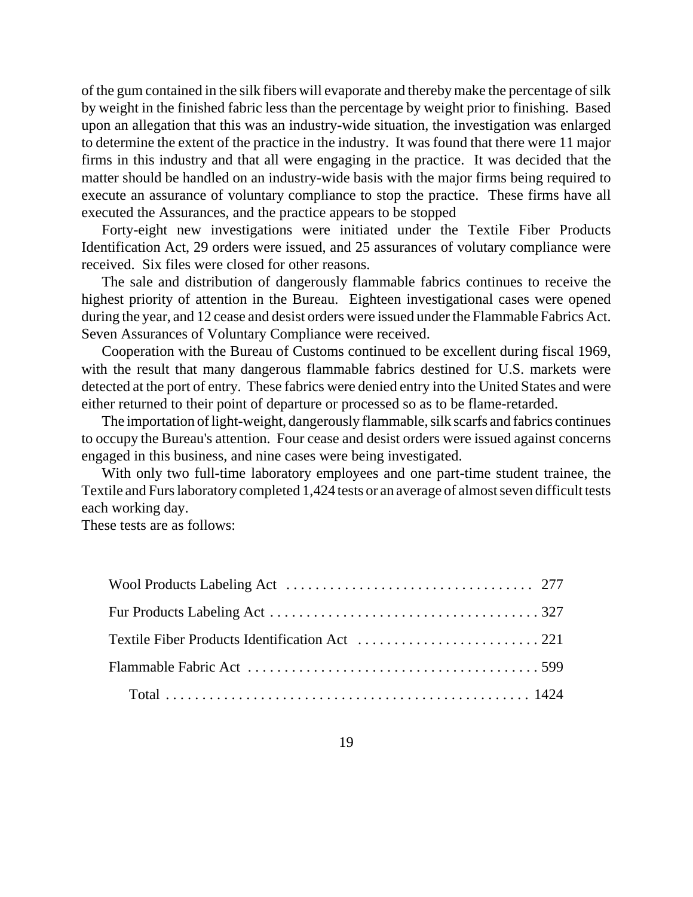of the gum contained in the silk fibers will evaporate and thereby make the percentage of silk by weight in the finished fabric less than the percentage by weight prior to finishing. Based upon an allegation that this was an industry-wide situation, the investigation was enlarged to determine the extent of the practice in the industry. It was found that there were 11 major firms in this industry and that all were engaging in the practice. It was decided that the matter should be handled on an industry-wide basis with the major firms being required to execute an assurance of voluntary compliance to stop the practice. These firms have all executed the Assurances, and the practice appears to be stopped

Forty-eight new investigations were initiated under the Textile Fiber Products Identification Act, 29 orders were issued, and 25 assurances of volutary compliance were received. Six files were closed for other reasons.

The sale and distribution of dangerously flammable fabrics continues to receive the highest priority of attention in the Bureau. Eighteen investigational cases were opened during the year, and 12 cease and desist orders were issued under the Flammable Fabrics Act. Seven Assurances of Voluntary Compliance were received.

Cooperation with the Bureau of Customs continued to be excellent during fiscal 1969, with the result that many dangerous flammable fabrics destined for U.S. markets were detected at the port of entry. These fabrics were denied entry into the United States and were either returned to their point of departure or processed so as to be flame-retarded.

The importation of light-weight, dangerously flammable, silk scarfs and fabrics continues to occupy the Bureau's attention. Four cease and desist orders were issued against concerns engaged in this business, and nine cases were being investigated.

With only two full-time laboratory employees and one part-time student trainee, the Textile and Furs laboratory completed 1,424 tests or an average of almost seven difficult tests each working day.

These tests are as follows:

| | |
|---|---|
| Wool Products Labeling Act | 277 |
| Fur Products Labeling Act | 327 |
| Textile Fiber Products Identification Act | 221 |
| Flammable Fabric Act | 599 |
| Total | 1424 |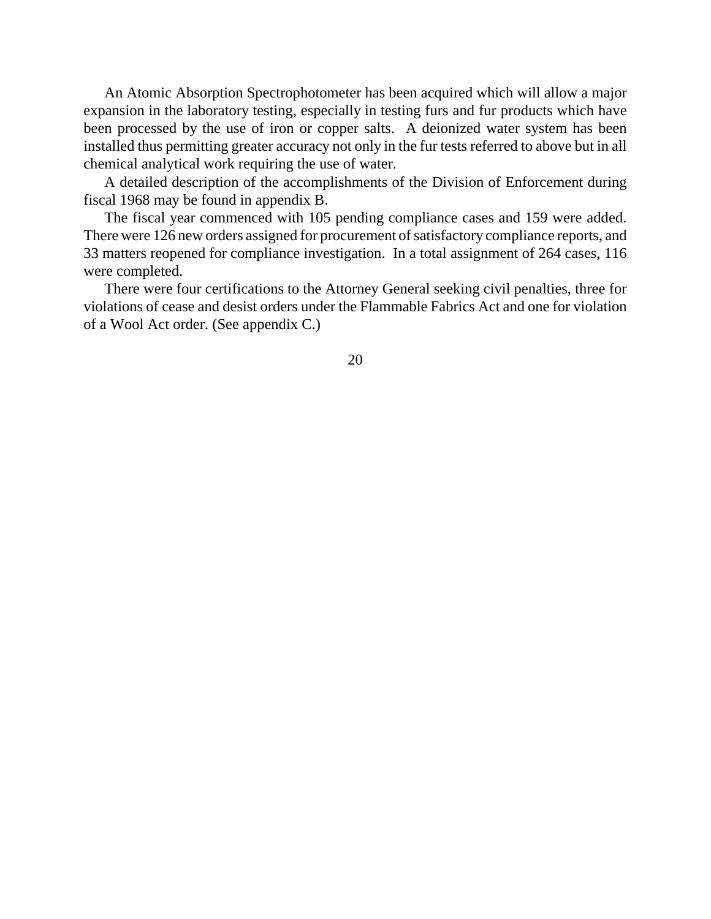An Atomic Absorption Spectrophotometer has been acquired which will allow a major expansion in the laboratory testing, especially in testing furs and fur products which have been processed by the use of iron or copper salts. A deionized water system has been installed thus permitting greater accuracy not only in the fur tests referred to above but in all chemical analytical work requiring the use of water.

A detailed description of the accomplishments of the Division of Enforcement during fiscal 1968 may be found in appendix B.

The fiscal year commenced with 105 pending compliance cases and 159 were added. There were 126 new orders assigned for procurement of satisfactory compliance reports, and 33 matters reopened for compliance investigation. In a total assignment of 264 cases, 116 were completed.

There were four certifications to the Attorney General seeking civil penalties, three for violations of cease and desist orders under the Flammable Fabrics Act and one for violation of a Wool Act order. (See appendix C.)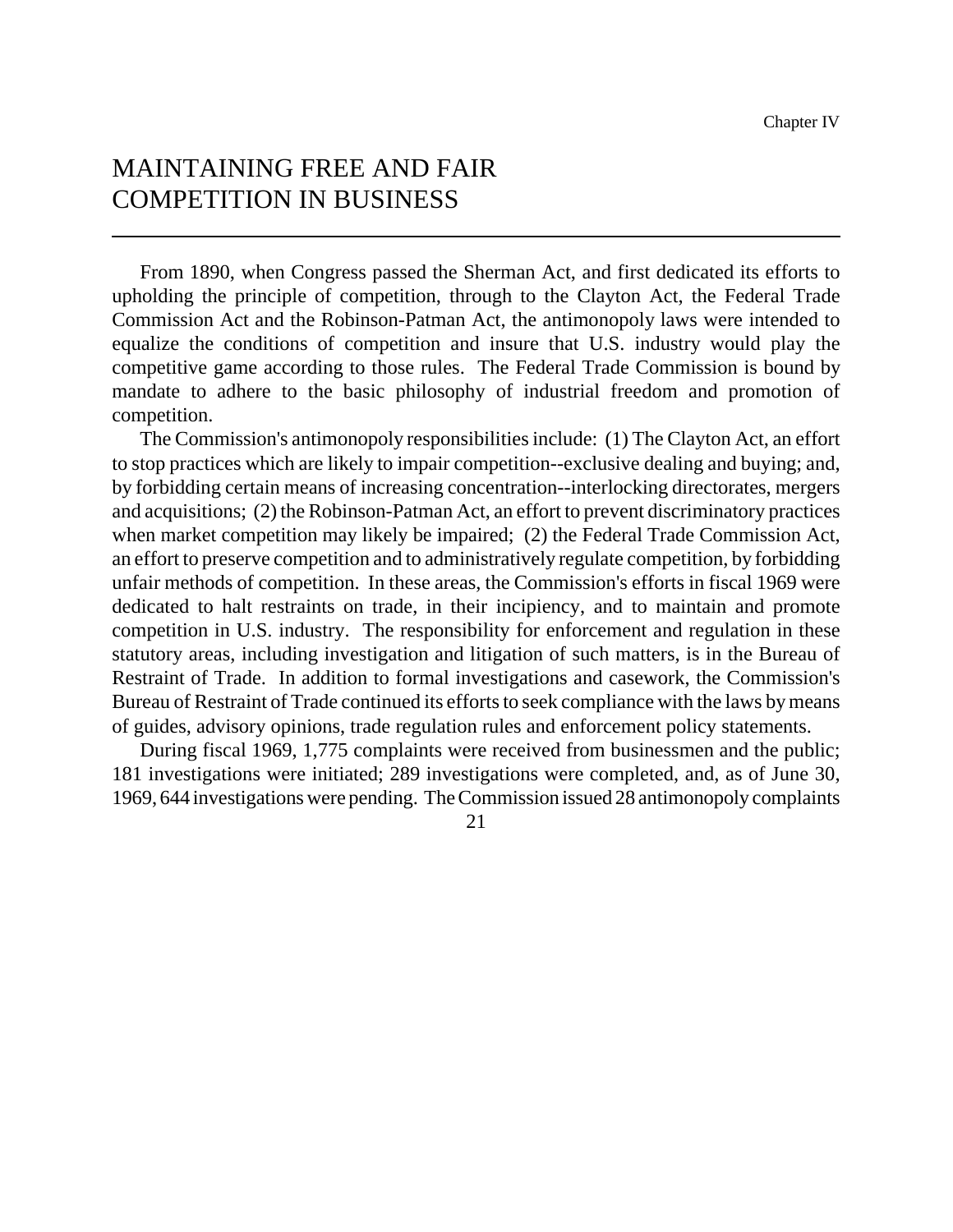Chapter IV

# MAINTAINING FREE AND FAIR COMPETITION IN BUSINESS

From 1890, when Congress passed the Sherman Act, and first dedicated its efforts to upholding the principle of competition, through to the Clayton Act, the Federal Trade Commission Act and the Robinson-Patman Act, the antimonopoly laws were intended to equalize the conditions of competition and insure that U.S. industry would play the competitive game according to those rules. The Federal Trade Commission is bound by mandate to adhere to the basic philosophy of industrial freedom and promotion of competition.

The Commission's antimonopoly responsibilities include: (1) The Clayton Act, an effort to stop practices which are likely to impair competition--exclusive dealing and buying; and, by forbidding certain means of increasing concentration--interlocking directorates, mergers and acquisitions; (2) the Robinson-Patman Act, an effort to prevent discriminatory practices when market competition may likely be impaired; (2) the Federal Trade Commission Act, an effort to preserve competition and to administratively regulate competition, by forbidding unfair methods of competition. In these areas, the Commission's efforts in fiscal 1969 were dedicated to halt restraints on trade, in their incipiency, and to maintain and promote competition in U.S. industry. The responsibility for enforcement and regulation in these statutory areas, including investigation and litigation of such matters, is in the Bureau of Restraint of Trade. In addition to formal investigations and casework, the Commission's Bureau of Restraint of Trade continued its efforts to seek compliance with the laws by means of guides, advisory opinions, trade regulation rules and enforcement policy statements.

During fiscal 1969, 1,775 complaints were received from businessmen and the public; 181 investigations were initiated; 289 investigations were completed, and, as of June 30, 1969, 644 investigations were pending. The Commission issued 28 antimonopoly complaints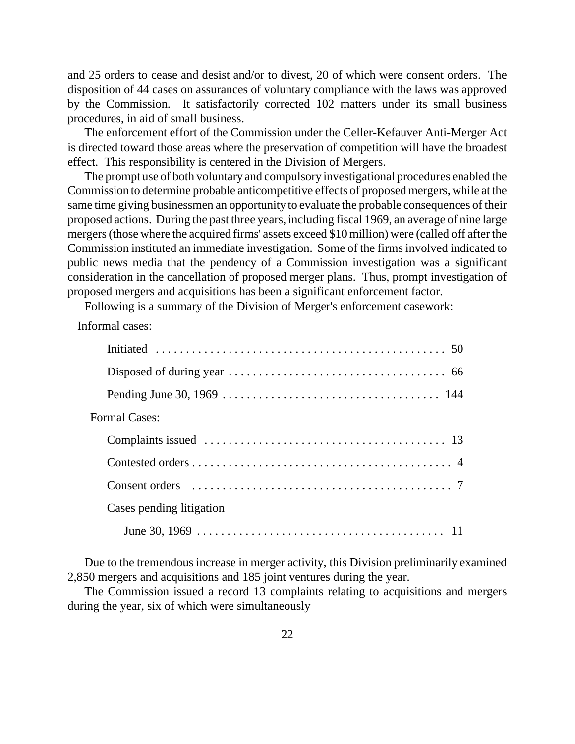and 25 orders to cease and desist and/or to divest, 20 of which were consent orders. The disposition of 44 cases on assurances of voluntary compliance with the laws was approved by the Commission. It satisfactorily corrected 102 matters under its small business procedures, in aid of small business.

The enforcement effort of the Commission under the Celler-Kefauver Anti-Merger Act is directed toward those areas where the preservation of competition will have the broadest effect. This responsibility is centered in the Division of Mergers.

The prompt use of both voluntary and compulsory investigational procedures enabled the Commission to determine probable anticompetitive effects of proposed mergers, while at the same time giving businessmen an opportunity to evaluate the probable consequences of their proposed actions. During the past three years, including fiscal 1969, an average of nine large mergers (those where the acquired firms' assets exceed $10 million) were (called off after the Commission instituted an immediate investigation. Some of the firms involved indicated to public news media that the pendency of a Commission investigation was a significant consideration in the cancellation of proposed merger plans. Thus, prompt investigation of proposed mergers and acquisitions has been a significant enforcement factor.

Following is a summary of the Division of Merger's enforcement casework:

Informal cases:

| | |
|---|---|
| Initiated | 50 |
| Disposed of during year | 66 |
| Pending June 30, 1969 | 144 |

Formal Cases:

| | |
|---|---|
| Complaints issued | 13 |
| Contested orders | 4 |
| Consent orders | 7 |
| Cases pending litigation June 30, 1969 | 11 |

Due to the tremendous increase in merger activity, this Division preliminarily examined 2,850 mergers and acquisitions and 185 joint ventures during the year.

The Commission issued a record 13 complaints relating to acquisitions and mergers during the year, six of which were simultaneously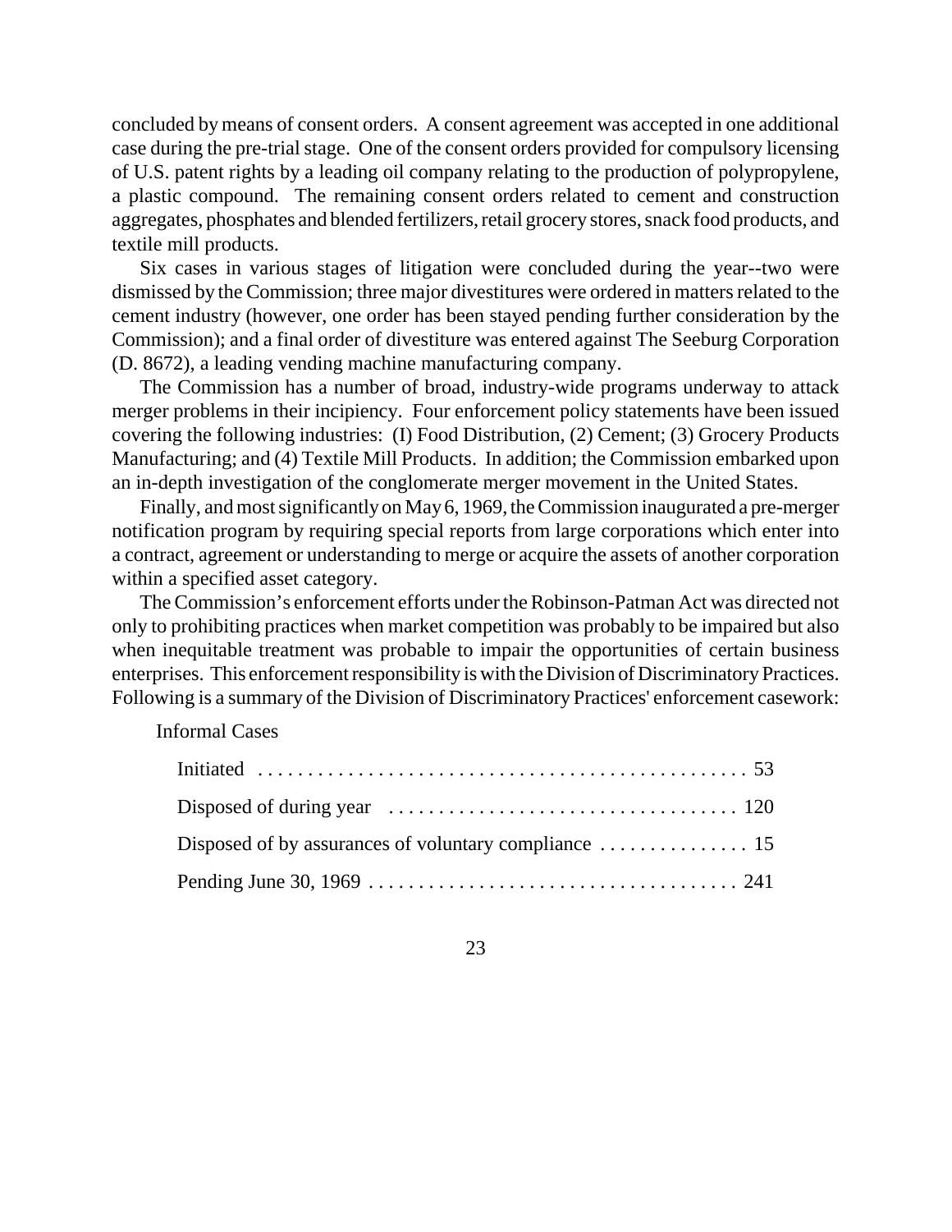concluded by means of consent orders. A consent agreement was accepted in one additional case during the pre-trial stage. One of the consent orders provided for compulsory licensing of U.S. patent rights by a leading oil company relating to the production of polypropylene, a plastic compound. The remaining consent orders related to cement and construction aggregates, phosphates and blended fertilizers, retail grocery stores, snack food products, and textile mill products.

Six cases in various stages of litigation were concluded during the year--two were dismissed by the Commission; three major divestitures were ordered in matters related to the cement industry (however, one order has been stayed pending further consideration by the Commission); and a final order of divestiture was entered against The Seeburg Corporation (D. 8672), a leading vending machine manufacturing company.

The Commission has a number of broad, industry-wide programs underway to attack merger problems in their incipiency. Four enforcement policy statements have been issued covering the following industries: (I) Food Distribution, (2) Cement; (3) Grocery Products Manufacturing; and (4) Textile Mill Products. In addition; the Commission embarked upon an in-depth investigation of the conglomerate merger movement in the United States.

Finally, and most significantly on May 6, 1969, the Commission inaugurated a pre-merger notification program by requiring special reports from large corporations which enter into a contract, agreement or understanding to merge or acquire the assets of another corporation within a specified asset category.

The Commission's enforcement efforts under the Robinson-Patman Act was directed not only to prohibiting practices when market competition was probably to be impaired but also when inequitable treatment was probable to impair the opportunities of certain business enterprises. This enforcement responsibility is with the Division of Discriminatory Practices. Following is a summary of the Division of Discriminatory Practices' enforcement casework:

Informal Cases

| | |
|---|---|
| Initiated | 53 |
| Disposed of during year | 120 |
| Disposed of by assurances of voluntary compliance | 15 |
| Pending June 30, 1969 | 241 |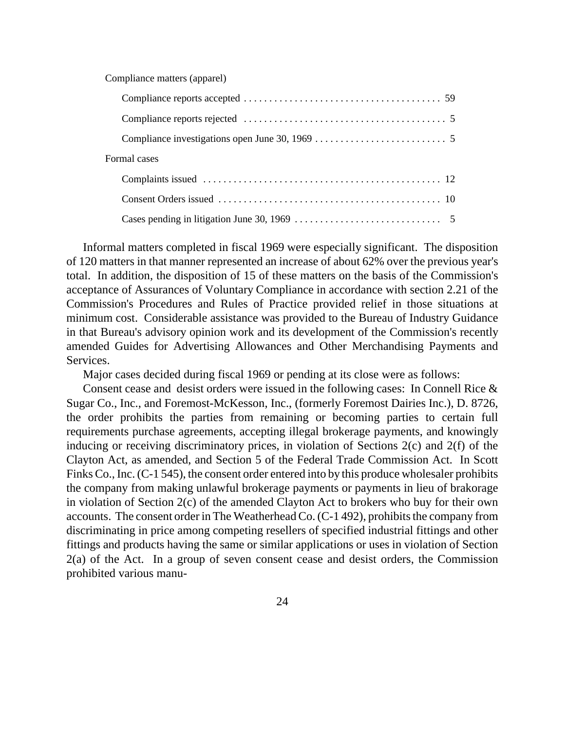Compliance matters (apparel)

| | |
|---|---|
| Compliance reports accepted | 59 |
| Compliance reports rejected | 5 |
| Compliance investigations open June 30, 1969 | 5 |

Formal cases

| | |
|---|---|
| Complaints issued | 12 |
| Consent Orders issued | 10 |
| Cases pending in litigation June 30, 1969 | 5 |

Informal matters completed in fiscal 1969 were especially significant. The disposition of 120 matters in that manner represented an increase of about 62% over the previous year's total. In addition, the disposition of 15 of these matters on the basis of the Commission's acceptance of Assurances of Voluntary Compliance in accordance with section 2.21 of the Commission's Procedures and Rules of Practice provided relief in those situations at minimum cost. Considerable assistance was provided to the Bureau of Industry Guidance in that Bureau's advisory opinion work and its development of the Commission's recently amended Guides for Advertising Allowances and Other Merchandising Payments and Services.

Major cases decided during fiscal 1969 or pending at its close were as follows:

Consent cease and desist orders were issued in the following cases: In Connell Rice & Sugar Co., Inc., and Foremost-McKesson, Inc., (formerly Foremost Dairies Inc.), D. 8726, the order prohibits the parties from remaining or becoming parties to certain full requirements purchase agreements, accepting illegal brokerage payments, and knowingly inducing or receiving discriminatory prices, in violation of Sections 2(c) and 2(f) of the Clayton Act, as amended, and Section 5 of the Federal Trade Commission Act. In Scott Finks Co., Inc. (C-1 545), the consent order entered into by this produce wholesaler prohibits the company from making unlawful brokerage payments or payments in lieu of brakorage in violation of Section 2(c) of the amended Clayton Act to brokers who buy for their own accounts. The consent order in The Weatherhead Co. (C-1 492), prohibits the company from discriminating in price among competing resellers of specified industrial fittings and other fittings and products having the same or similar applications or uses in violation of Section 2(a) of the Act. In a group of seven consent cease and desist orders, the Commission prohibited various manu-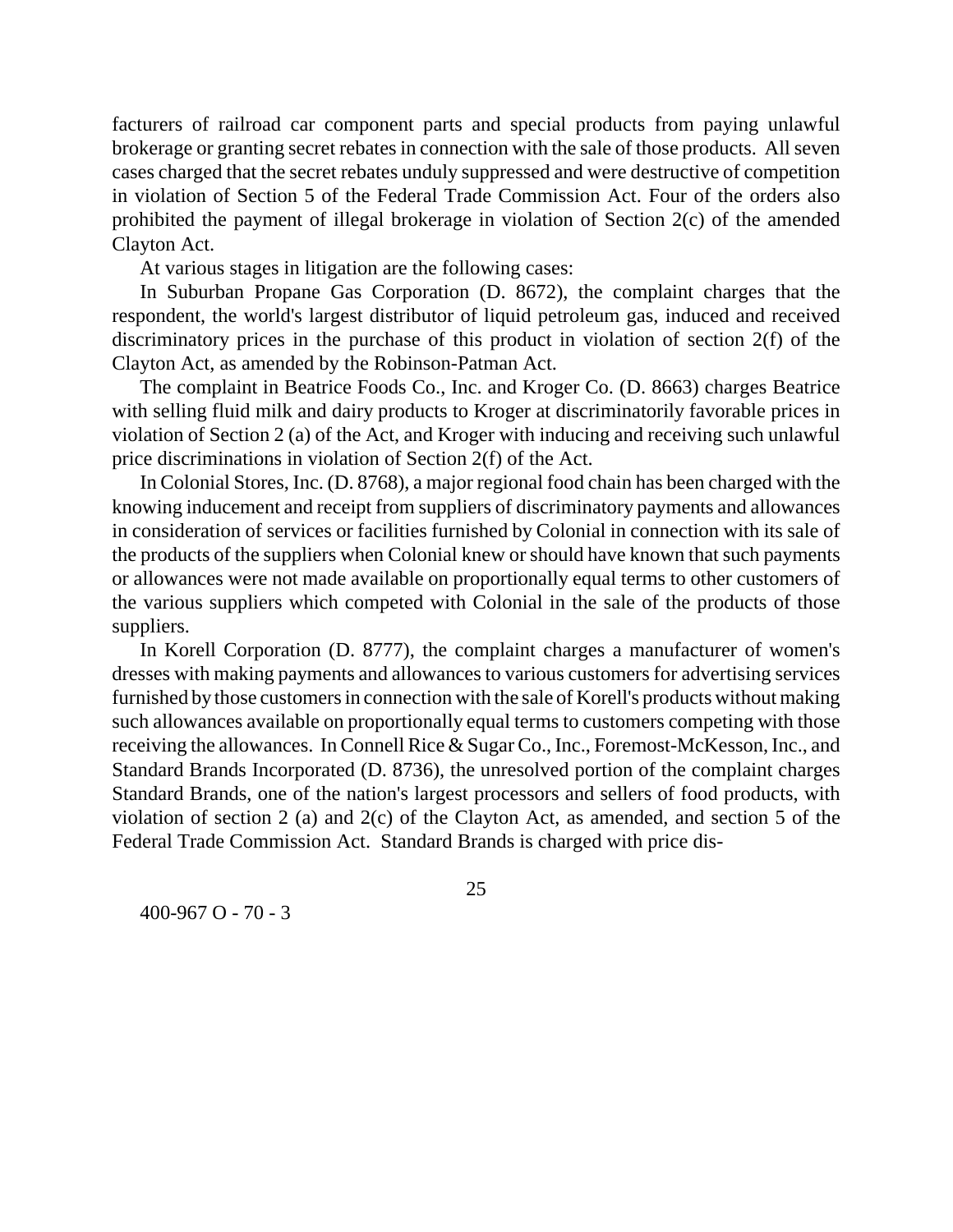facturers of railroad car component parts and special products from paying unlawful brokerage or granting secret rebates in connection with the sale of those products. All seven cases charged that the secret rebates unduly suppressed and were destructive of competition in violation of Section 5 of the Federal Trade Commission Act. Four of the orders also prohibited the payment of illegal brokerage in violation of Section 2(c) of the amended Clayton Act.

At various stages in litigation are the following cases:

In Suburban Propane Gas Corporation (D. 8672), the complaint charges that the respondent, the world's largest distributor of liquid petroleum gas, induced and received discriminatory prices in the purchase of this product in violation of section 2(f) of the Clayton Act, as amended by the Robinson-Patman Act.

The complaint in Beatrice Foods Co., Inc. and Kroger Co. (D. 8663) charges Beatrice with selling fluid milk and dairy products to Kroger at discriminatorily favorable prices in violation of Section 2 (a) of the Act, and Kroger with inducing and receiving such unlawful price discriminations in violation of Section 2(f) of the Act.

In Colonial Stores, Inc. (D. 8768), a major regional food chain has been charged with the knowing inducement and receipt from suppliers of discriminatory payments and allowances in consideration of services or facilities furnished by Colonial in connection with its sale of the products of the suppliers when Colonial knew or should have known that such payments or allowances were not made available on proportionally equal terms to other customers of the various suppliers which competed with Colonial in the sale of the products of those suppliers.

In Korell Corporation (D. 8777), the complaint charges a manufacturer of women's dresses with making payments and allowances to various customers for advertising services furnished by those customers in connection with the sale of Korell's products without making such allowances available on proportionally equal terms to customers competing with those receiving the allowances. In Connell Rice & Sugar Co., Inc., Foremost-McKesson, Inc., and Standard Brands Incorporated (D. 8736), the unresolved portion of the complaint charges Standard Brands, one of the nation's largest processors and sellers of food products, with violation of section 2 (a) and 2(c) of the Clayton Act, as amended, and section 5 of the Federal Trade Commission Act. Standard Brands is charged with price dis-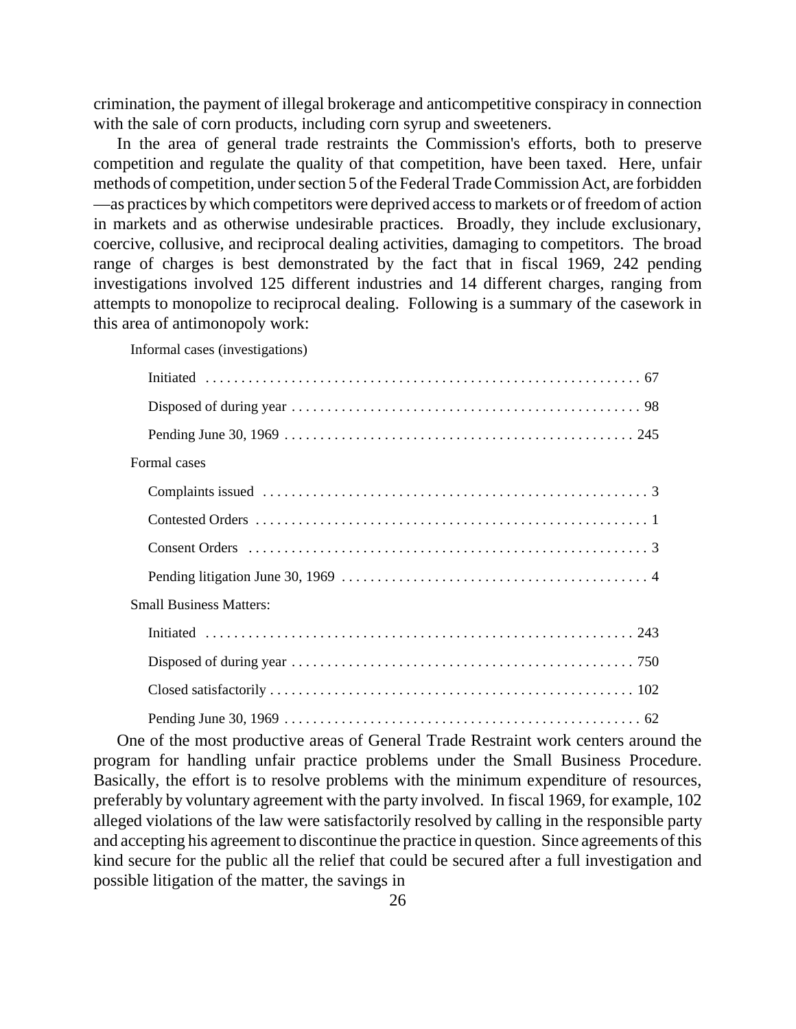crimination, the payment of illegal brokerage and anticompetitive conspiracy in connection with the sale of corn products, including corn syrup and sweeteners.

In the area of general trade restraints the Commission's efforts, both to preserve competition and regulate the quality of that competition, have been taxed. Here, unfair methods of competition, under section 5 of the Federal Trade Commission Act, are forbidden—as practices by which competitors were deprived access to markets or of freedom of action in markets and as otherwise undesirable practices. Broadly, they include exclusionary, coercive, collusive, and reciprocal dealing activities, damaging to competitors. The broad range of charges is best demonstrated by the fact that in fiscal 1969, 242 pending investigations involved 125 different industries and 14 different charges, ranging from attempts to monopolize to reciprocal dealing. Following is a summary of the casework in this area of antimonopoly work:

Informal cases (investigations)

| | |
|---|---|
| Initiated | 67 |
| Disposed of during year | 98 |
| Pending June 30, 1969 | 245 |

Formal cases

| | |
|---|---|
| Complaints issued | 3 |
| Contested Orders | 1 |
| Consent Orders | 3 |
| Pending litigation June 30, 1969 | 4 |

Small Business Matters:

| | |
|---|---|
| Initiated | 243 |
| Disposed of during year | 750 |
| Closed satisfactorily | 102 |
| Pending June 30, 1969 | 62 |

One of the most productive areas of General Trade Restraint work centers around the program for handling unfair practice problems under the Small Business Procedure. Basically, the effort is to resolve problems with the minimum expenditure of resources, preferably by voluntary agreement with the party involved. In fiscal 1969, for example, 102 alleged violations of the law were satisfactorily resolved by calling in the responsible party and accepting his agreement to discontinue the practice in question. Since agreements of this kind secure for the public all the relief that could be secured after a full investigation and possible litigation of the matter, the savings in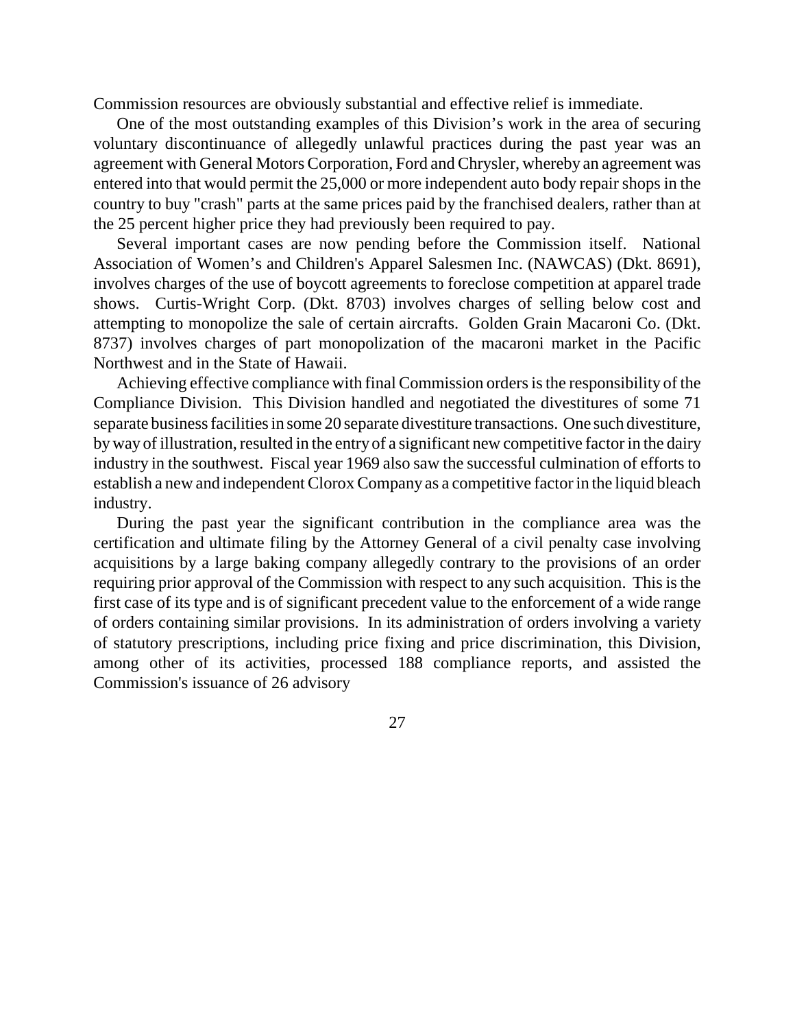Commission resources are obviously substantial and effective relief is immediate.

One of the most outstanding examples of this Division's work in the area of securing voluntary discontinuance of allegedly unlawful practices during the past year was an agreement with General Motors Corporation, Ford and Chrysler, whereby an agreement was entered into that would permit the 25,000 or more independent auto body repair shops in the country to buy "crash" parts at the same prices paid by the franchised dealers, rather than at the 25 percent higher price they had previously been required to pay.

Several important cases are now pending before the Commission itself. National Association of Women's and Children's Apparel Salesmen Inc. (NAWCAS) (Dkt. 8691), involves charges of the use of boycott agreements to foreclose competition at apparel trade shows. Curtis-Wright Corp. (Dkt. 8703) involves charges of selling below cost and attempting to monopolize the sale of certain aircrafts. Golden Grain Macaroni Co. (Dkt. 8737) involves charges of part monopolization of the macaroni market in the Pacific Northwest and in the State of Hawaii.

Achieving effective compliance with final Commission orders is the responsibility of the Compliance Division. This Division handled and negotiated the divestitures of some 71 separate business facilities in some 20 separate divestiture transactions. One such divestiture, by way of illustration, resulted in the entry of a significant new competitive factor in the dairy industry in the southwest. Fiscal year 1969 also saw the successful culmination of efforts to establish a new and independent Clorox Company as a competitive factor in the liquid bleach industry.

During the past year the significant contribution in the compliance area was the certification and ultimate filing by the Attorney General of a civil penalty case involving acquisitions by a large baking company allegedly contrary to the provisions of an order requiring prior approval of the Commission with respect to any such acquisition. This is the first case of its type and is of significant precedent value to the enforcement of a wide range of orders containing similar provisions. In its administration of orders involving a variety of statutory prescriptions, including price fixing and price discrimination, this Division, among other of its activities, processed 188 compliance reports, and assisted the Commission's issuance of 26 advisory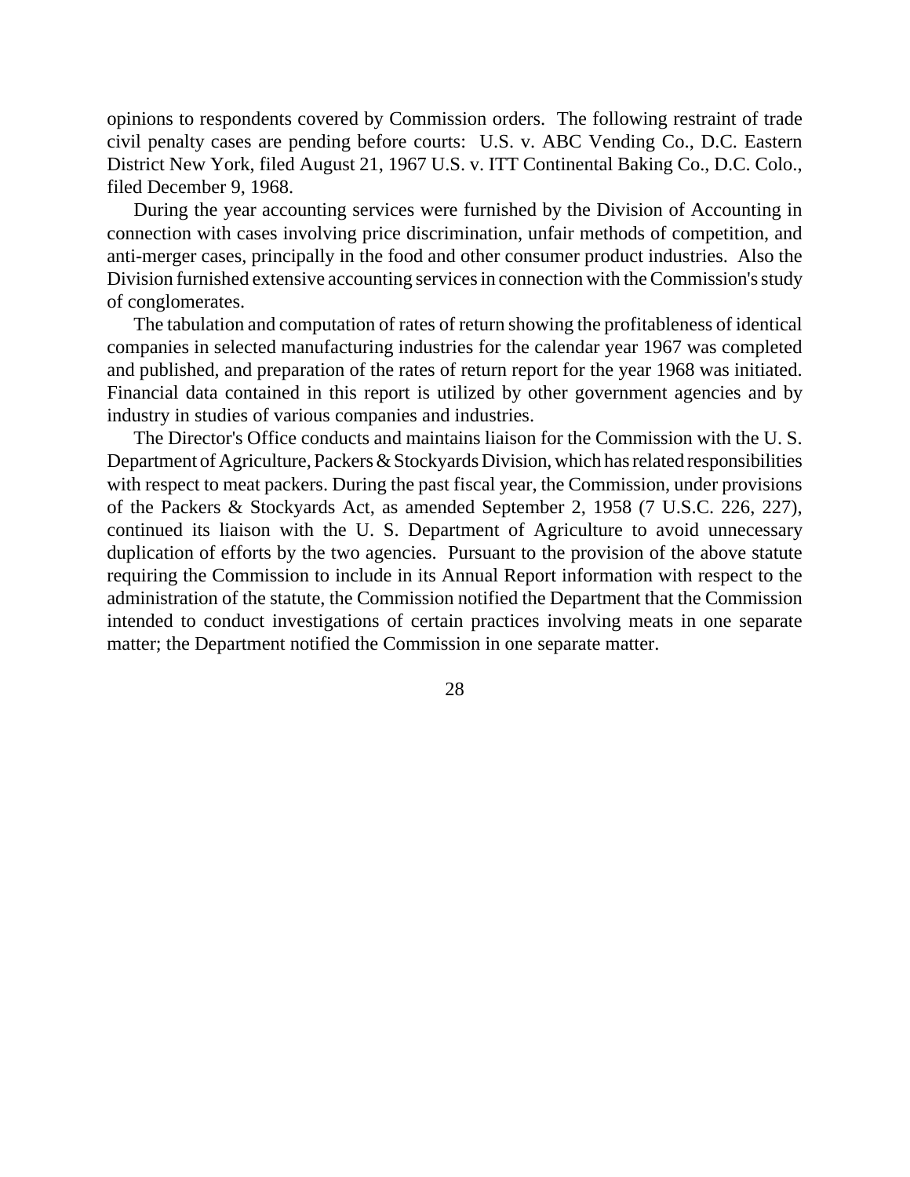opinions to respondents covered by Commission orders. The following restraint of trade civil penalty cases are pending before courts: U.S. v. ABC Vending Co., D.C. Eastern District New York, filed August 21, 1967 U.S. v. ITT Continental Baking Co., D.C. Colo., filed December 9, 1968.

During the year accounting services were furnished by the Division of Accounting in connection with cases involving price discrimination, unfair methods of competition, and anti-merger cases, principally in the food and other consumer product industries. Also the Division furnished extensive accounting services in connection with the Commission's study of conglomerates.

The tabulation and computation of rates of return showing the profitableness of identical companies in selected manufacturing industries for the calendar year 1967 was completed and published, and preparation of the rates of return report for the year 1968 was initiated. Financial data contained in this report is utilized by other government agencies and by industry in studies of various companies and industries.

The Director's Office conducts and maintains liaison for the Commission with the U. S. Department of Agriculture, Packers & Stockyards Division, which has related responsibilities with respect to meat packers. During the past fiscal year, the Commission, under provisions of the Packers & Stockyards Act, as amended September 2, 1958 (7 U.S.C. 226, 227), continued its liaison with the U. S. Department of Agriculture to avoid unnecessary duplication of efforts by the two agencies. Pursuant to the provision of the above statute requiring the Commission to include in its Annual Report information with respect to the administration of the statute, the Commission notified the Department that the Commission intended to conduct investigations of certain practices involving meats in one separate matter; the Department notified the Commission in one separate matter.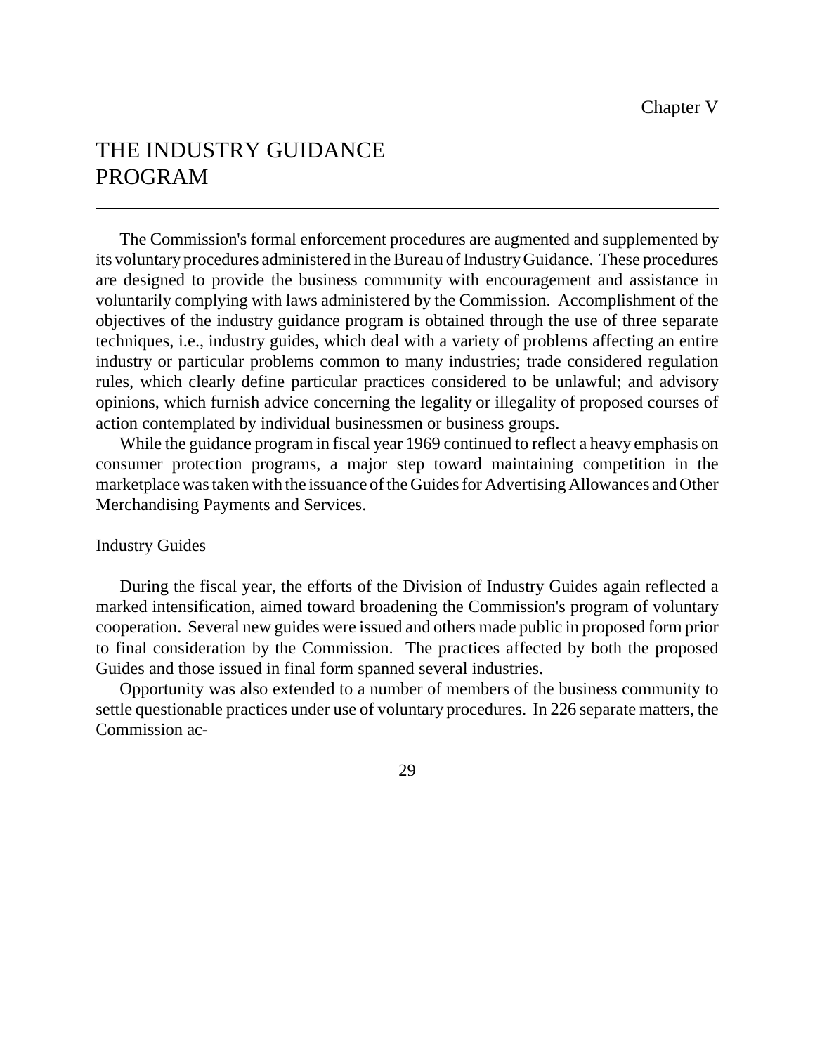Chapter V

# THE INDUSTRY GUIDANCE PROGRAM

The Commission's formal enforcement procedures are augmented and supplemented by its voluntary procedures administered in the Bureau of Industry Guidance. These procedures are designed to provide the business community with encouragement and assistance in voluntarily complying with laws administered by the Commission. Accomplishment of the objectives of the industry guidance program is obtained through the use of three separate techniques, i.e., industry guides, which deal with a variety of problems affecting an entire industry or particular problems common to many industries; trade considered regulation rules, which clearly define particular practices considered to be unlawful; and advisory opinions, which furnish advice concerning the legality or illegality of proposed courses of action contemplated by individual businessmen or business groups.

While the guidance program in fiscal year 1969 continued to reflect a heavy emphasis on consumer protection programs, a major step toward maintaining competition in the marketplace was taken with the issuance of the Guides for Advertising Allowances and Other Merchandising Payments and Services.

## Industry Guides

During the fiscal year, the efforts of the Division of Industry Guides again reflected a marked intensification, aimed toward broadening the Commission's program of voluntary cooperation. Several new guides were issued and others made public in proposed form prior to final consideration by the Commission. The practices affected by both the proposed Guides and those issued in final form spanned several industries.

Opportunity was also extended to a number of members of the business community to settle questionable practices under use of voluntary procedures. In 226 separate matters, the Commission ac-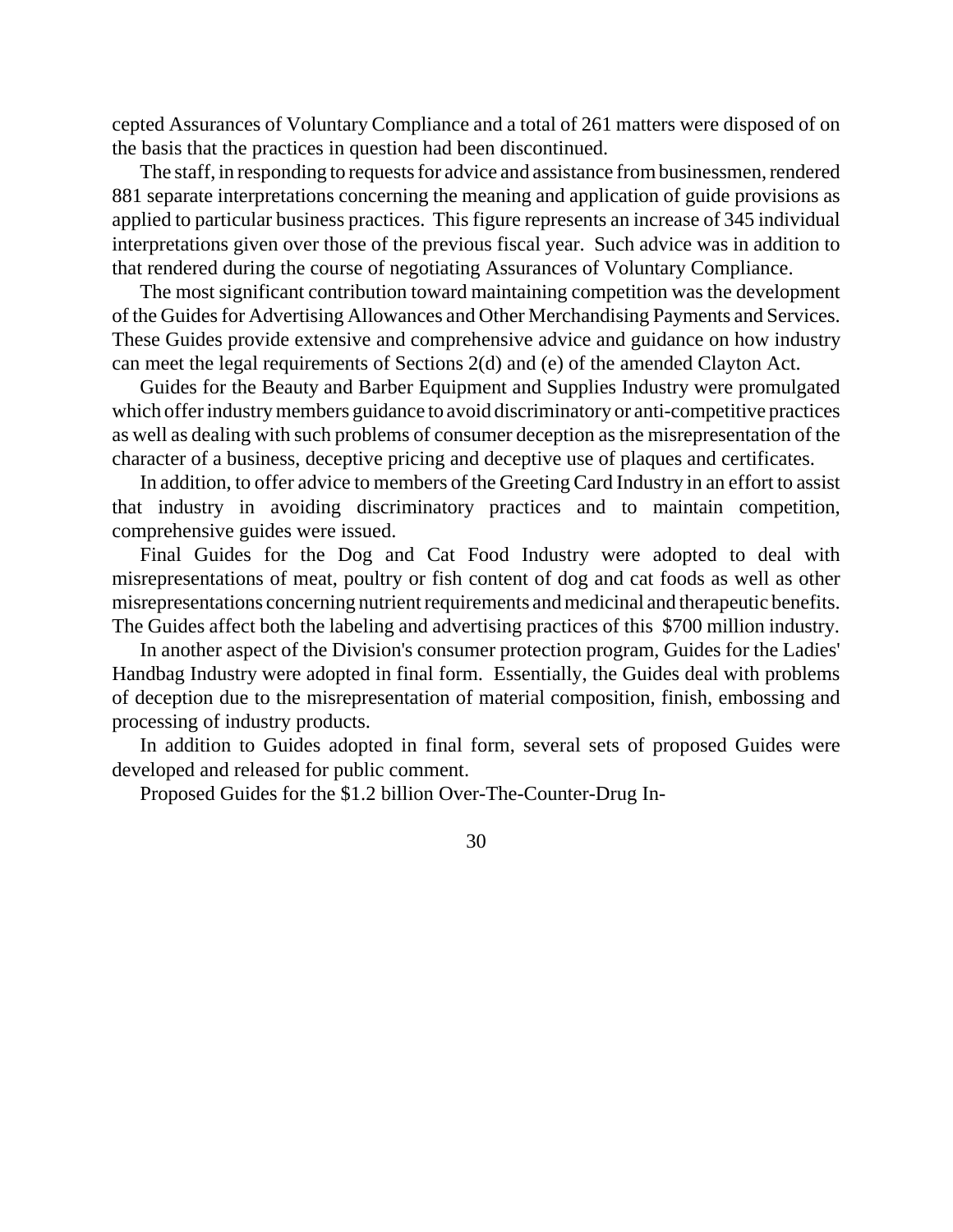cepted Assurances of Voluntary Compliance and a total of 261 matters were disposed of on the basis that the practices in question had been discontinued.

The staff, in responding to requests for advice and assistance from businessmen, rendered 881 separate interpretations concerning the meaning and application of guide provisions as applied to particular business practices. This figure represents an increase of 345 individual interpretations given over those of the previous fiscal year. Such advice was in addition to that rendered during the course of negotiating Assurances of Voluntary Compliance.

The most significant contribution toward maintaining competition was the development of the Guides for Advertising Allowances and Other Merchandising Payments and Services. These Guides provide extensive and comprehensive advice and guidance on how industry can meet the legal requirements of Sections 2(d) and (e) of the amended Clayton Act.

Guides for the Beauty and Barber Equipment and Supplies Industry were promulgated which offer industry members guidance to avoid discriminatory or anti-competitive practices as well as dealing with such problems of consumer deception as the misrepresentation of the character of a business, deceptive pricing and deceptive use of plaques and certificates.

In addition, to offer advice to members of the Greeting Card Industry in an effort to assist that industry in avoiding discriminatory practices and to maintain competition, comprehensive guides were issued.

Final Guides for the Dog and Cat Food Industry were adopted to deal with misrepresentations of meat, poultry or fish content of dog and cat foods as well as other misrepresentations concerning nutrient requirements and medicinal and therapeutic benefits. The Guides affect both the labeling and advertising practices of this $700 million industry.

In another aspect of the Division's consumer protection program, Guides for the Ladies' Handbag Industry were adopted in final form. Essentially, the Guides deal with problems of deception due to the misrepresentation of material composition, finish, embossing and processing of industry products.

In addition to Guides adopted in final form, several sets of proposed Guides were developed and released for public comment.

Proposed Guides for the $1.2 billion Over-The-Counter-Drug In-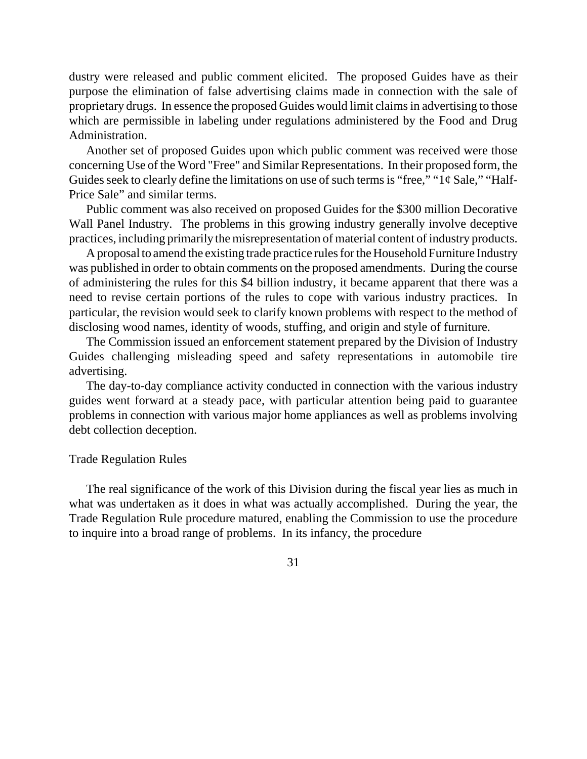dustry were released and public comment elicited. The proposed Guides have as their purpose the elimination of false advertising claims made in connection with the sale of proprietary drugs. In essence the proposed Guides would limit claims in advertising to those which are permissible in labeling under regulations administered by the Food and Drug Administration.

Another set of proposed Guides upon which public comment was received were those concerning Use of the Word "Free" and Similar Representations. In their proposed form, the Guides seek to clearly define the limitations on use of such terms is "free," "1¢ Sale," "Half-Price Sale" and similar terms.

Public comment was also received on proposed Guides for the $300 million Decorative Wall Panel Industry. The problems in this growing industry generally involve deceptive practices, including primarily the misrepresentation of material content of industry products.

A proposal to amend the existing trade practice rules for the Household Furniture Industry was published in order to obtain comments on the proposed amendments. During the course of administering the rules for this $4 billion industry, it became apparent that there was a need to revise certain portions of the rules to cope with various industry practices. In particular, the revision would seek to clarify known problems with respect to the method of disclosing wood names, identity of woods, stuffing, and origin and style of furniture.

The Commission issued an enforcement statement prepared by the Division of Industry Guides challenging misleading speed and safety representations in automobile tire advertising.

The day-to-day compliance activity conducted in connection with the various industry guides went forward at a steady pace, with particular attention being paid to guarantee problems in connection with various major home appliances as well as problems involving debt collection deception.

## Trade Regulation Rules

The real significance of the work of this Division during the fiscal year lies as much in what was undertaken as it does in what was actually accomplished. During the year, the Trade Regulation Rule procedure matured, enabling the Commission to use the procedure to inquire into a broad range of problems. In its infancy, the procedure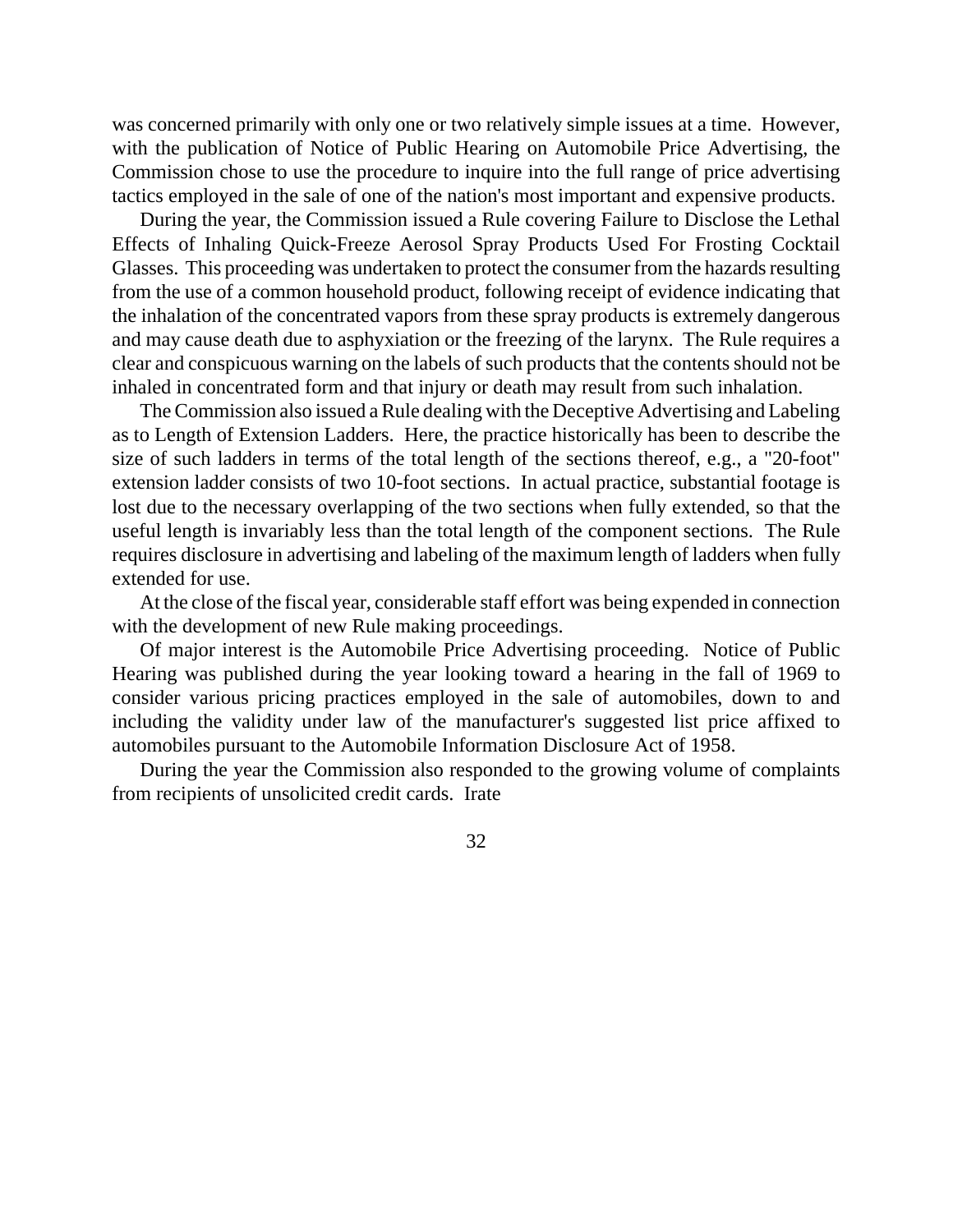was concerned primarily with only one or two relatively simple issues at a time. However, with the publication of Notice of Public Hearing on Automobile Price Advertising, the Commission chose to use the procedure to inquire into the full range of price advertising tactics employed in the sale of one of the nation's most important and expensive products.

During the year, the Commission issued a Rule covering Failure to Disclose the Lethal Effects of Inhaling Quick-Freeze Aerosol Spray Products Used For Frosting Cocktail Glasses. This proceeding was undertaken to protect the consumer from the hazards resulting from the use of a common household product, following receipt of evidence indicating that the inhalation of the concentrated vapors from these spray products is extremely dangerous and may cause death due to asphyxiation or the freezing of the larynx. The Rule requires a clear and conspicuous warning on the labels of such products that the contents should not be inhaled in concentrated form and that injury or death may result from such inhalation.

The Commission also issued a Rule dealing with the Deceptive Advertising and Labeling as to Length of Extension Ladders. Here, the practice historically has been to describe the size of such ladders in terms of the total length of the sections thereof, e.g., a "20-foot" extension ladder consists of two 10-foot sections. In actual practice, substantial footage is lost due to the necessary overlapping of the two sections when fully extended, so that the useful length is invariably less than the total length of the component sections. The Rule requires disclosure in advertising and labeling of the maximum length of ladders when fully extended for use.

At the close of the fiscal year, considerable staff effort was being expended in connection with the development of new Rule making proceedings.

Of major interest is the Automobile Price Advertising proceeding. Notice of Public Hearing was published during the year looking toward a hearing in the fall of 1969 to consider various pricing practices employed in the sale of automobiles, down to and including the validity under law of the manufacturer's suggested list price affixed to automobiles pursuant to the Automobile Information Disclosure Act of 1958.

During the year the Commission also responded to the growing volume of complaints from recipients of unsolicited credit cards. Irate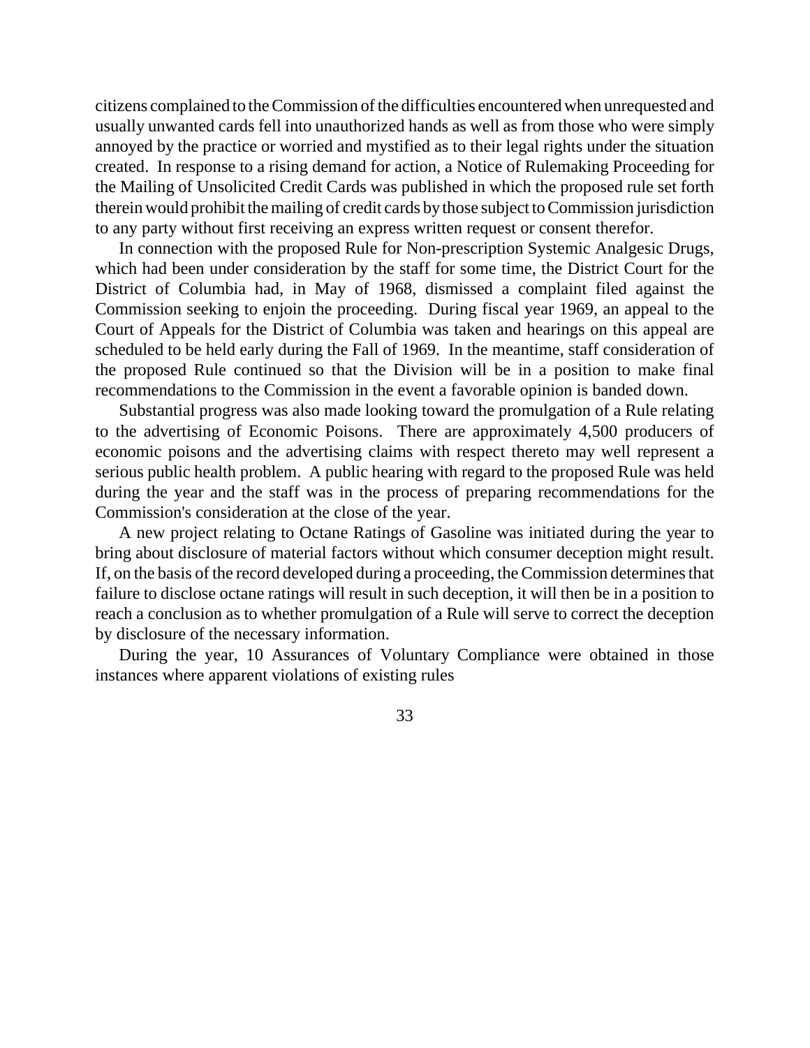citizens complained to the Commission of the difficulties encountered when unrequested and usually unwanted cards fell into unauthorized hands as well as from those who were simply annoyed by the practice or worried and mystified as to their legal rights under the situation created. In response to a rising demand for action, a Notice of Rulemaking Proceeding for the Mailing of Unsolicited Credit Cards was published in which the proposed rule set forth therein would prohibit the mailing of credit cards by those subject to Commission jurisdiction to any party without first receiving an express written request or consent therefor.

In connection with the proposed Rule for Non-prescription Systemic Analgesic Drugs, which had been under consideration by the staff for some time, the District Court for the District of Columbia had, in May of 1968, dismissed a complaint filed against the Commission seeking to enjoin the proceeding. During fiscal year 1969, an appeal to the Court of Appeals for the District of Columbia was taken and hearings on this appeal are scheduled to be held early during the Fall of 1969. In the meantime, staff consideration of the proposed Rule continued so that the Division will be in a position to make final recommendations to the Commission in the event a favorable opinion is banded down.

Substantial progress was also made looking toward the promulgation of a Rule relating to the advertising of Economic Poisons. There are approximately 4,500 producers of economic poisons and the advertising claims with respect thereto may well represent a serious public health problem. A public hearing with regard to the proposed Rule was held during the year and the staff was in the process of preparing recommendations for the Commission's consideration at the close of the year.

A new project relating to Octane Ratings of Gasoline was initiated during the year to bring about disclosure of material factors without which consumer deception might result. If, on the basis of the record developed during a proceeding, the Commission determines that failure to disclose octane ratings will result in such deception, it will then be in a position to reach a conclusion as to whether promulgation of a Rule will serve to correct the deception by disclosure of the necessary information.

During the year, 10 Assurances of Voluntary Compliance were obtained in those instances where apparent violations of existing rules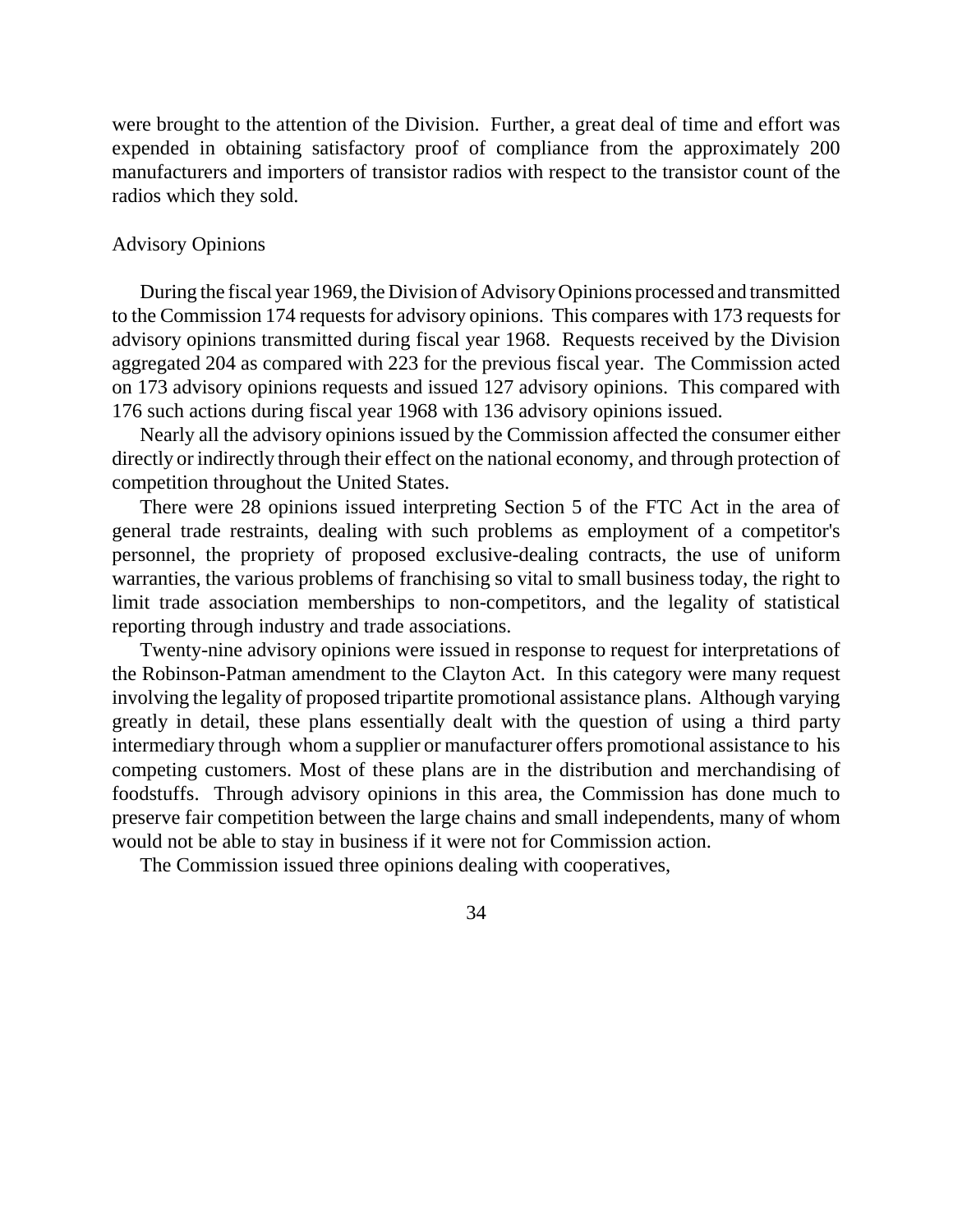were brought to the attention of the Division. Further, a great deal of time and effort was expended in obtaining satisfactory proof of compliance from the approximately 200 manufacturers and importers of transistor radios with respect to the transistor count of the radios which they sold.

## Advisory Opinions

During the fiscal year 1969, the Division of Advisory Opinions processed and transmitted to the Commission 174 requests for advisory opinions. This compares with 173 requests for advisory opinions transmitted during fiscal year 1968. Requests received by the Division aggregated 204 as compared with 223 for the previous fiscal year. The Commission acted on 173 advisory opinions requests and issued 127 advisory opinions. This compared with 176 such actions during fiscal year 1968 with 136 advisory opinions issued.

Nearly all the advisory opinions issued by the Commission affected the consumer either directly or indirectly through their effect on the national economy, and through protection of competition throughout the United States.

There were 28 opinions issued interpreting Section 5 of the FTC Act in the area of general trade restraints, dealing with such problems as employment of a competitor's personnel, the propriety of proposed exclusive-dealing contracts, the use of uniform warranties, the various problems of franchising so vital to small business today, the right to limit trade association memberships to non-competitors, and the legality of statistical reporting through industry and trade associations.

Twenty-nine advisory opinions were issued in response to request for interpretations of the Robinson-Patman amendment to the Clayton Act. In this category were many request involving the legality of proposed tripartite promotional assistance plans. Although varying greatly in detail, these plans essentially dealt with the question of using a third party intermediary through whom a supplier or manufacturer offers promotional assistance to his competing customers. Most of these plans are in the distribution and merchandising of foodstuffs. Through advisory opinions in this area, the Commission has done much to preserve fair competition between the large chains and small independents, many of whom would not be able to stay in business if it were not for Commission action.

The Commission issued three opinions dealing with cooperatives,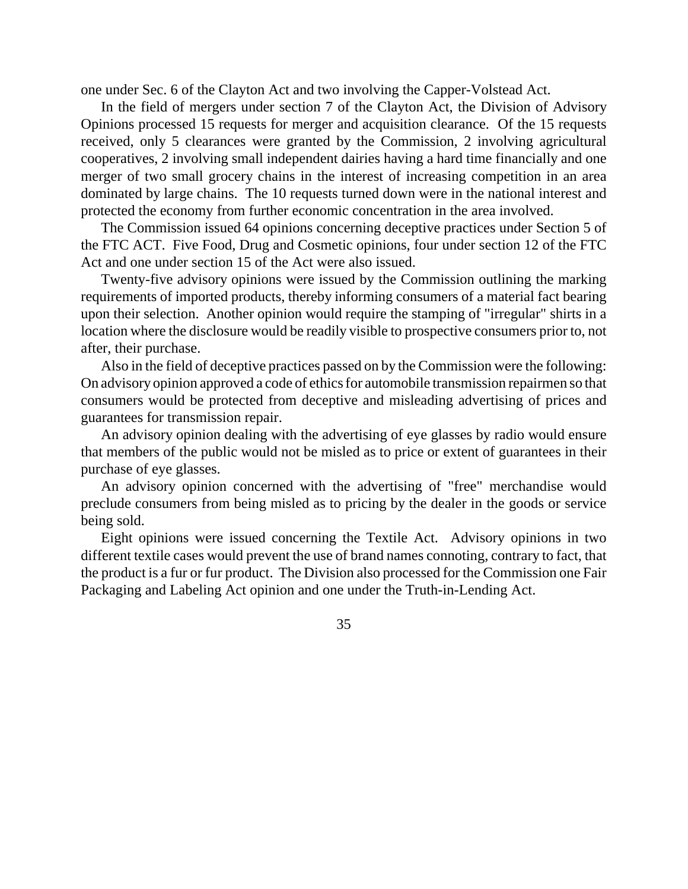one under Sec. 6 of the Clayton Act and two involving the Capper-Volstead Act.

In the field of mergers under section 7 of the Clayton Act, the Division of Advisory Opinions processed 15 requests for merger and acquisition clearance. Of the 15 requests received, only 5 clearances were granted by the Commission, 2 involving agricultural cooperatives, 2 involving small independent dairies having a hard time financially and one merger of two small grocery chains in the interest of increasing competition in an area dominated by large chains. The 10 requests turned down were in the national interest and protected the economy from further economic concentration in the area involved.

The Commission issued 64 opinions concerning deceptive practices under Section 5 of the FTC ACT. Five Food, Drug and Cosmetic opinions, four under section 12 of the FTC Act and one under section 15 of the Act were also issued.

Twenty-five advisory opinions were issued by the Commission outlining the marking requirements of imported products, thereby informing consumers of a material fact bearing upon their selection. Another opinion would require the stamping of "irregular" shirts in a location where the disclosure would be readily visible to prospective consumers prior to, not after, their purchase.

Also in the field of deceptive practices passed on by the Commission were the following: On advisory opinion approved a code of ethics for automobile transmission repairmen so that consumers would be protected from deceptive and misleading advertising of prices and guarantees for transmission repair.

An advisory opinion dealing with the advertising of eye glasses by radio would ensure that members of the public would not be misled as to price or extent of guarantees in their purchase of eye glasses.

An advisory opinion concerned with the advertising of "free" merchandise would preclude consumers from being misled as to pricing by the dealer in the goods or service being sold.

Eight opinions were issued concerning the Textile Act. Advisory opinions in two different textile cases would prevent the use of brand names connoting, contrary to fact, that the product is a fur or fur product. The Division also processed for the Commission one Fair Packaging and Labeling Act opinion and one under the Truth-in-Lending Act.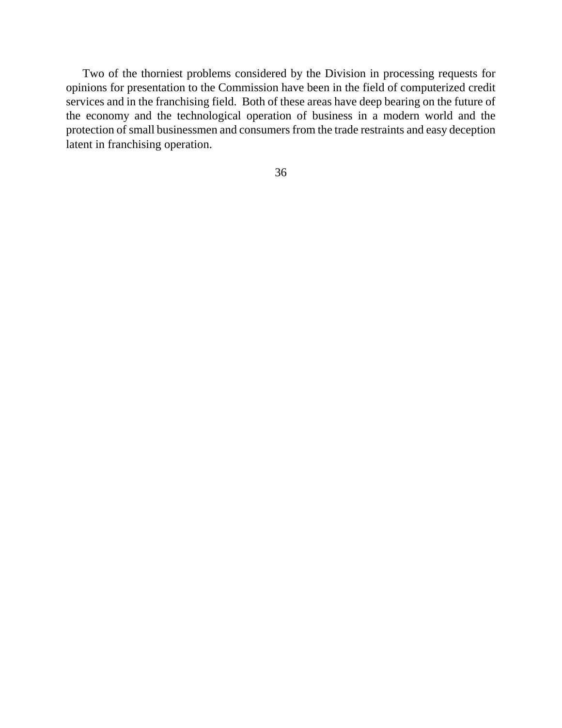Two of the thorniest problems considered by the Division in processing requests for opinions for presentation to the Commission have been in the field of computerized credit services and in the franchising field. Both of these areas have deep bearing on the future of the economy and the technological operation of business in a modern world and the protection of small businessmen and consumers from the trade restraints and easy deception latent in franchising operation.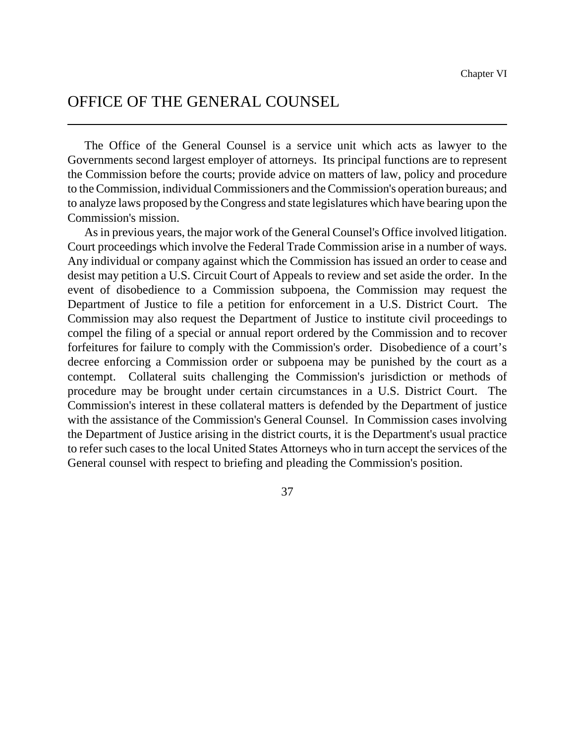Chapter VI

# OFFICE OF THE GENERAL COUNSEL

The Office of the General Counsel is a service unit which acts as lawyer to the Governments second largest employer of attorneys. Its principal functions are to represent the Commission before the courts; provide advice on matters of law, policy and procedure to the Commission, individual Commissioners and the Commission's operation bureaus; and to analyze laws proposed by the Congress and state legislatures which have bearing upon the Commission's mission.

As in previous years, the major work of the General Counsel's Office involved litigation. Court proceedings which involve the Federal Trade Commission arise in a number of ways. Any individual or company against which the Commission has issued an order to cease and desist may petition a U.S. Circuit Court of Appeals to review and set aside the order. In the event of disobedience to a Commission subpoena, the Commission may request the Department of Justice to file a petition for enforcement in a U.S. District Court. The Commission may also request the Department of Justice to institute civil proceedings to compel the filing of a special or annual report ordered by the Commission and to recover forfeitures for failure to comply with the Commission's order. Disobedience of a court's decree enforcing a Commission order or subpoena may be punished by the court as a contempt. Collateral suits challenging the Commission's jurisdiction or methods of procedure may be brought under certain circumstances in a U.S. District Court. The Commission's interest in these collateral matters is defended by the Department of justice with the assistance of the Commission's General Counsel. In Commission cases involving the Department of Justice arising in the district courts, it is the Department's usual practice to refer such cases to the local United States Attorneys who in turn accept the services of the General counsel with respect to briefing and pleading the Commission's position.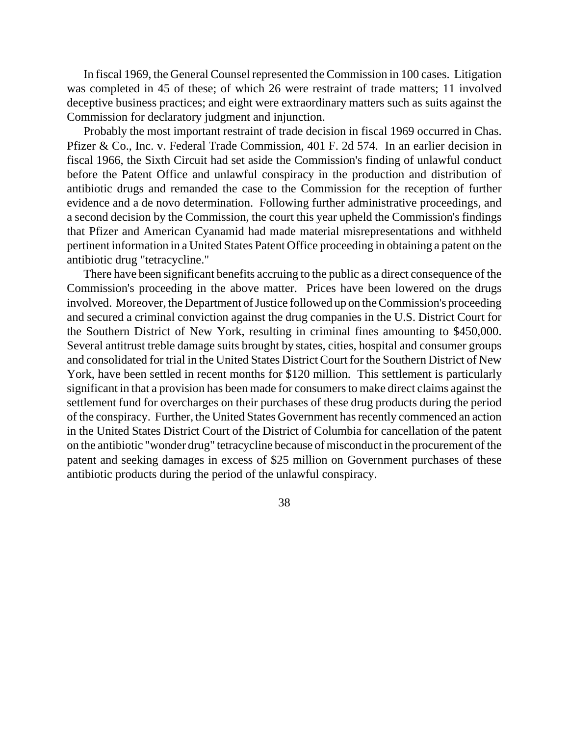In fiscal 1969, the General Counsel represented the Commission in 100 cases. Litigation was completed in 45 of these; of which 26 were restraint of trade matters; 11 involved deceptive business practices; and eight were extraordinary matters such as suits against the Commission for declaratory judgment and injunction.

Probably the most important restraint of trade decision in fiscal 1969 occurred in Chas. Pfizer & Co., Inc. v. Federal Trade Commission, 401 F. 2d 574. In an earlier decision in fiscal 1966, the Sixth Circuit had set aside the Commission's finding of unlawful conduct before the Patent Office and unlawful conspiracy in the production and distribution of antibiotic drugs and remanded the case to the Commission for the reception of further evidence and a de novo determination. Following further administrative proceedings, and a second decision by the Commission, the court this year upheld the Commission's findings that Pfizer and American Cyanamid had made material misrepresentations and withheld pertinent information in a United States Patent Office proceeding in obtaining a patent on the antibiotic drug "tetracycline."

There have been significant benefits accruing to the public as a direct consequence of the Commission's proceeding in the above matter. Prices have been lowered on the drugs involved. Moreover, the Department of Justice followed up on the Commission's proceeding and secured a criminal conviction against the drug companies in the U.S. District Court for the Southern District of New York, resulting in criminal fines amounting to $450,000. Several antitrust treble damage suits brought by states, cities, hospital and consumer groups and consolidated for trial in the United States District Court for the Southern District of New York, have been settled in recent months for $120 million. This settlement is particularly significant in that a provision has been made for consumers to make direct claims against the settlement fund for overcharges on their purchases of these drug products during the period of the conspiracy. Further, the United States Government has recently commenced an action in the United States District Court of the District of Columbia for cancellation of the patent on the antibiotic "wonder drug" tetracycline because of misconduct in the procurement of the patent and seeking damages in excess of $25 million on Government purchases of these antibiotic products during the period of the unlawful conspiracy.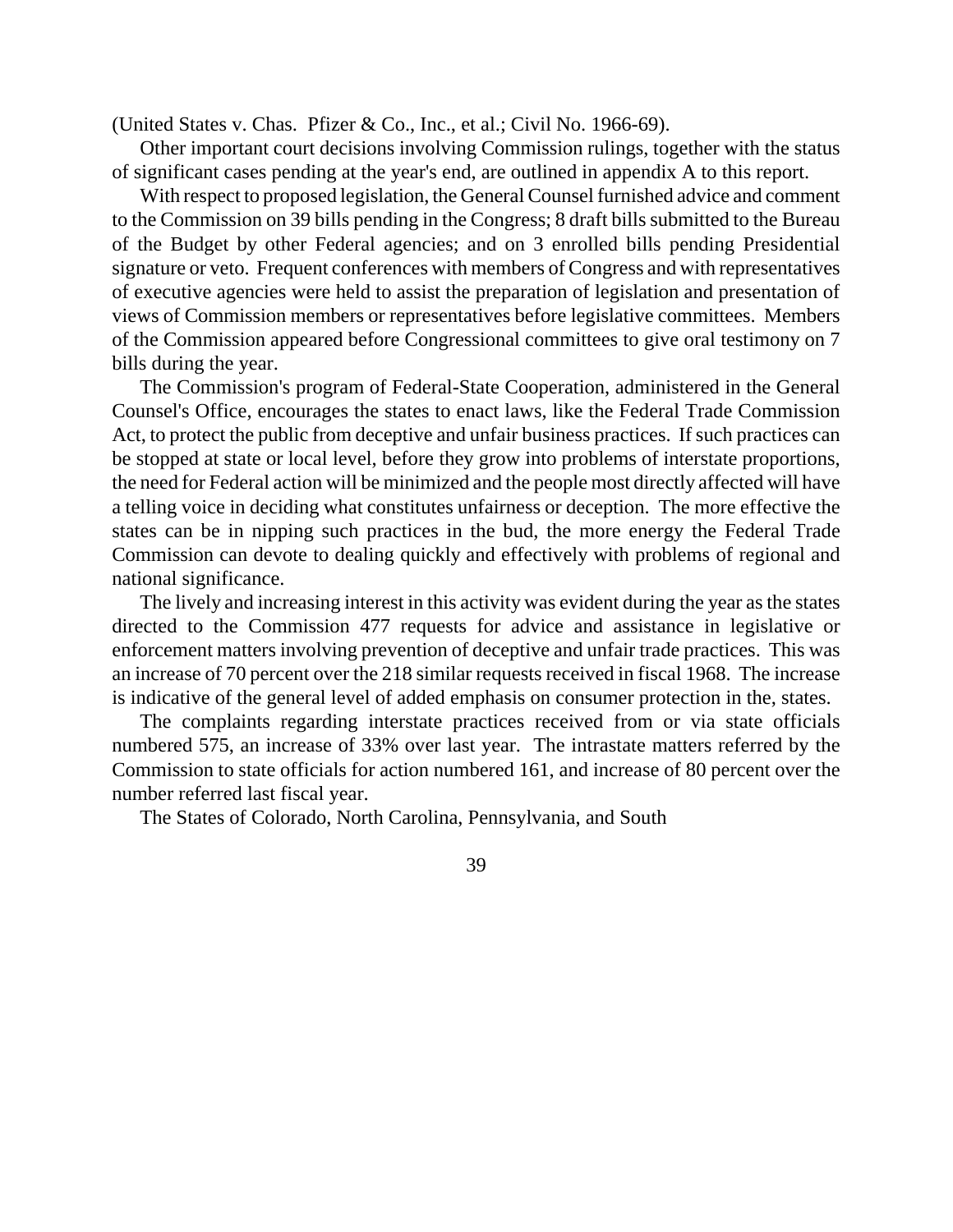(United States v. Chas. Pfizer & Co., Inc., et al.; Civil No. 1966-69).

Other important court decisions involving Commission rulings, together with the status of significant cases pending at the year's end, are outlined in appendix A to this report.

With respect to proposed legislation, the General Counsel furnished advice and comment to the Commission on 39 bills pending in the Congress; 8 draft bills submitted to the Bureau of the Budget by other Federal agencies; and on 3 enrolled bills pending Presidential signature or veto. Frequent conferences with members of Congress and with representatives of executive agencies were held to assist the preparation of legislation and presentation of views of Commission members or representatives before legislative committees. Members of the Commission appeared before Congressional committees to give oral testimony on 7 bills during the year.

The Commission's program of Federal-State Cooperation, administered in the General Counsel's Office, encourages the states to enact laws, like the Federal Trade Commission Act, to protect the public from deceptive and unfair business practices. If such practices can be stopped at state or local level, before they grow into problems of interstate proportions, the need for Federal action will be minimized and the people most directly affected will have a telling voice in deciding what constitutes unfairness or deception. The more effective the states can be in nipping such practices in the bud, the more energy the Federal Trade Commission can devote to dealing quickly and effectively with problems of regional and national significance.

The lively and increasing interest in this activity was evident during the year as the states directed to the Commission 477 requests for advice and assistance in legislative or enforcement matters involving prevention of deceptive and unfair trade practices. This was an increase of 70 percent over the 218 similar requests received in fiscal 1968. The increase is indicative of the general level of added emphasis on consumer protection in the, states.

The complaints regarding interstate practices received from or via state officials numbered 575, an increase of 33% over last year. The intrastate matters referred by the Commission to state officials for action numbered 161, and increase of 80 percent over the number referred last fiscal year.

The States of Colorado, North Carolina, Pennsylvania, and South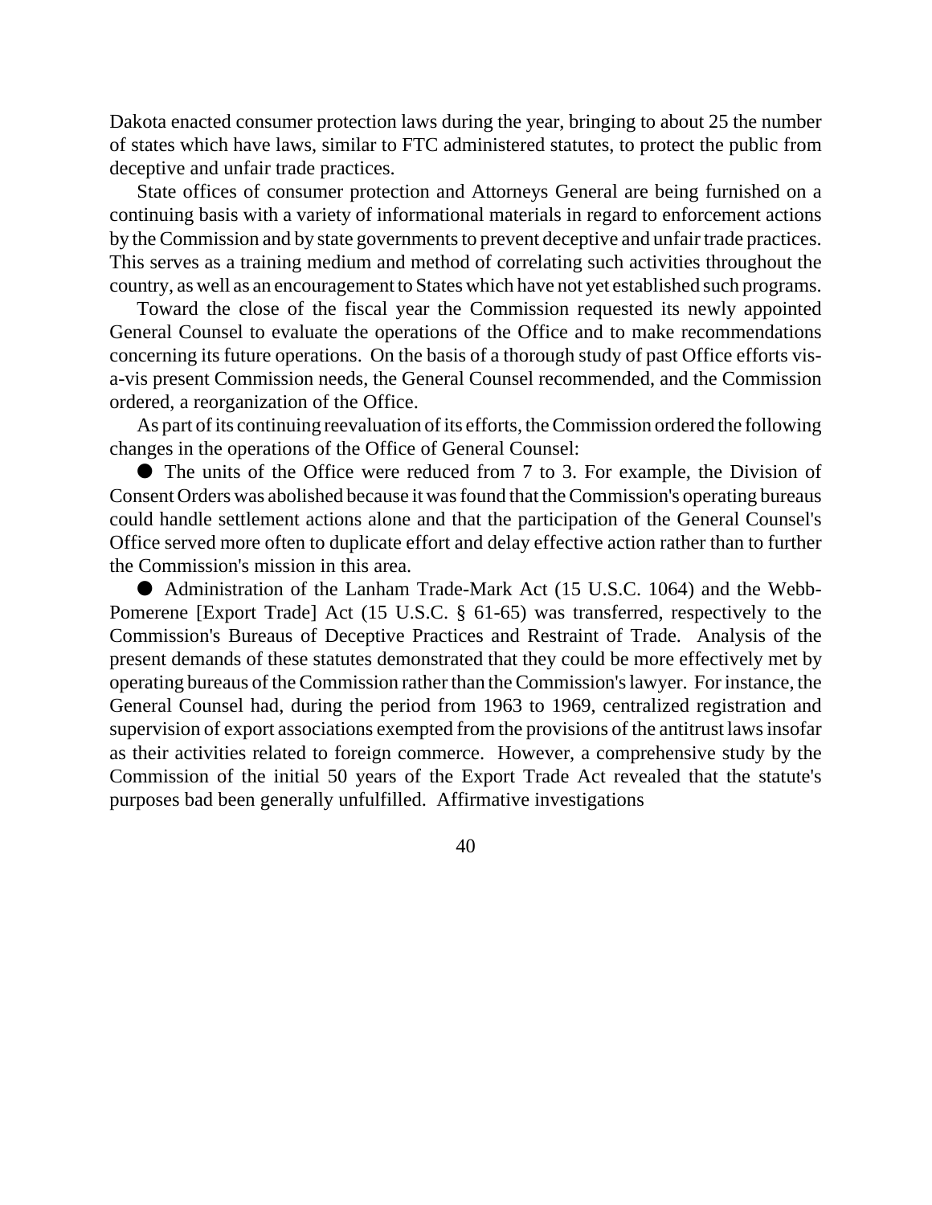Dakota enacted consumer protection laws during the year, bringing to about 25 the number of states which have laws, similar to FTC administered statutes, to protect the public from deceptive and unfair trade practices.

State offices of consumer protection and Attorneys General are being furnished on a continuing basis with a variety of informational materials in regard to enforcement actions by the Commission and by state governments to prevent deceptive and unfair trade practices. This serves as a training medium and method of correlating such activities throughout the country, as well as an encouragement to States which have not yet established such programs.

Toward the close of the fiscal year the Commission requested its newly appointed General Counsel to evaluate the operations of the Office and to make recommendations concerning its future operations. On the basis of a thorough study of past Office efforts vis-a-vis present Commission needs, the General Counsel recommended, and the Commission ordered, a reorganization of the Office.

As part of its continuing reevaluation of its efforts, the Commission ordered the following changes in the operations of the Office of General Counsel:

- The units of the Office were reduced from 7 to 3. For example, the Division of Consent Orders was abolished because it was found that the Commission's operating bureaus could handle settlement actions alone and that the participation of the General Counsel's Office served more often to duplicate effort and delay effective action rather than to further the Commission's mission in this area.

- Administration of the Lanham Trade-Mark Act (15 U.S.C. 1064) and the Webb-Pomerene [Export Trade] Act (15 U.S.C. § 61-65) was transferred, respectively to the Commission's Bureaus of Deceptive Practices and Restraint of Trade. Analysis of the present demands of these statutes demonstrated that they could be more effectively met by operating bureaus of the Commission rather than the Commission's lawyer. For instance, the General Counsel had, during the period from 1963 to 1969, centralized registration and supervision of export associations exempted from the provisions of the antitrust laws insofar as their activities related to foreign commerce. However, a comprehensive study by the Commission of the initial 50 years of the Export Trade Act revealed that the statute's purposes bad been generally unfulfilled. Affirmative investigations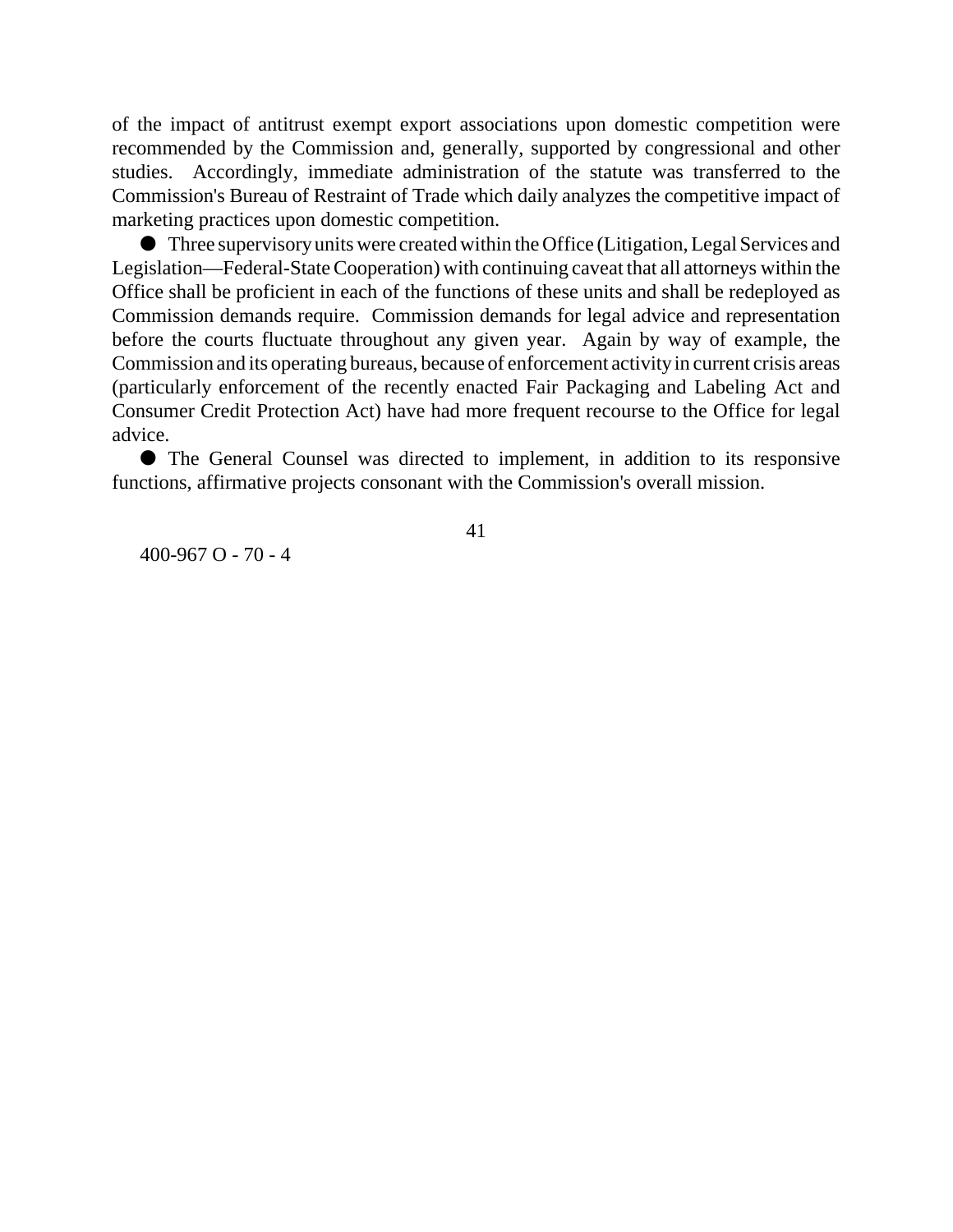of the impact of antitrust exempt export associations upon domestic competition were recommended by the Commission and, generally, supported by congressional and other studies. Accordingly, immediate administration of the statute was transferred to the Commission's Bureau of Restraint of Trade which daily analyzes the competitive impact of marketing practices upon domestic competition.

- Three supervisory units were created within the Office (Litigation, Legal Services and Legislation—Federal-State Cooperation) with continuing caveat that all attorneys within the Office shall be proficient in each of the functions of these units and shall be redeployed as Commission demands require. Commission demands for legal advice and representation before the courts fluctuate throughout any given year. Again by way of example, the Commission and its operating bureaus, because of enforcement activity in current crisis areas (particularly enforcement of the recently enacted Fair Packaging and Labeling Act and Consumer Credit Protection Act) have had more frequent recourse to the Office for legal advice.

- The General Counsel was directed to implement, in addition to its responsive functions, affirmative projects consonant with the Commission's overall mission.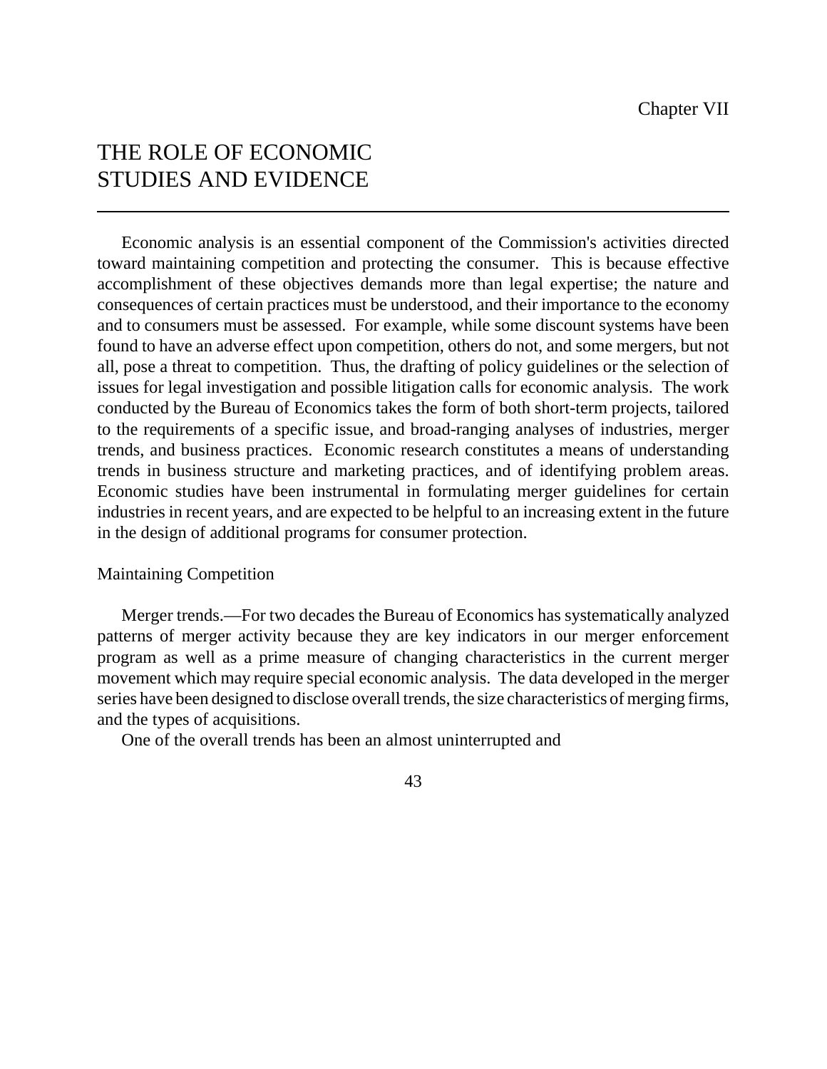Chapter VII

# THE ROLE OF ECONOMIC STUDIES AND EVIDENCE

Economic analysis is an essential component of the Commission's activities directed toward maintaining competition and protecting the consumer. This is because effective accomplishment of these objectives demands more than legal expertise; the nature and consequences of certain practices must be understood, and their importance to the economy and to consumers must be assessed. For example, while some discount systems have been found to have an adverse effect upon competition, others do not, and some mergers, but not all, pose a threat to competition. Thus, the drafting of policy guidelines or the selection of issues for legal investigation and possible litigation calls for economic analysis. The work conducted by the Bureau of Economics takes the form of both short-term projects, tailored to the requirements of a specific issue, and broad-ranging analyses of industries, merger trends, and business practices. Economic research constitutes a means of understanding trends in business structure and marketing practices, and of identifying problem areas. Economic studies have been instrumental in formulating merger guidelines for certain industries in recent years, and are expected to be helpful to an increasing extent in the future in the design of additional programs for consumer protection.

## Maintaining Competition

Merger trends.—For two decades the Bureau of Economics has systematically analyzed patterns of merger activity because they are key indicators in our merger enforcement program as well as a prime measure of changing characteristics in the current merger movement which may require special economic analysis. The data developed in the merger series have been designed to disclose overall trends, the size characteristics of merging firms, and the types of acquisitions.

One of the overall trends has been an almost uninterrupted and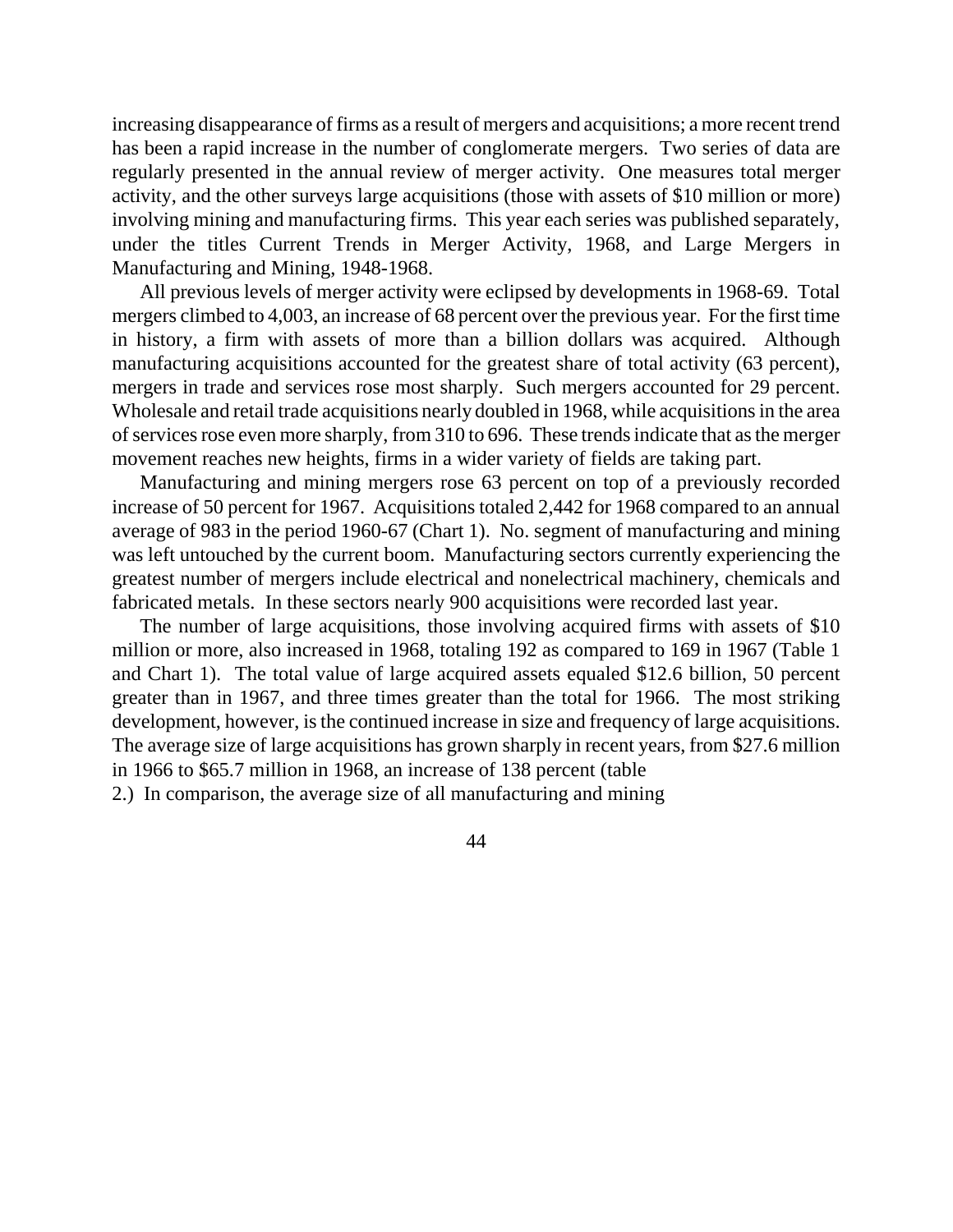increasing disappearance of firms as a result of mergers and acquisitions; a more recent trend has been a rapid increase in the number of conglomerate mergers. Two series of data are regularly presented in the annual review of merger activity. One measures total merger activity, and the other surveys large acquisitions (those with assets of $10 million or more) involving mining and manufacturing firms. This year each series was published separately, under the titles Current Trends in Merger Activity, 1968, and Large Mergers in Manufacturing and Mining, 1948-1968.

All previous levels of merger activity were eclipsed by developments in 1968-69. Total mergers climbed to 4,003, an increase of 68 percent over the previous year. For the first time in history, a firm with assets of more than a billion dollars was acquired. Although manufacturing acquisitions accounted for the greatest share of total activity (63 percent), mergers in trade and services rose most sharply. Such mergers accounted for 29 percent. Wholesale and retail trade acquisitions nearly doubled in 1968, while acquisitions in the area of services rose even more sharply, from 310 to 696. These trends indicate that as the merger movement reaches new heights, firms in a wider variety of fields are taking part.

Manufacturing and mining mergers rose 63 percent on top of a previously recorded increase of 50 percent for 1967. Acquisitions totaled 2,442 for 1968 compared to an annual average of 983 in the period 1960-67 (Chart 1). No. segment of manufacturing and mining was left untouched by the current boom. Manufacturing sectors currently experiencing the greatest number of mergers include electrical and nonelectrical machinery, chemicals and fabricated metals. In these sectors nearly 900 acquisitions were recorded last year.

The number of large acquisitions, those involving acquired firms with assets of $10 million or more, also increased in 1968, totaling 192 as compared to 169 in 1967 (Table 1 and Chart 1). The total value of large acquired assets equaled $12.6 billion, 50 percent greater than in 1967, and three times greater than the total for 1966. The most striking development, however, is the continued increase in size and frequency of large acquisitions. The average size of large acquisitions has grown sharply in recent years, from $27.6 million in 1966 to $65.7 million in 1968, an increase of 138 percent (table 2.) In comparison, the average size of all manufacturing and mining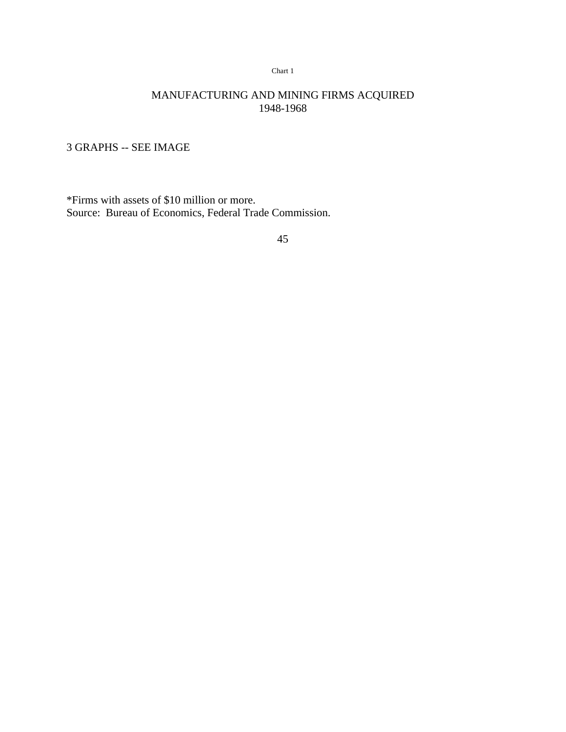Chart 1

## MANUFACTURING AND MINING FIRMS ACQUIRED
## 1948-1968

3 GRAPHS -- SEE IMAGE

*Firms with assets of $10 million or more.
Source: Bureau of Economics, Federal Trade Commission.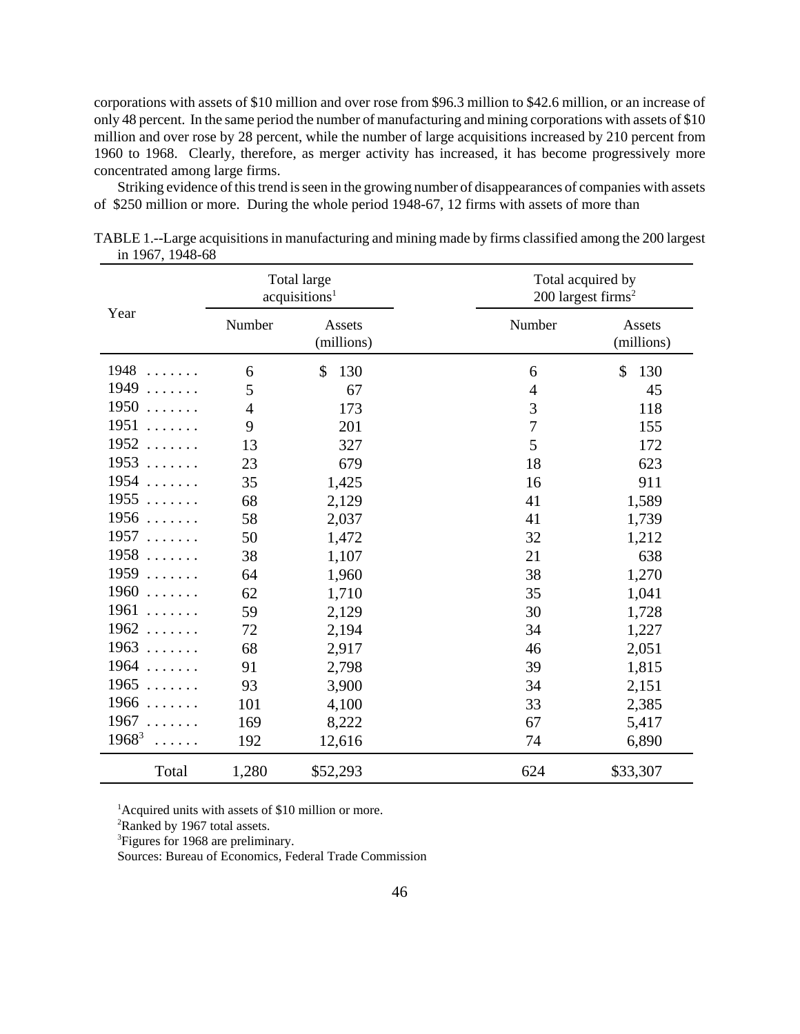corporations with assets of $10 million and over rose from $96.3 million to $42.6 million, or an increase of only 48 percent. In the same period the number of manufacturing and mining corporations with assets of $10 million and over rose by 28 percent, while the number of large acquisitions increased by 210 percent from 1960 to 1968. Clearly, therefore, as merger activity has increased, it has become progressively more concentrated among large firms.

Striking evidence of this trend is seen in the growing number of disappearances of companies with assets of $250 million or more. During the whole period 1948-67, 12 firms with assets of more than

TABLE 1.--Large acquisitions in manufacturing and mining made by firms classified among the 200 largest in 1967, 1948-68

| Year | Total large acquisitions[1] | | Total acquired by 200 largest firms[2] | |
|---|---|---|---|---|
| | Number | Assets (millions) | Number | Assets (millions) |
| 1948 ....... | 6 | $ 130 | 6 | $ 130 |
| 1949 ....... | 5 | 67 | 4 | 45 |
| 1950 ....... | 4 | 173 | 3 | 118 |
| 1951 ....... | 9 | 201 | 7 | 155 |
| 1952 ....... | 13 | 327 | 5 | 172 |
| 1953 ....... | 23 | 679 | 18 | 623 |
| 1954 ....... | 35 | 1,425 | 16 | 911 |
| 1955 ....... | 68 | 2,129 | 41 | 1,589 |
| 1956 ....... | 58 | 2,037 | 41 | 1,739 |
| 1957 ....... | 50 | 1,472 | 32 | 1,212 |
| 1958 ....... | 38 | 1,107 | 21 | 638 |
| 1959 ....... | 64 | 1,960 | 38 | 1,270 |
| 1960 ....... | 62 | 1,710 | 35 | 1,041 |
| 1961 ....... | 59 | 2,129 | 30 | 1,728 |
| 1962 ....... | 72 | 2,194 | 34 | 1,227 |
| 1963 ....... | 68 | 2,917 | 46 | 2,051 |
| 1964 ....... | 91 | 2,798 | 39 | 1,815 |
| 1965 ....... | 93 | 3,900 | 34 | 2,151 |
| 1966 ....... | 101 | 4,100 | 33 | 2,385 |
| 1967 ....... | 169 | 8,222 | 67 | 5,417 |
| 1968[3] ...... | 192 | 12,616 | 74 | 6,890 |
| Total | 1,280 | $52,293 | 624 | $33,307 |

[1]Acquired units with assets of $10 million or more.

[2]Ranked by 1967 total assets.

[3]Figures for 1968 are preliminary.

Sources: Bureau of Economics, Federal Trade Commission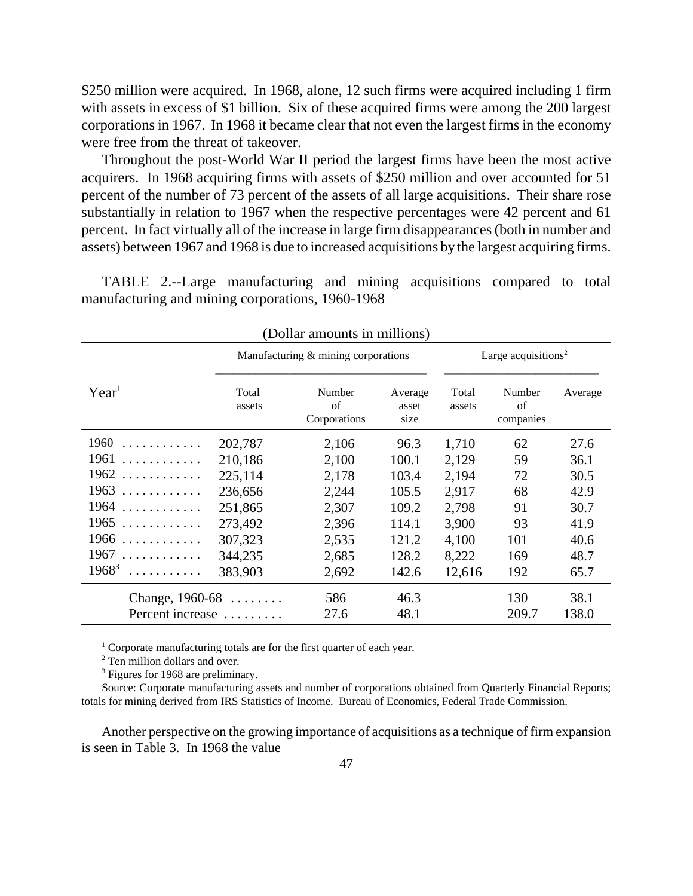$250 million were acquired. In 1968, alone, 12 such firms were acquired including 1 firm with assets in excess of $1 billion. Six of these acquired firms were among the 200 largest corporations in 1967. In 1968 it became clear that not even the largest firms in the economy were free from the threat of takeover.

Throughout the post-World War II period the largest firms have been the most active acquirers. In 1968 acquiring firms with assets of $250 million and over accounted for 51 percent of the number of 73 percent of the assets of all large acquisitions. Their share rose substantially in relation to 1967 when the respective percentages were 42 percent and 61 percent. In fact virtually all of the increase in large firm disappearances (both in number and assets) between 1967 and 1968 is due to increased acquisitions by the largest acquiring firms.

TABLE 2.--Large manufacturing and mining acquisitions compared to total manufacturing and mining corporations, 1960-1968

(Dollar amounts in millions)

| Year[1] | Manufacturing & mining corporations | | | Large acquisitions[2] | | |
|---|---|---|---|---|---|---|
| | Total assets | Number of Corporations | Average asset size | Total assets | Number of companies | Average |
| 1960 | 202,787 | 2,106 | 96.3 | 1,710 | 62 | 27.6 |
| 1961 | 210,186 | 2,100 | 100.1 | 2,129 | 59 | 36.1 |
| 1962 | 225,114 | 2,178 | 103.4 | 2,194 | 72 | 30.5 |
| 1963 | 236,656 | 2,244 | 105.5 | 2,917 | 68 | 42.9 |
| 1964 | 251,865 | 2,307 | 109.2 | 2,798 | 91 | 30.7 |
| 1965 | 273,492 | 2,396 | 114.1 | 3,900 | 93 | 41.9 |
| 1966 | 307,323 | 2,535 | 121.2 | 4,100 | 101 | 40.6 |
| 1967 | 344,235 | 2,685 | 128.2 | 8,222 | 169 | 48.7 |
| 1968[3] | 383,903 | 2,692 | 142.6 | 12,616 | 192 | 65.7 |
| Change, 1960-68 | | 586 | 46.3 | | 130 | 38.1 |
| Percent increase | | 27.6 | 48.1 | | 209.7 | 138.0 |

[1] Corporate manufacturing totals are for the first quarter of each year.

[2] Ten million dollars and over.

[3] Figures for 1968 are preliminary.

Source: Corporate manufacturing assets and number of corporations obtained from Quarterly Financial Reports; totals for mining derived from IRS Statistics of Income. Bureau of Economics, Federal Trade Commission.

Another perspective on the growing importance of acquisitions as a technique of firm expansion is seen in Table 3. In 1968 the value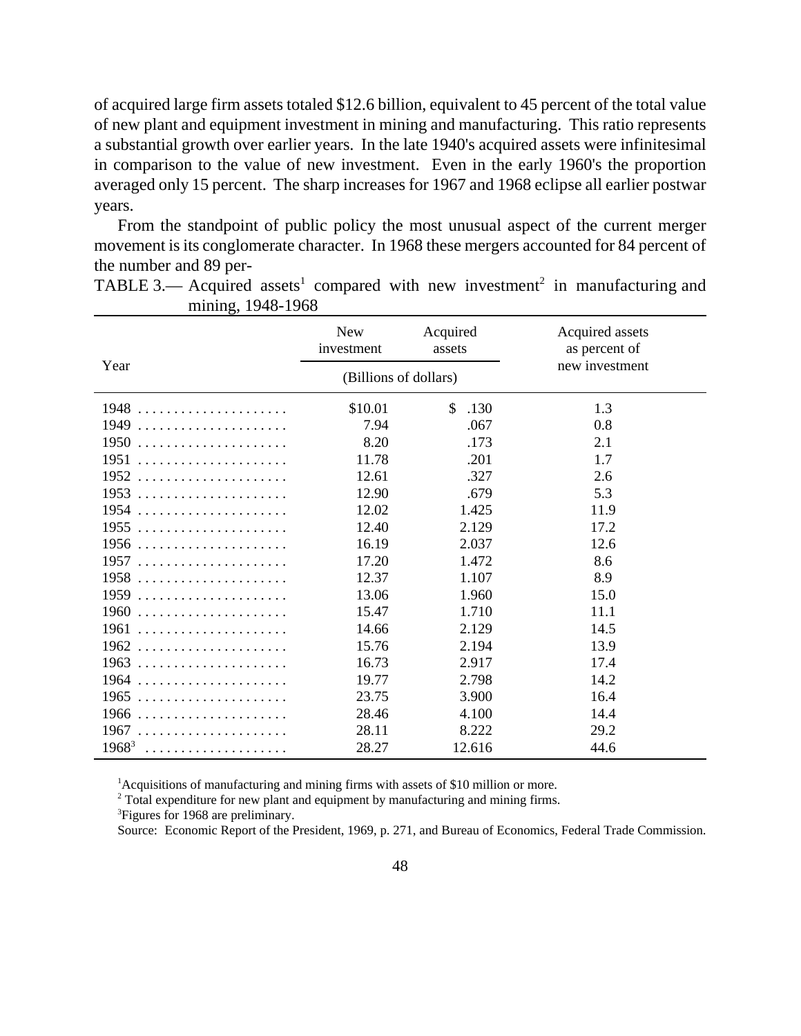of acquired large firm assets totaled $12.6 billion, equivalent to 45 percent of the total value of new plant and equipment investment in mining and manufacturing. This ratio represents a substantial growth over earlier years. In the late 1940's acquired assets were infinitesimal in comparison to the value of new investment. Even in the early 1960's the proportion averaged only 15 percent. The sharp increases for 1967 and 1968 eclipse all earlier postwar years.

From the standpoint of public policy the most unusual aspect of the current merger movement is its conglomerate character. In 1968 these mergers accounted for 84 percent of the number and 89 per-

TABLE 3.— Acquired assets[1] compared with new investment[2] in manufacturing and mining, 1948-1968

| Year | New investment | Acquired assets | Acquired assets as percent of new investment |
|---|---|---|---|
| | (Billions of dollars) | | |
| 1948 | $10.01 | $ .130 | 1.3 |
| 1949 | 7.94 | .067 | 0.8 |
| 1950 | 8.20 | .173 | 2.1 |
| 1951 | 11.78 | .201 | 1.7 |
| 1952 | 12.61 | .327 | 2.6 |
| 1953 | 12.90 | .679 | 5.3 |
| 1954 | 12.02 | 1.425 | 11.9 |
| 1955 | 12.40 | 2.129 | 17.2 |
| 1956 | 16.19 | 2.037 | 12.6 |
| 1957 | 17.20 | 1.472 | 8.6 |
| 1958 | 12.37 | 1.107 | 8.9 |
| 1959 | 13.06 | 1.960 | 15.0 |
| 1960 | 15.47 | 1.710 | 11.1 |
| 1961 | 14.66 | 2.129 | 14.5 |
| 1962 | 15.76 | 2.194 | 13.9 |
| 1963 | 16.73 | 2.917 | 17.4 |
| 1964 | 19.77 | 2.798 | 14.2 |
| 1965 | 23.75 | 3.900 | 16.4 |
| 1966 | 28.46 | 4.100 | 14.4 |
| 1967 | 28.11 | 8.222 | 29.2 |
| 1968[3] | 28.27 | 12.616 | 44.6 |

[1]Acquisitions of manufacturing and mining firms with assets of $10 million or more.

[2] Total expenditure for new plant and equipment by manufacturing and mining firms.

[3]Figures for 1968 are preliminary.

Source: Economic Report of the President, 1969, p. 271, and Bureau of Economics, Federal Trade Commission.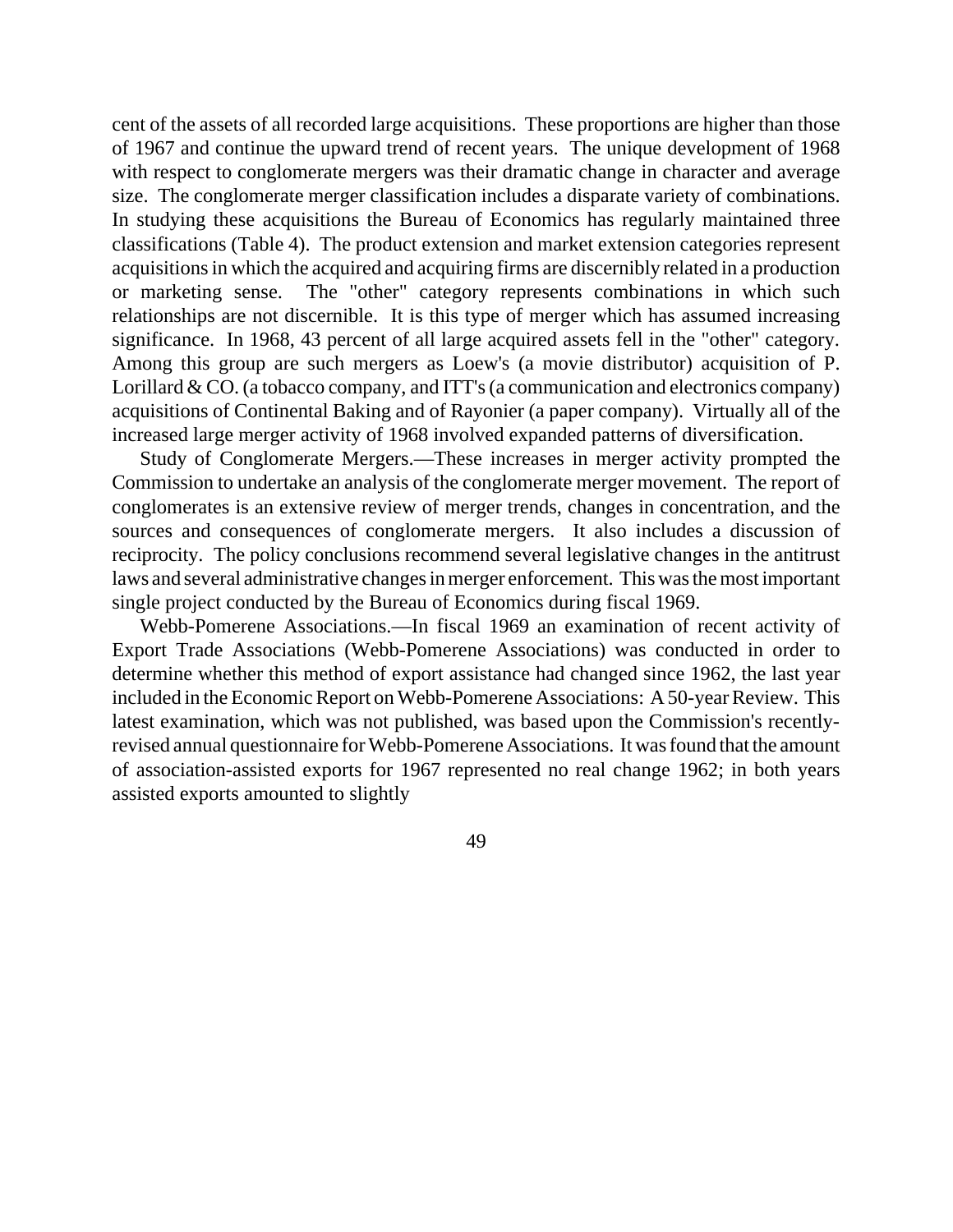cent of the assets of all recorded large acquisitions. These proportions are higher than those of 1967 and continue the upward trend of recent years. The unique development of 1968 with respect to conglomerate mergers was their dramatic change in character and average size. The conglomerate merger classification includes a disparate variety of combinations. In studying these acquisitions the Bureau of Economics has regularly maintained three classifications (Table 4). The product extension and market extension categories represent acquisitions in which the acquired and acquiring firms are discernibly related in a production or marketing sense. The "other" category represents combinations in which such relationships are not discernible. It is this type of merger which has assumed increasing significance. In 1968, 43 percent of all large acquired assets fell in the "other" category. Among this group are such mergers as Loew's (a movie distributor) acquisition of P. Lorillard & CO. (a tobacco company, and ITT's (a communication and electronics company) acquisitions of Continental Baking and of Rayonier (a paper company). Virtually all of the increased large merger activity of 1968 involved expanded patterns of diversification.

Study of Conglomerate Mergers.—These increases in merger activity prompted the Commission to undertake an analysis of the conglomerate merger movement. The report of conglomerates is an extensive review of merger trends, changes in concentration, and the sources and consequences of conglomerate mergers. It also includes a discussion of reciprocity. The policy conclusions recommend several legislative changes in the antitrust laws and several administrative changes in merger enforcement. This was the most important single project conducted by the Bureau of Economics during fiscal 1969.

Webb-Pomerene Associations.—In fiscal 1969 an examination of recent activity of Export Trade Associations (Webb-Pomerene Associations) was conducted in order to determine whether this method of export assistance had changed since 1962, the last year included in the Economic Report on Webb-Pomerene Associations: A 50-year Review. This latest examination, which was not published, was based upon the Commission's recently-revised annual questionnaire for Webb-Pomerene Associations. It was found that the amount of association-assisted exports for 1967 represented no real change 1962; in both years assisted exports amounted to slightly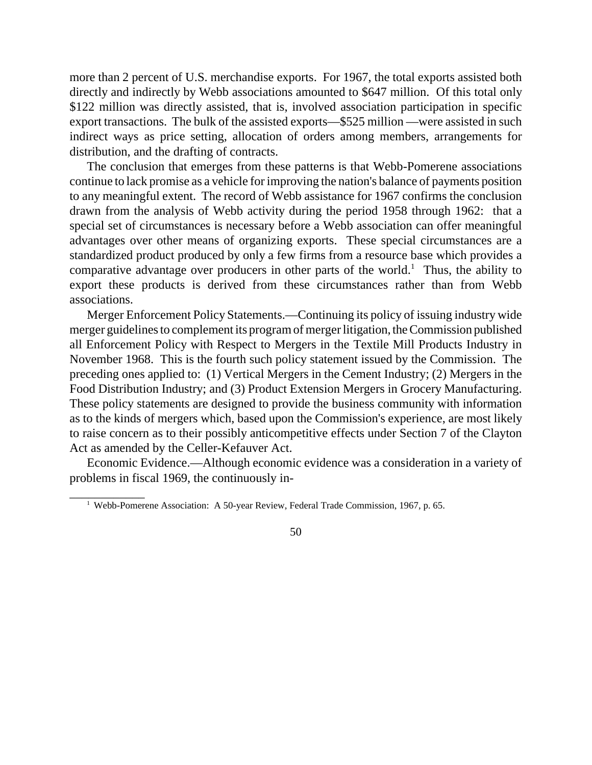more than 2 percent of U.S. merchandise exports. For 1967, the total exports assisted both directly and indirectly by Webb associations amounted to $647 million. Of this total only $122 million was directly assisted, that is, involved association participation in specific export transactions. The bulk of the assisted exports—$525 million —were assisted in such indirect ways as price setting, allocation of orders among members, arrangements for distribution, and the drafting of contracts.

The conclusion that emerges from these patterns is that Webb-Pomerene associations continue to lack promise as a vehicle for improving the nation's balance of payments position to any meaningful extent. The record of Webb assistance for 1967 confirms the conclusion drawn from the analysis of Webb activity during the period 1958 through 1962: that a special set of circumstances is necessary before a Webb association can offer meaningful advantages over other means of organizing exports. These special circumstances are a standardized product produced by only a few firms from a resource base which provides a comparative advantage over producers in other parts of the world.[1] Thus, the ability to export these products is derived from these circumstances rather than from Webb associations.

Merger Enforcement Policy Statements.—Continuing its policy of issuing industry wide merger guidelines to complement its program of merger litigation, the Commission published all Enforcement Policy with Respect to Mergers in the Textile Mill Products Industry in November 1968. This is the fourth such policy statement issued by the Commission. The preceding ones applied to: (1) Vertical Mergers in the Cement Industry; (2) Mergers in the Food Distribution Industry; and (3) Product Extension Mergers in Grocery Manufacturing. These policy statements are designed to provide the business community with information as to the kinds of mergers which, based upon the Commission's experience, are most likely to raise concern as to their possibly anticompetitive effects under Section 7 of the Clayton Act as amended by the Celler-Kefauver Act.

Economic Evidence.—Although economic evidence was a consideration in a variety of problems in fiscal 1969, the continuously in-

---

[1] Webb-Pomerene Association: A 50-year Review, Federal Trade Commission, 1967, p. 65.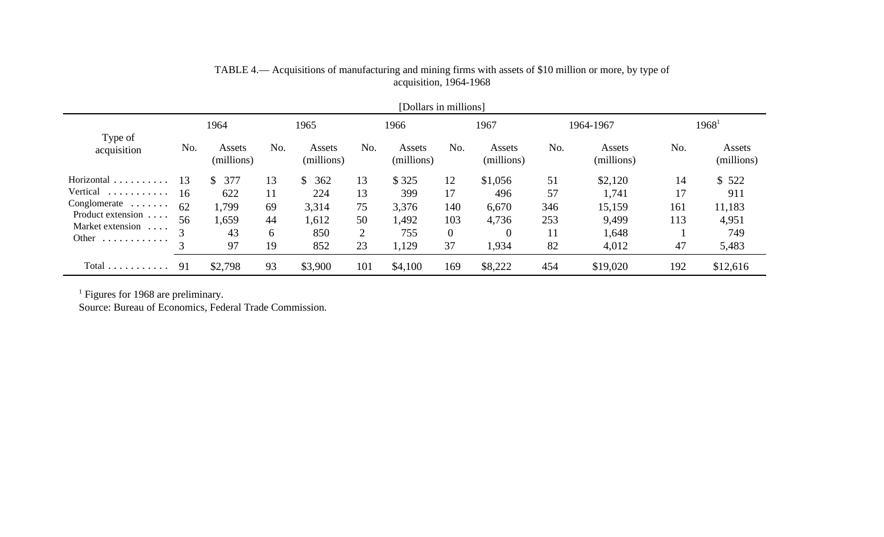TABLE 4.— Acquisitions of manufacturing and mining firms with assets of $10 million or more, by type of acquisition, 1964-1968

[Dollars in millions]

| Type of acquisition | 1964 | | 1965 | | 1966 | | 1967 | | 1964-1967 | | 1968[1] | |
|---|---|---|---|---|---|---|---|---|---|---|---|---|
| | No. | Assets (millions) | No. | Assets (millions) | No. | Assets (millions) | No. | Assets (millions) | No. | Assets (millions) | No. | Assets (millions) |
| Horizontal | 13 | $ 377 | 13 | $ 362 | 13 | $ 325 | 12 | $1,056 | 51 | $2,120 | 14 | $ 522 |
| Vertical | 16 | 622 | 11 | 224 | 13 | 399 | 17 | 496 | 57 | 1,741 | 17 | 911 |
| Conglomerate | 62 | 1,799 | 69 | 3,314 | 75 | 3,376 | 140 | 6,670 | 346 | 15,159 | 161 | 11,183 |
| Product extension | 56 | 1,659 | 44 | 1,612 | 50 | 1,492 | 103 | 4,736 | 253 | 9,499 | 113 | 4,951 |
| Market extension | 3 | 43 | 6 | 850 | 2 | 755 | 0 | 0 | 11 | 1,648 | 1 | 749 |
| Other | 3 | 97 | 19 | 852 | 23 | 1,129 | 37 | 1,934 | 82 | 4,012 | 47 | 5,483 |
| Total | 91 | $2,798 | 93 | $3,900 | 101 | $4,100 | 169 | $8,222 | 454 | $19,020 | 192 | $12,616 |

[1] Figures for 1968 are preliminary.

Source: Bureau of Economics, Federal Trade Commission.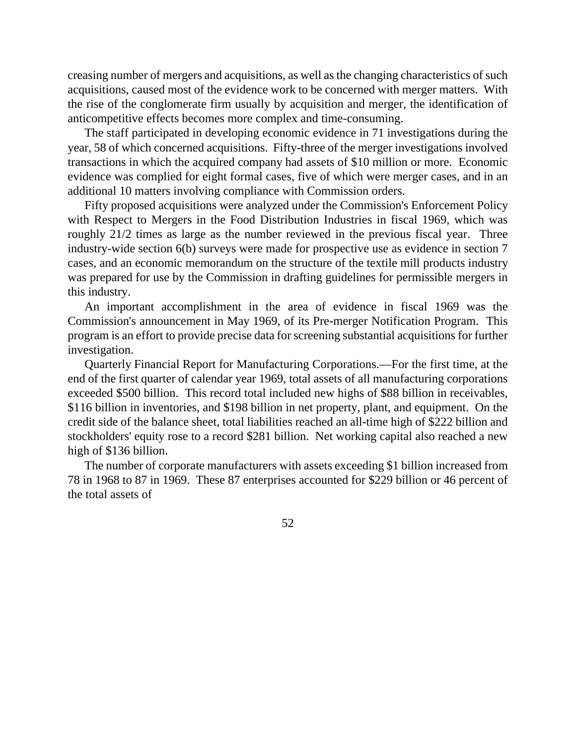creasing number of mergers and acquisitions, as well as the changing characteristics of such acquisitions, caused most of the evidence work to be concerned with merger matters. With the rise of the conglomerate firm usually by acquisition and merger, the identification of anticompetitive effects becomes more complex and time-consuming.

The staff participated in developing economic evidence in 71 investigations during the year, 58 of which concerned acquisitions. Fifty-three of the merger investigations involved transactions in which the acquired company had assets of $10 million or more. Economic evidence was complied for eight formal cases, five of which were merger cases, and in an additional 10 matters involving compliance with Commission orders.

Fifty proposed acquisitions were analyzed under the Commission's Enforcement Policy with Respect to Mergers in the Food Distribution Industries in fiscal 1969, which was roughly 21/2 times as large as the number reviewed in the previous fiscal year. Three industry-wide section 6(b) surveys were made for prospective use as evidence in section 7 cases, and an economic memorandum on the structure of the textile mill products industry was prepared for use by the Commission in drafting guidelines for permissible mergers in this industry.

An important accomplishment in the area of evidence in fiscal 1969 was the Commission's announcement in May 1969, of its Pre-merger Notification Program. This program is an effort to provide precise data for screening substantial acquisitions for further investigation.

Quarterly Financial Report for Manufacturing Corporations.—For the first time, at the end of the first quarter of calendar year 1969, total assets of all manufacturing corporations exceeded $500 billion. This record total included new highs of $88 billion in receivables, $116 billion in inventories, and $198 billion in net property, plant, and equipment. On the credit side of the balance sheet, total liabilities reached an all-time high of $222 billion and stockholders' equity rose to a record $281 billion. Net working capital also reached a new high of $136 billion.

The number of corporate manufacturers with assets exceeding $1 billion increased from 78 in 1968 to 87 in 1969. These 87 enterprises accounted for $229 billion or 46 percent of the total assets of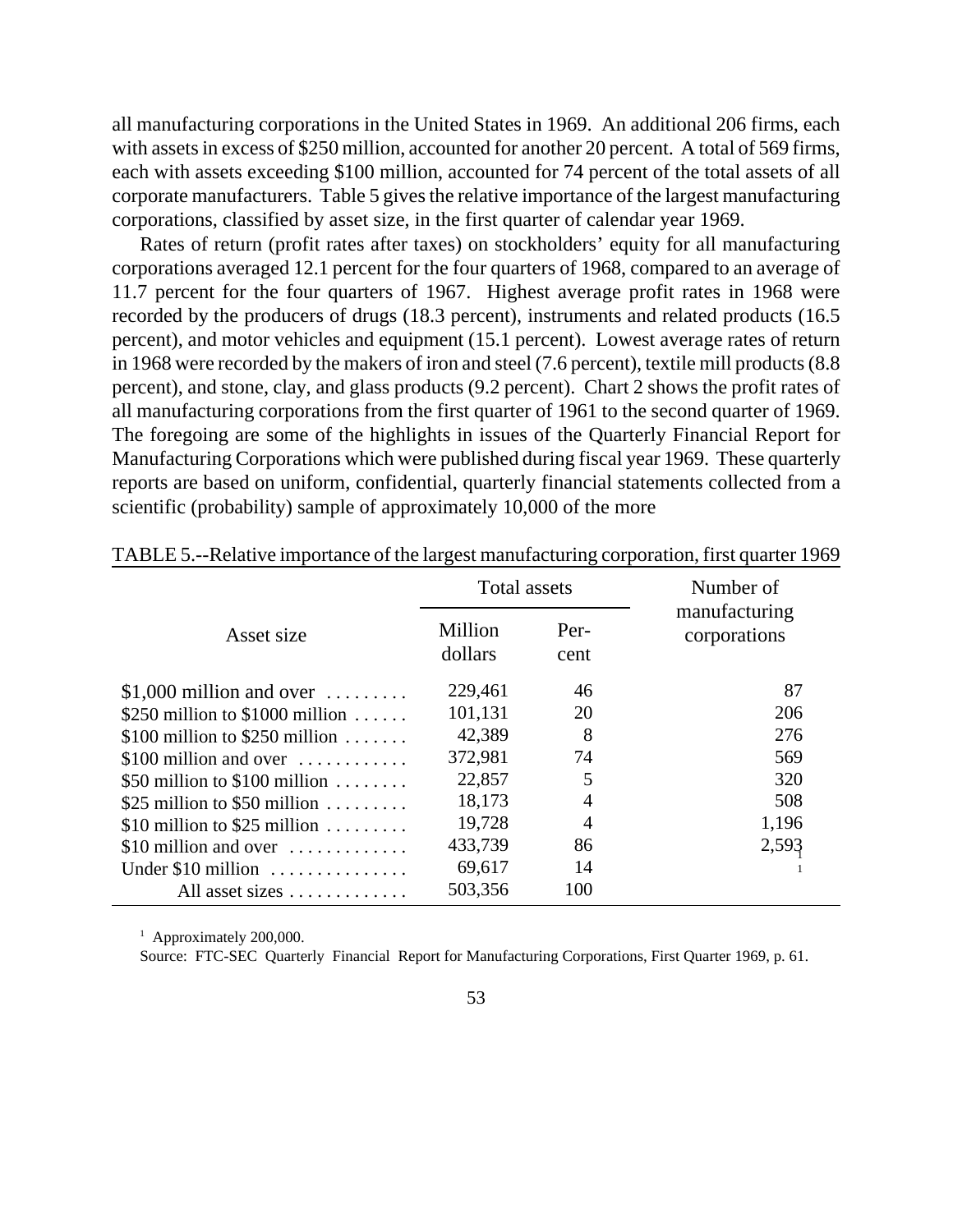all manufacturing corporations in the United States in 1969. An additional 206 firms, each with assets in excess of $250 million, accounted for another 20 percent. A total of 569 firms, each with assets exceeding $100 million, accounted for 74 percent of the total assets of all corporate manufacturers. Table 5 gives the relative importance of the largest manufacturing corporations, classified by asset size, in the first quarter of calendar year 1969.

Rates of return (profit rates after taxes) on stockholders' equity for all manufacturing corporations averaged 12.1 percent for the four quarters of 1968, compared to an average of 11.7 percent for the four quarters of 1967. Highest average profit rates in 1968 were recorded by the producers of drugs (18.3 percent), instruments and related products (16.5 percent), and motor vehicles and equipment (15.1 percent). Lowest average rates of return in 1968 were recorded by the makers of iron and steel (7.6 percent), textile mill products (8.8 percent), and stone, clay, and glass products (9.2 percent). Chart 2 shows the profit rates of all manufacturing corporations from the first quarter of 1961 to the second quarter of 1969. The foregoing are some of the highlights in issues of the Quarterly Financial Report for Manufacturing Corporations which were published during fiscal year 1969. These quarterly reports are based on uniform, confidential, quarterly financial statements collected from a scientific (probability) sample of approximately 10,000 of the more

TABLE 5.--Relative importance of the largest manufacturing corporation, first quarter 1969

| Asset size | Total assets | | Number of manufacturing corporations |
|---|---|---|---|
| | Million dollars | Per-cent | |
| $1,000 million and over | 229,461 | 46 | 87 |
| $250 million to $1000 million | 101,131 | 20 | 206 |
| $100 million to $250 million | 42,389 | 8 | 276 |
| $100 million and over | 372,981 | 74 | 569 |
| $50 million to $100 million | 22,857 | 5 | 320 |
| $25 million to $50 million | 18,173 | 4 | 508 |
| $10 million to $25 million | 19,728 | 4 | 1,196 |
| $10 million and over | 433,739 | 86 | 2,593 |
| Under $10 million | 69,617 | 14 | [1] |
| All asset sizes | 503,356 | 100 | [1] |

[1] Approximately 200,000.

Source: FTC-SEC Quarterly Financial Report for Manufacturing Corporations, First Quarter 1969, p. 61.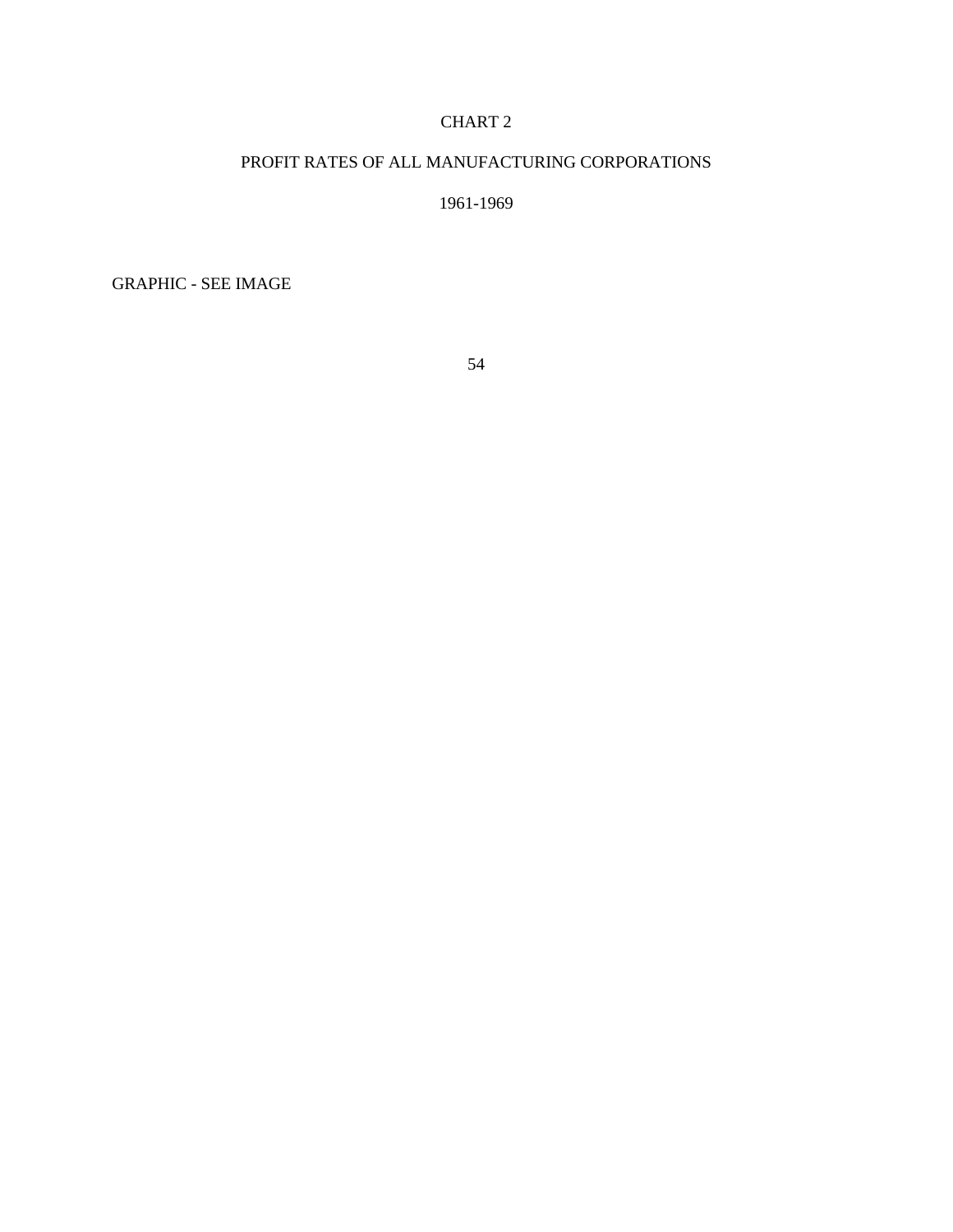CHART 2

PROFIT RATES OF ALL MANUFACTURING CORPORATIONS

1961-1969

GRAPHIC - SEE IMAGE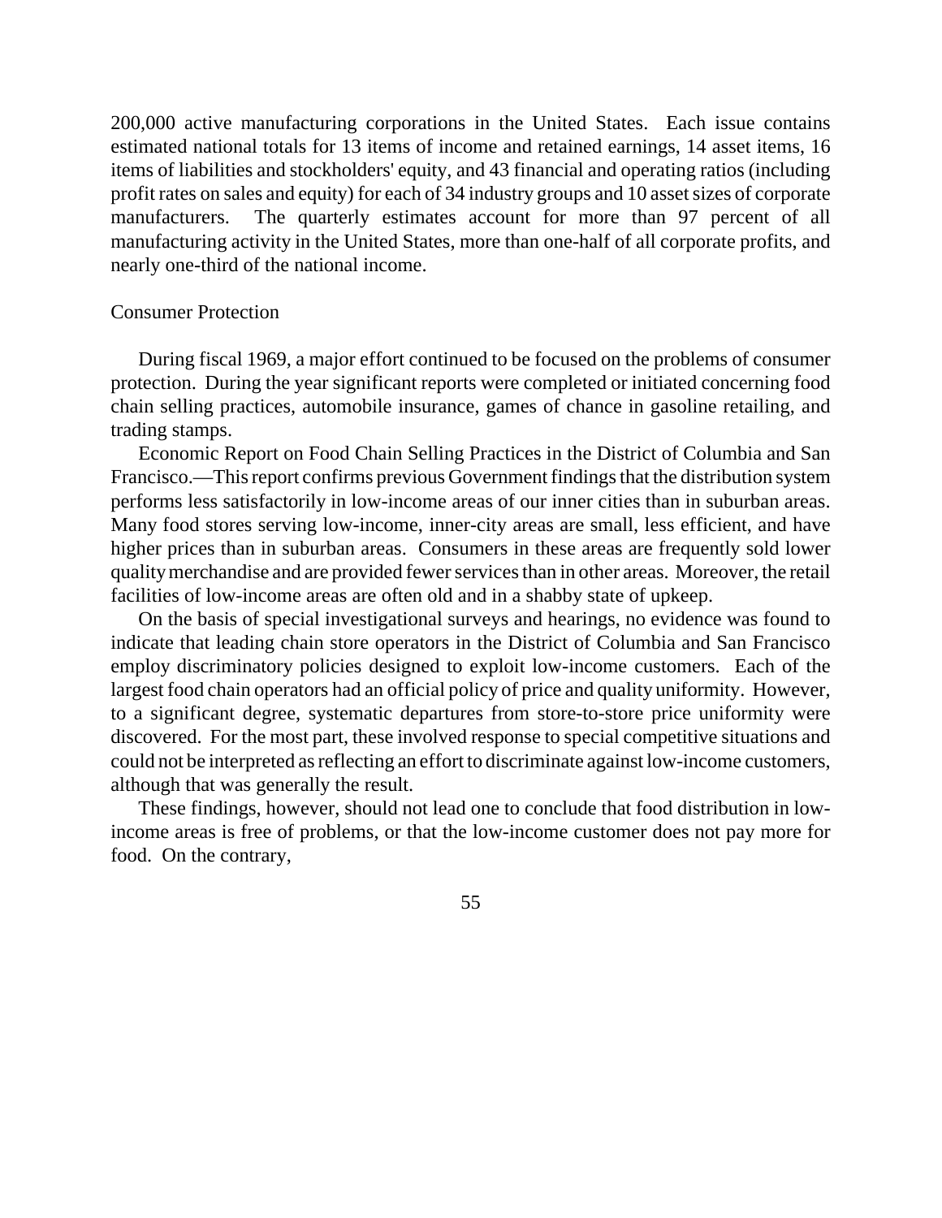200,000 active manufacturing corporations in the United States. Each issue contains estimated national totals for 13 items of income and retained earnings, 14 asset items, 16 items of liabilities and stockholders' equity, and 43 financial and operating ratios (including profit rates on sales and equity) for each of 34 industry groups and 10 asset sizes of corporate manufacturers. The quarterly estimates account for more than 97 percent of all manufacturing activity in the United States, more than one-half of all corporate profits, and nearly one-third of the national income.

## Consumer Protection

During fiscal 1969, a major effort continued to be focused on the problems of consumer protection. During the year significant reports were completed or initiated concerning food chain selling practices, automobile insurance, games of chance in gasoline retailing, and trading stamps.

Economic Report on Food Chain Selling Practices in the District of Columbia and San Francisco.—This report confirms previous Government findings that the distribution system performs less satisfactorily in low-income areas of our inner cities than in suburban areas. Many food stores serving low-income, inner-city areas are small, less efficient, and have higher prices than in suburban areas. Consumers in these areas are frequently sold lower quality merchandise and are provided fewer services than in other areas. Moreover, the retail facilities of low-income areas are often old and in a shabby state of upkeep.

On the basis of special investigational surveys and hearings, no evidence was found to indicate that leading chain store operators in the District of Columbia and San Francisco employ discriminatory policies designed to exploit low-income customers. Each of the largest food chain operators had an official policy of price and quality uniformity. However, to a significant degree, systematic departures from store-to-store price uniformity were discovered. For the most part, these involved response to special competitive situations and could not be interpreted as reflecting an effort to discriminate against low-income customers, although that was generally the result.

These findings, however, should not lead one to conclude that food distribution in low-income areas is free of problems, or that the low-income customer does not pay more for food. On the contrary,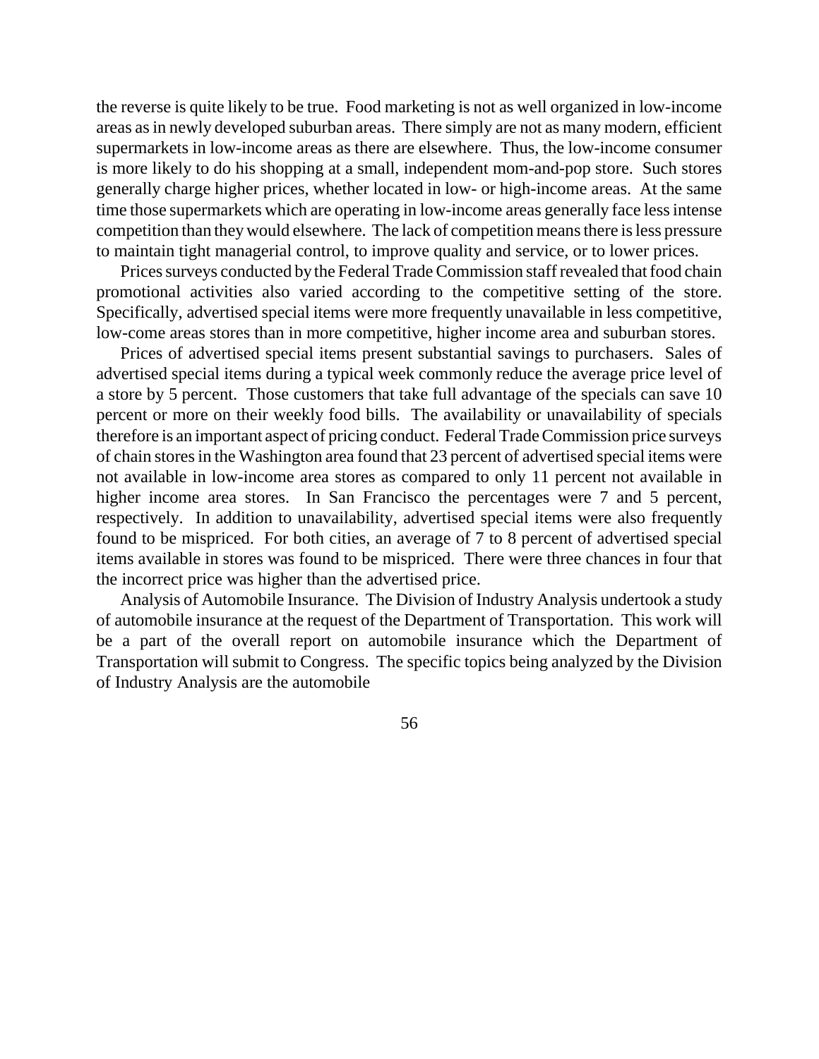the reverse is quite likely to be true. Food marketing is not as well organized in low-income areas as in newly developed suburban areas. There simply are not as many modern, efficient supermarkets in low-income areas as there are elsewhere. Thus, the low-income consumer is more likely to do his shopping at a small, independent mom-and-pop store. Such stores generally charge higher prices, whether located in low- or high-income areas. At the same time those supermarkets which are operating in low-income areas generally face less intense competition than they would elsewhere. The lack of competition means there is less pressure to maintain tight managerial control, to improve quality and service, or to lower prices.

Prices surveys conducted by the Federal Trade Commission staff revealed that food chain promotional activities also varied according to the competitive setting of the store. Specifically, advertised special items were more frequently unavailable in less competitive, low-come areas stores than in more competitive, higher income area and suburban stores.

Prices of advertised special items present substantial savings to purchasers. Sales of advertised special items during a typical week commonly reduce the average price level of a store by 5 percent. Those customers that take full advantage of the specials can save 10 percent or more on their weekly food bills. The availability or unavailability of specials therefore is an important aspect of pricing conduct. Federal Trade Commission price surveys of chain stores in the Washington area found that 23 percent of advertised special items were not available in low-income area stores as compared to only 11 percent not available in higher income area stores. In San Francisco the percentages were 7 and 5 percent, respectively. In addition to unavailability, advertised special items were also frequently found to be mispriced. For both cities, an average of 7 to 8 percent of advertised special items available in stores was found to be mispriced. There were three chances in four that the incorrect price was higher than the advertised price.

Analysis of Automobile Insurance. The Division of Industry Analysis undertook a study of automobile insurance at the request of the Department of Transportation. This work will be a part of the overall report on automobile insurance which the Department of Transportation will submit to Congress. The specific topics being analyzed by the Division of Industry Analysis are the automobile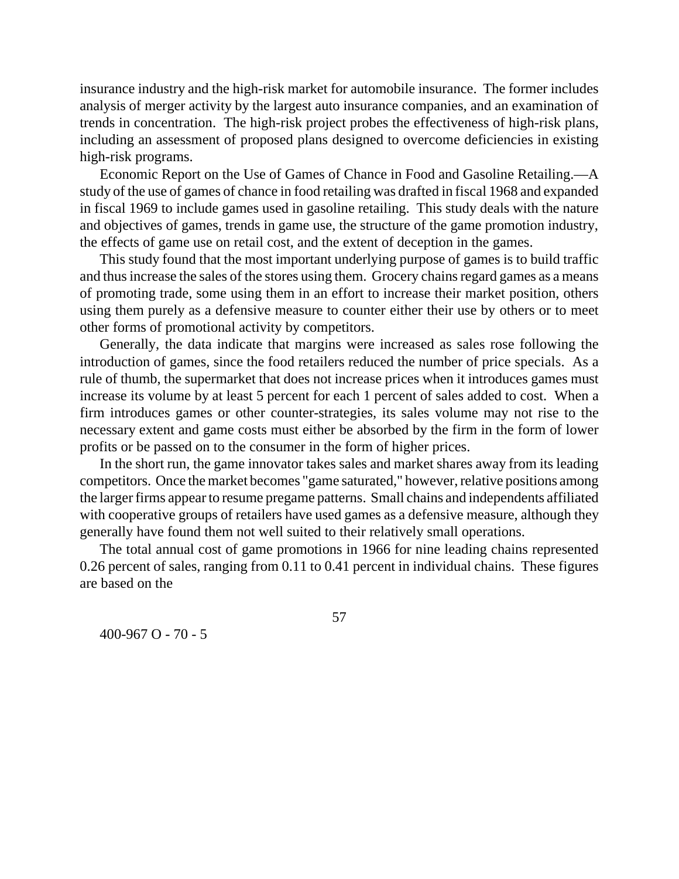insurance industry and the high-risk market for automobile insurance. The former includes analysis of merger activity by the largest auto insurance companies, and an examination of trends in concentration. The high-risk project probes the effectiveness of high-risk plans, including an assessment of proposed plans designed to overcome deficiencies in existing high-risk programs.

Economic Report on the Use of Games of Chance in Food and Gasoline Retailing.—A study of the use of games of chance in food retailing was drafted in fiscal 1968 and expanded in fiscal 1969 to include games used in gasoline retailing. This study deals with the nature and objectives of games, trends in game use, the structure of the game promotion industry, the effects of game use on retail cost, and the extent of deception in the games.

This study found that the most important underlying purpose of games is to build traffic and thus increase the sales of the stores using them. Grocery chains regard games as a means of promoting trade, some using them in an effort to increase their market position, others using them purely as a defensive measure to counter either their use by others or to meet other forms of promotional activity by competitors.

Generally, the data indicate that margins were increased as sales rose following the introduction of games, since the food retailers reduced the number of price specials. As a rule of thumb, the supermarket that does not increase prices when it introduces games must increase its volume by at least 5 percent for each 1 percent of sales added to cost. When a firm introduces games or other counter-strategies, its sales volume may not rise to the necessary extent and game costs must either be absorbed by the firm in the form of lower profits or be passed on to the consumer in the form of higher prices.

In the short run, the game innovator takes sales and market shares away from its leading competitors. Once the market becomes "game saturated," however, relative positions among the larger firms appear to resume pregame patterns. Small chains and independents affiliated with cooperative groups of retailers have used games as a defensive measure, although they generally have found them not well suited to their relatively small operations.

The total annual cost of game promotions in 1966 for nine leading chains represented 0.26 percent of sales, ranging from 0.11 to 0.41 percent in individual chains. These figures are based on the

400-967 O - 70 - 5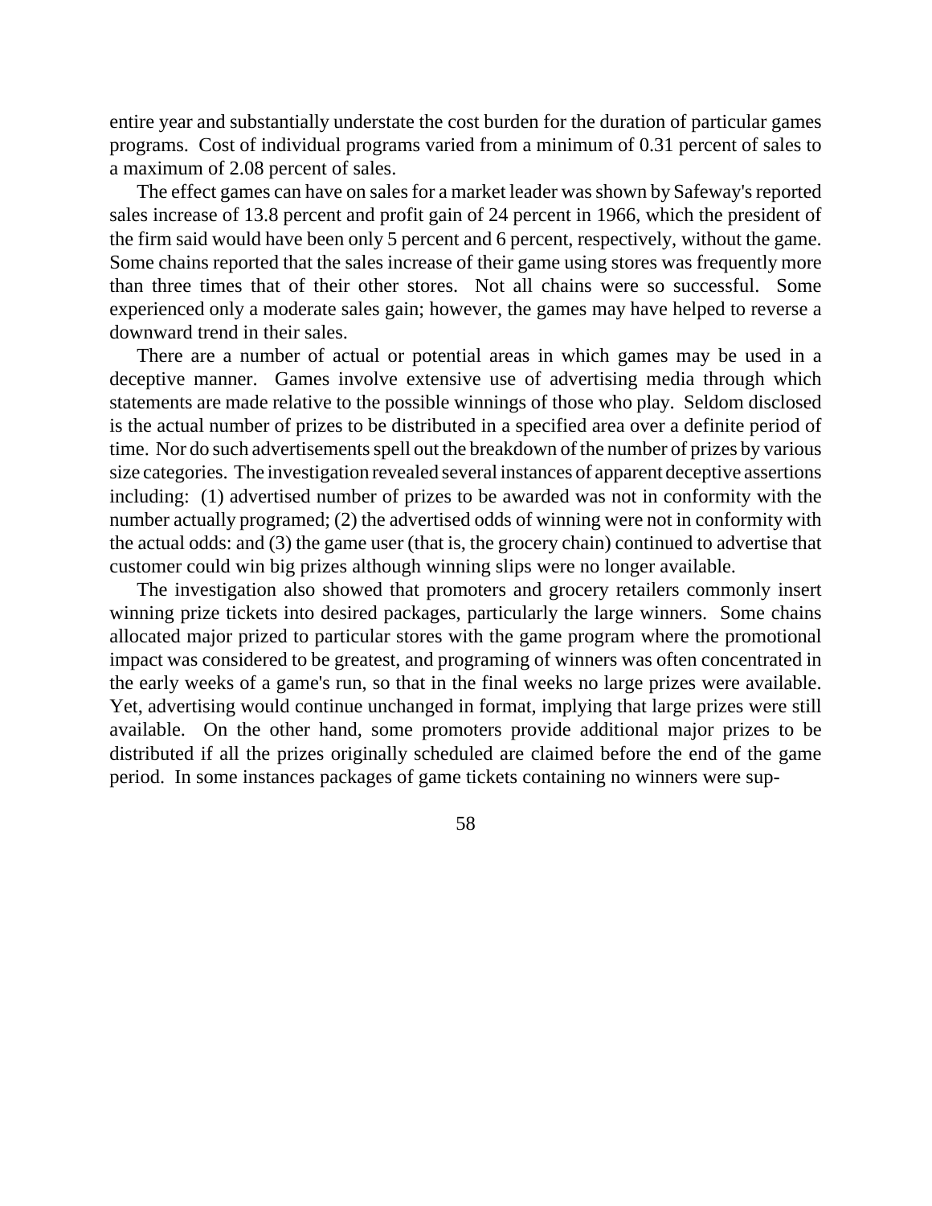entire year and substantially understate the cost burden for the duration of particular games programs. Cost of individual programs varied from a minimum of 0.31 percent of sales to a maximum of 2.08 percent of sales.

The effect games can have on sales for a market leader was shown by Safeway's reported sales increase of 13.8 percent and profit gain of 24 percent in 1966, which the president of the firm said would have been only 5 percent and 6 percent, respectively, without the game. Some chains reported that the sales increase of their game using stores was frequently more than three times that of their other stores. Not all chains were so successful. Some experienced only a moderate sales gain; however, the games may have helped to reverse a downward trend in their sales.

There are a number of actual or potential areas in which games may be used in a deceptive manner. Games involve extensive use of advertising media through which statements are made relative to the possible winnings of those who play. Seldom disclosed is the actual number of prizes to be distributed in a specified area over a definite period of time. Nor do such advertisements spell out the breakdown of the number of prizes by various size categories. The investigation revealed several instances of apparent deceptive assertions including: (1) advertised number of prizes to be awarded was not in conformity with the number actually programed; (2) the advertised odds of winning were not in conformity with the actual odds: and (3) the game user (that is, the grocery chain) continued to advertise that customer could win big prizes although winning slips were no longer available.

The investigation also showed that promoters and grocery retailers commonly insert winning prize tickets into desired packages, particularly the large winners. Some chains allocated major prized to particular stores with the game program where the promotional impact was considered to be greatest, and programing of winners was often concentrated in the early weeks of a game's run, so that in the final weeks no large prizes were available. Yet, advertising would continue unchanged in format, implying that large prizes were still available. On the other hand, some promoters provide additional major prizes to be distributed if all the prizes originally scheduled are claimed before the end of the game period. In some instances packages of game tickets containing no winners were sup-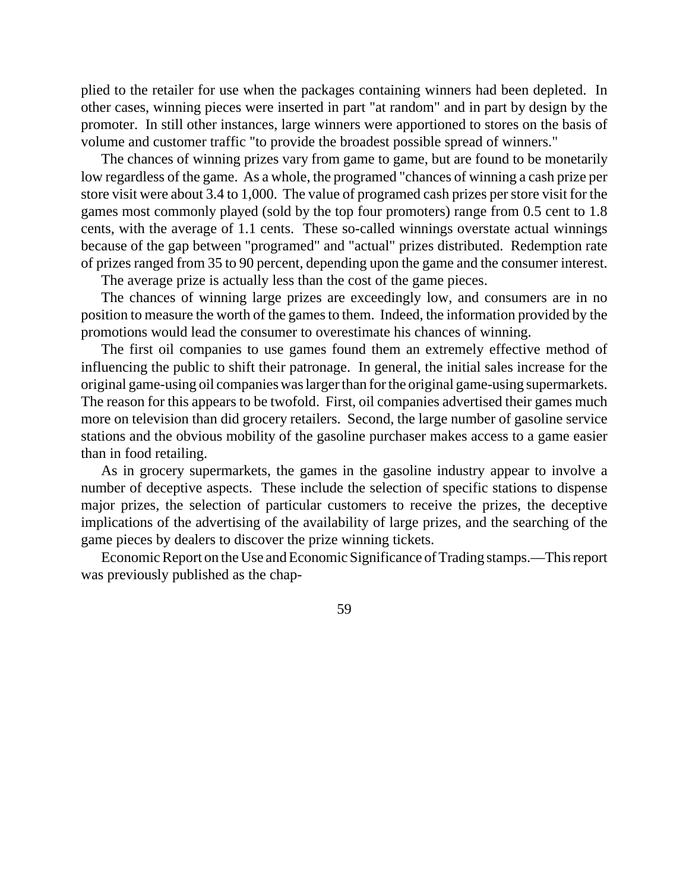plied to the retailer for use when the packages containing winners had been depleted. In other cases, winning pieces were inserted in part "at random" and in part by design by the promoter. In still other instances, large winners were apportioned to stores on the basis of volume and customer traffic "to provide the broadest possible spread of winners."

The chances of winning prizes vary from game to game, but are found to be monetarily low regardless of the game. As a whole, the programed "chances of winning a cash prize per store visit were about 3.4 to 1,000. The value of programed cash prizes per store visit for the games most commonly played (sold by the top four promoters) range from 0.5 cent to 1.8 cents, with the average of 1.1 cents. These so-called winnings overstate actual winnings because of the gap between "programed" and "actual" prizes distributed. Redemption rate of prizes ranged from 35 to 90 percent, depending upon the game and the consumer interest.

The average prize is actually less than the cost of the game pieces.

The chances of winning large prizes are exceedingly low, and consumers are in no position to measure the worth of the games to them. Indeed, the information provided by the promotions would lead the consumer to overestimate his chances of winning.

The first oil companies to use games found them an extremely effective method of influencing the public to shift their patronage. In general, the initial sales increase for the original game-using oil companies was larger than for the original game-using supermarkets. The reason for this appears to be twofold. First, oil companies advertised their games much more on television than did grocery retailers. Second, the large number of gasoline service stations and the obvious mobility of the gasoline purchaser makes access to a game easier than in food retailing.

As in grocery supermarkets, the games in the gasoline industry appear to involve a number of deceptive aspects. These include the selection of specific stations to dispense major prizes, the selection of particular customers to receive the prizes, the deceptive implications of the advertising of the availability of large prizes, and the searching of the game pieces by dealers to discover the prize winning tickets.

Economic Report on the Use and Economic Significance of Trading stamps.—This report was previously published as the chap-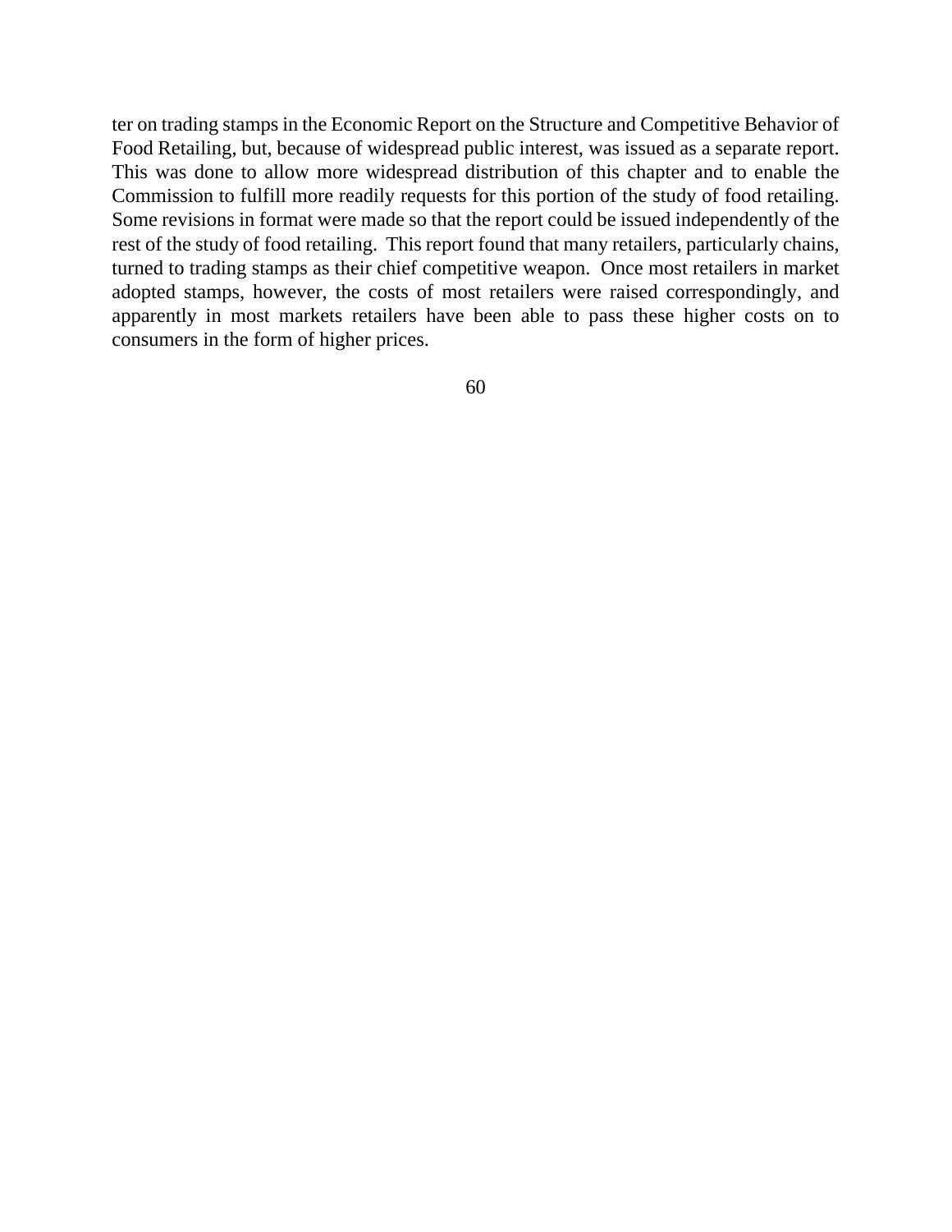ter on trading stamps in the Economic Report on the Structure and Competitive Behavior of Food Retailing, but, because of widespread public interest, was issued as a separate report. This was done to allow more widespread distribution of this chapter and to enable the Commission to fulfill more readily requests for this portion of the study of food retailing. Some revisions in format were made so that the report could be issued independently of the rest of the study of food retailing. This report found that many retailers, particularly chains, turned to trading stamps as their chief competitive weapon. Once most retailers in market adopted stamps, however, the costs of most retailers were raised correspondingly, and apparently in most markets retailers have been able to pass these higher costs on to consumers in the form of higher prices.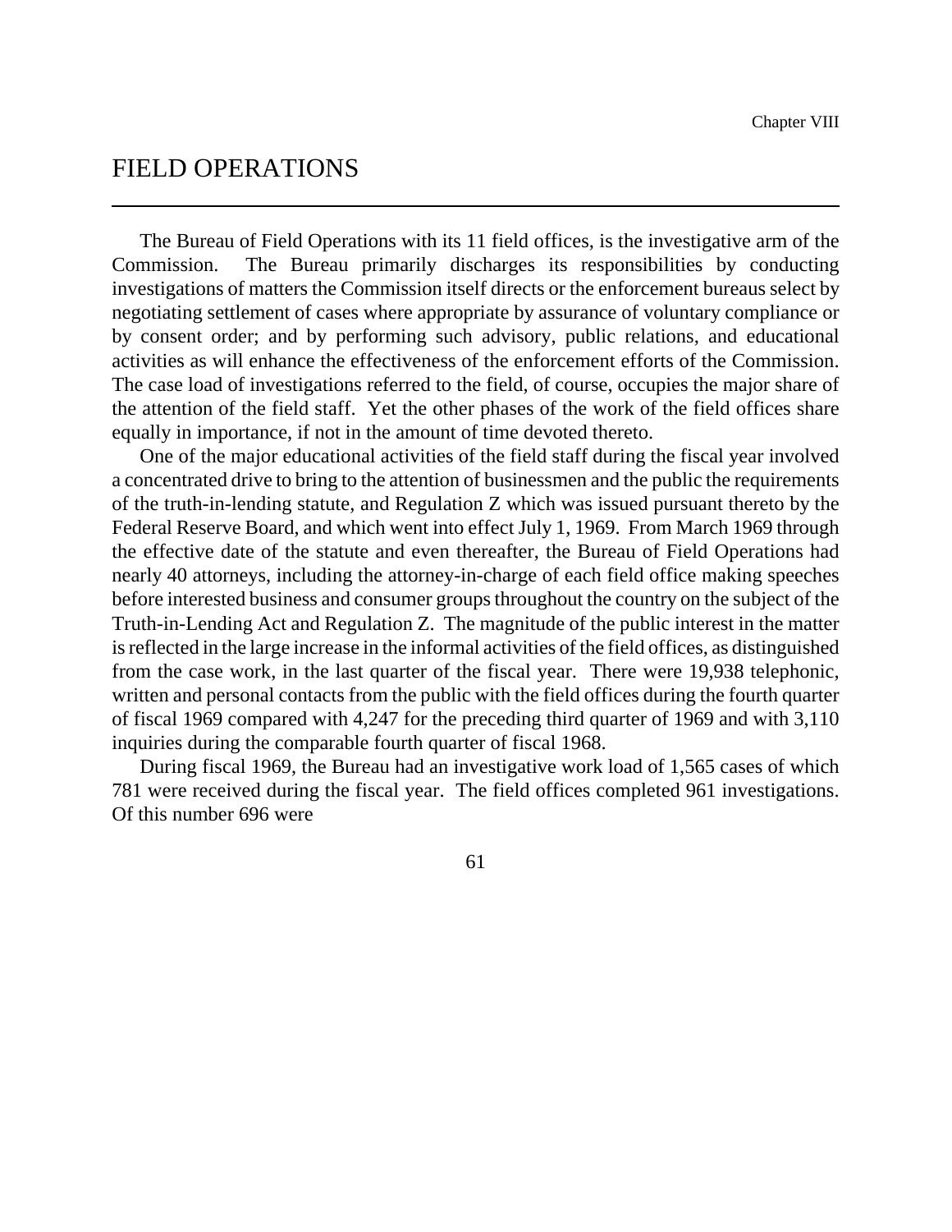Chapter VIII

# FIELD OPERATIONS

The Bureau of Field Operations with its 11 field offices, is the investigative arm of the Commission. The Bureau primarily discharges its responsibilities by conducting investigations of matters the Commission itself directs or the enforcement bureaus select by negotiating settlement of cases where appropriate by assurance of voluntary compliance or by consent order; and by performing such advisory, public relations, and educational activities as will enhance the effectiveness of the enforcement efforts of the Commission. The case load of investigations referred to the field, of course, occupies the major share of the attention of the field staff. Yet the other phases of the work of the field offices share equally in importance, if not in the amount of time devoted thereto.

One of the major educational activities of the field staff during the fiscal year involved a concentrated drive to bring to the attention of businessmen and the public the requirements of the truth-in-lending statute, and Regulation Z which was issued pursuant thereto by the Federal Reserve Board, and which went into effect July 1, 1969. From March 1969 through the effective date of the statute and even thereafter, the Bureau of Field Operations had nearly 40 attorneys, including the attorney-in-charge of each field office making speeches before interested business and consumer groups throughout the country on the subject of the Truth-in-Lending Act and Regulation Z. The magnitude of the public interest in the matter is reflected in the large increase in the informal activities of the field offices, as distinguished from the case work, in the last quarter of the fiscal year. There were 19,938 telephonic, written and personal contacts from the public with the field offices during the fourth quarter of fiscal 1969 compared with 4,247 for the preceding third quarter of 1969 and with 3,110 inquiries during the comparable fourth quarter of fiscal 1968.

During fiscal 1969, the Bureau had an investigative work load of 1,565 cases of which 781 were received during the fiscal year. The field offices completed 961 investigations. Of this number 696 were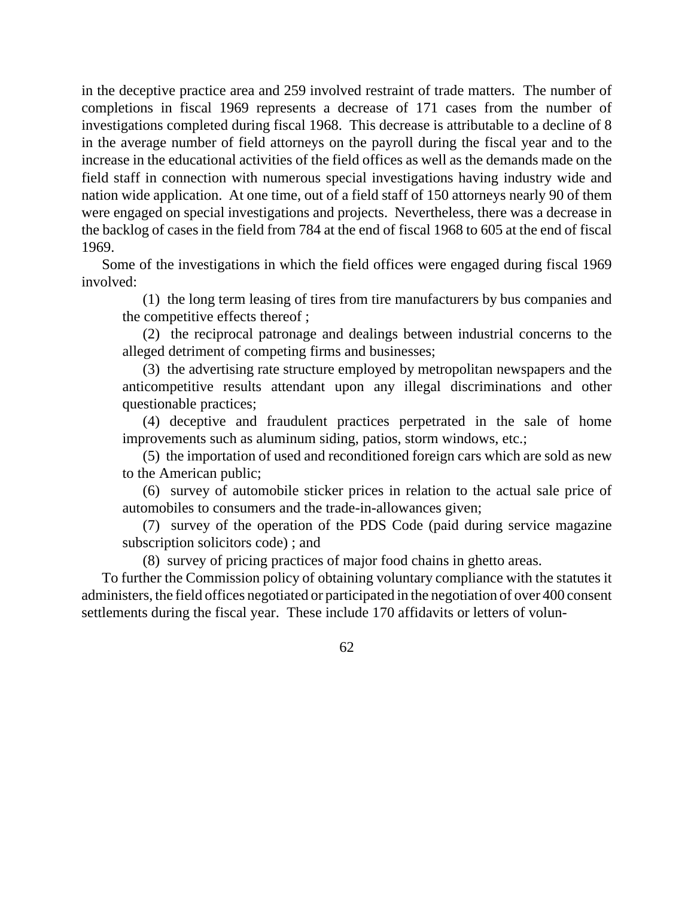in the deceptive practice area and 259 involved restraint of trade matters. The number of completions in fiscal 1969 represents a decrease of 171 cases from the number of investigations completed during fiscal 1968. This decrease is attributable to a decline of 8 in the average number of field attorneys on the payroll during the fiscal year and to the increase in the educational activities of the field offices as well as the demands made on the field staff in connection with numerous special investigations having industry wide and nation wide application. At one time, out of a field staff of 150 attorneys nearly 90 of them were engaged on special investigations and projects. Nevertheless, there was a decrease in the backlog of cases in the field from 784 at the end of fiscal 1968 to 605 at the end of fiscal 1969.

Some of the investigations in which the field offices were engaged during fiscal 1969 involved:

(1) the long term leasing of tires from tire manufacturers by bus companies and the competitive effects thereof ;

(2) the reciprocal patronage and dealings between industrial concerns to the alleged detriment of competing firms and businesses;

(3) the advertising rate structure employed by metropolitan newspapers and the anticompetitive results attendant upon any illegal discriminations and other questionable practices;

(4) deceptive and fraudulent practices perpetrated in the sale of home improvements such as aluminum siding, patios, storm windows, etc.;

(5) the importation of used and reconditioned foreign cars which are sold as new to the American public;

(6) survey of automobile sticker prices in relation to the actual sale price of automobiles to consumers and the trade-in-allowances given;

(7) survey of the operation of the PDS Code (paid during service magazine subscription solicitors code) ; and

(8) survey of pricing practices of major food chains in ghetto areas.

To further the Commission policy of obtaining voluntary compliance with the statutes it administers, the field offices negotiated or participated in the negotiation of over 400 consent settlements during the fiscal year. These include 170 affidavits or letters of volun-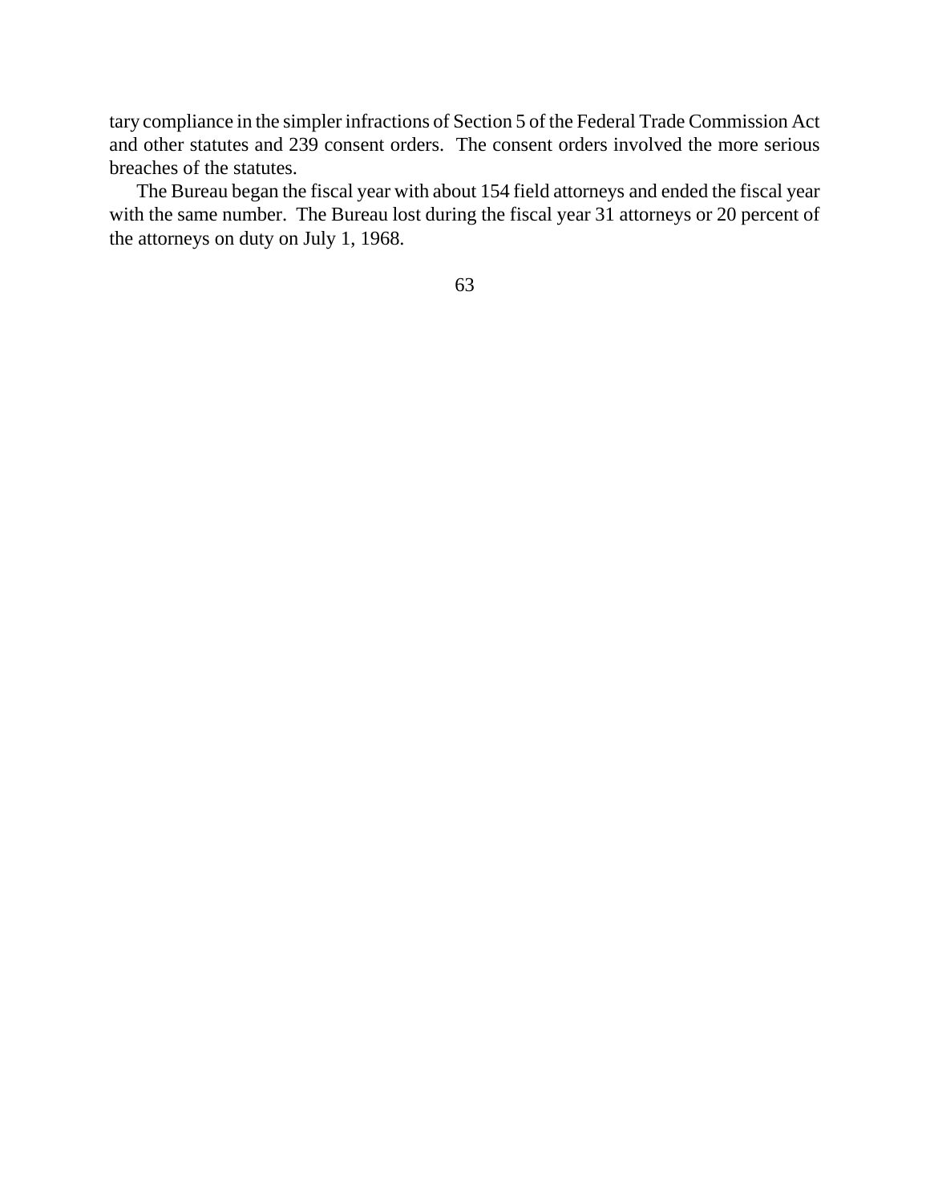tary compliance in the simpler infractions of Section 5 of the Federal Trade Commission Act and other statutes and 239 consent orders. The consent orders involved the more serious breaches of the statutes.

The Bureau began the fiscal year with about 154 field attorneys and ended the fiscal year with the same number. The Bureau lost during the fiscal year 31 attorneys or 20 percent of the attorneys on duty on July 1, 1968.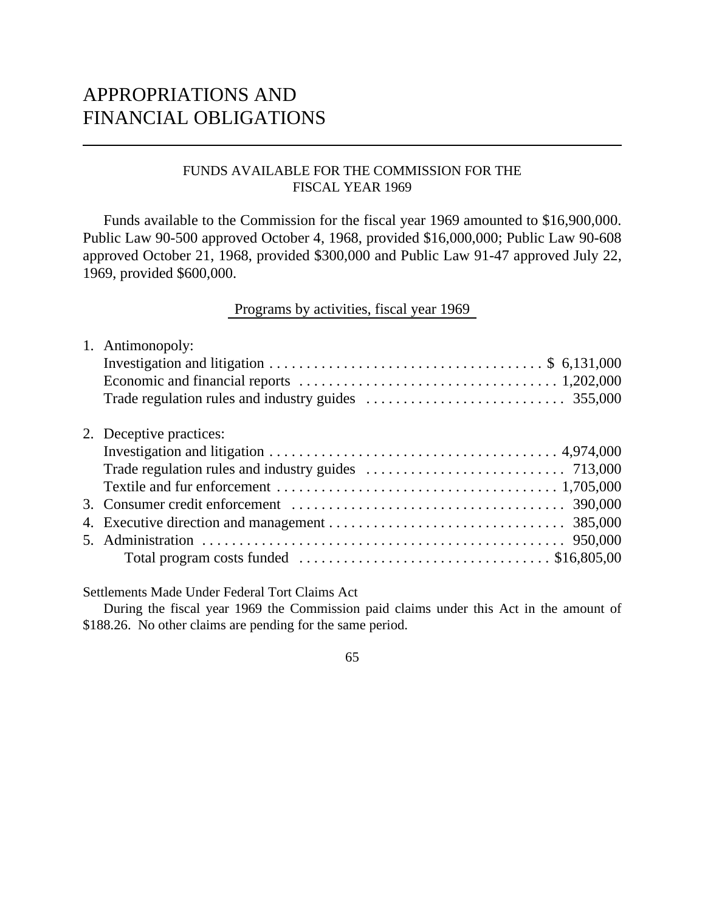# APPROPRIATIONS AND FINANCIAL OBLIGATIONS

## FUNDS AVAILABLE FOR THE COMMISSION FOR THE FISCAL YEAR 1969

Funds available to the Commission for the fiscal year 1969 amounted to $16,900,000. Public Law 90-500 approved October 4, 1968, provided $16,000,000; Public Law 90-608 approved October 21, 1968, provided $300,000 and Public Law 91-47 approved July 22, 1969, provided $600,000.

### Programs by activities, fiscal year 1969

| Activity | Amount |
|---|---|
| 1. Antimonopoly: | |
| Investigation and litigation | $ 6,131,000 |
| Economic and financial reports | 1,202,000 |
| Trade regulation rules and industry guides | 355,000 |
| 2. Deceptive practices: | |
| Investigation and litigation | 4,974,000 |
| Trade regulation rules and industry guides | 713,000 |
| Textile and fur enforcement | 1,705,000 |
| 3. Consumer credit enforcement | 390,000 |
| 4. Executive direction and management | 385,000 |
| 5. Administration | 950,000 |
| Total program costs funded | $16,805,00 |

Settlements Made Under Federal Tort Claims Act

During the fiscal year 1969 the Commission paid claims under this Act in the amount of $188.26. No other claims are pending for the same period.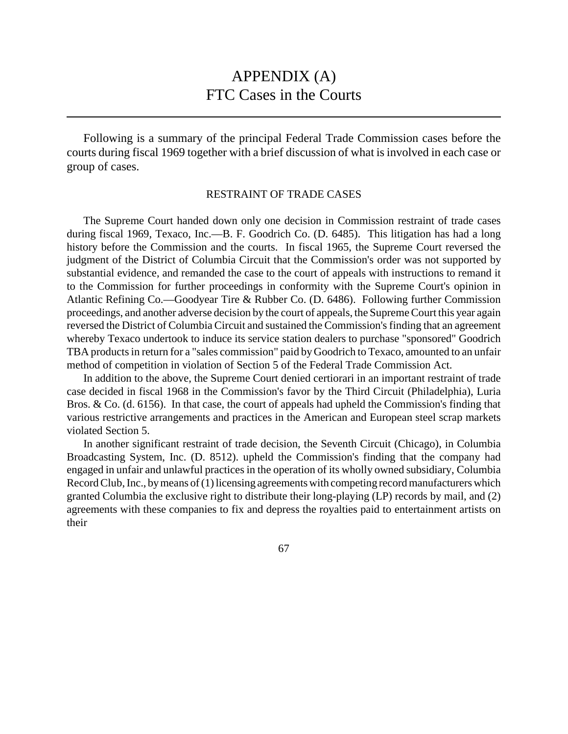# APPENDIX (A)
# FTC Cases in the Courts

Following is a summary of the principal Federal Trade Commission cases before the courts during fiscal 1969 together with a brief discussion of what is involved in each case or group of cases.

## RESTRAINT OF TRADE CASES

The Supreme Court handed down only one decision in Commission restraint of trade cases during fiscal 1969, Texaco, Inc.—B. F. Goodrich Co. (D. 6485). This litigation has had a long history before the Commission and the courts. In fiscal 1965, the Supreme Court reversed the judgment of the District of Columbia Circuit that the Commission's order was not supported by substantial evidence, and remanded the case to the court of appeals with instructions to remand it to the Commission for further proceedings in conformity with the Supreme Court's opinion in Atlantic Refining Co.—Goodyear Tire & Rubber Co. (D. 6486). Following further Commission proceedings, and another adverse decision by the court of appeals, the Supreme Court this year again reversed the District of Columbia Circuit and sustained the Commission's finding that an agreement whereby Texaco undertook to induce its service station dealers to purchase "sponsored" Goodrich TBA products in return for a "sales commission" paid by Goodrich to Texaco, amounted to an unfair method of competition in violation of Section 5 of the Federal Trade Commission Act.

In addition to the above, the Supreme Court denied certiorari in an important restraint of trade case decided in fiscal 1968 in the Commission's favor by the Third Circuit (Philadelphia), Luria Bros. & Co. (d. 6156). In that case, the court of appeals had upheld the Commission's finding that various restrictive arrangements and practices in the American and European steel scrap markets violated Section 5.

In another significant restraint of trade decision, the Seventh Circuit (Chicago), in Columbia Broadcasting System, Inc. (D. 8512). upheld the Commission's finding that the company had engaged in unfair and unlawful practices in the operation of its wholly owned subsidiary, Columbia Record Club, Inc., by means of (1) licensing agreements with competing record manufacturers which granted Columbia the exclusive right to distribute their long-playing (LP) records by mail, and (2) agreements with these companies to fix and depress the royalties paid to entertainment artists on their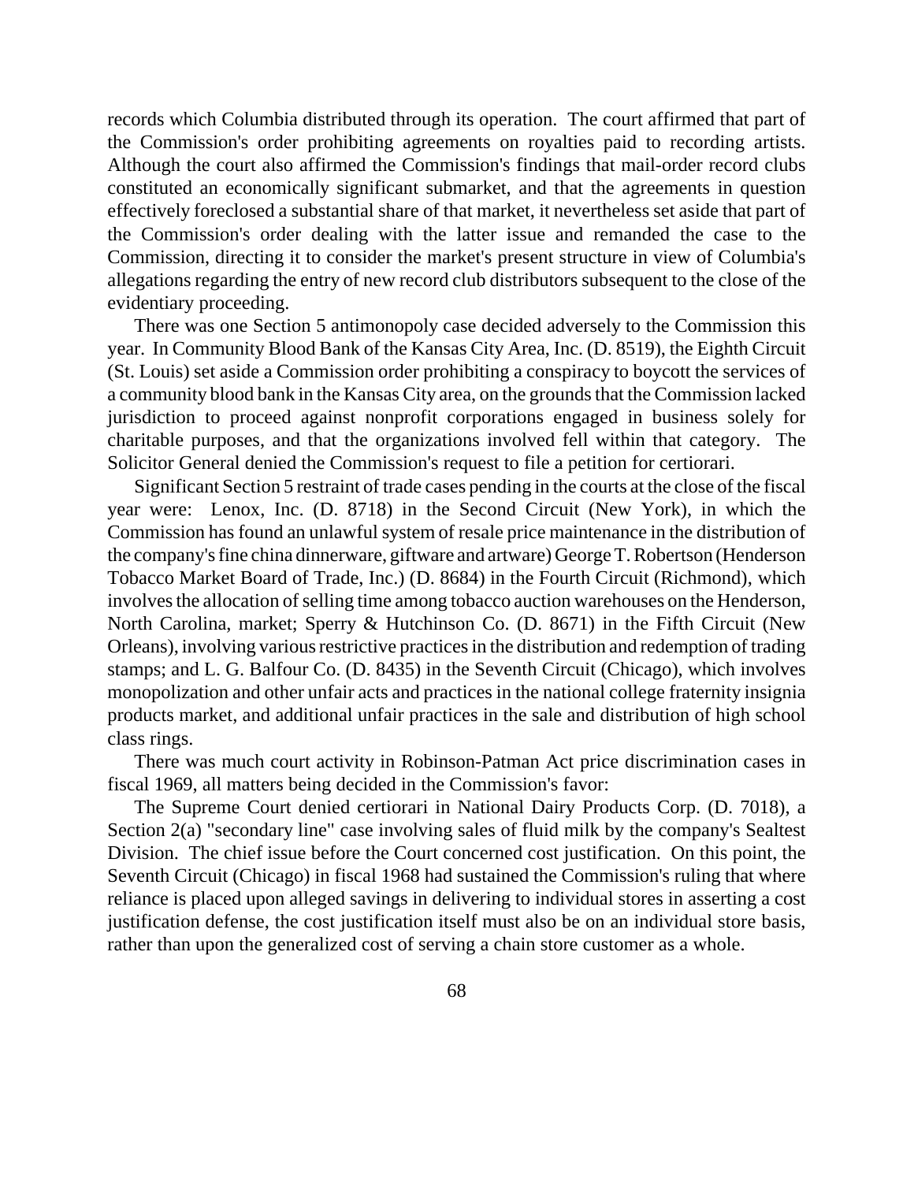records which Columbia distributed through its operation. The court affirmed that part of the Commission's order prohibiting agreements on royalties paid to recording artists. Although the court also affirmed the Commission's findings that mail-order record clubs constituted an economically significant submarket, and that the agreements in question effectively foreclosed a substantial share of that market, it nevertheless set aside that part of the Commission's order dealing with the latter issue and remanded the case to the Commission, directing it to consider the market's present structure in view of Columbia's allegations regarding the entry of new record club distributors subsequent to the close of the evidentiary proceeding.

There was one Section 5 antimonopoly case decided adversely to the Commission this year. In Community Blood Bank of the Kansas City Area, Inc. (D. 8519), the Eighth Circuit (St. Louis) set aside a Commission order prohibiting a conspiracy to boycott the services of a community blood bank in the Kansas City area, on the grounds that the Commission lacked jurisdiction to proceed against nonprofit corporations engaged in business solely for charitable purposes, and that the organizations involved fell within that category. The Solicitor General denied the Commission's request to file a petition for certiorari.

Significant Section 5 restraint of trade cases pending in the courts at the close of the fiscal year were: Lenox, Inc. (D. 8718) in the Second Circuit (New York), in which the Commission has found an unlawful system of resale price maintenance in the distribution of the company's fine china dinnerware, giftware and artware) George T. Robertson (Henderson Tobacco Market Board of Trade, Inc.) (D. 8684) in the Fourth Circuit (Richmond), which involves the allocation of selling time among tobacco auction warehouses on the Henderson, North Carolina, market; Sperry & Hutchinson Co. (D. 8671) in the Fifth Circuit (New Orleans), involving various restrictive practices in the distribution and redemption of trading stamps; and L. G. Balfour Co. (D. 8435) in the Seventh Circuit (Chicago), which involves monopolization and other unfair acts and practices in the national college fraternity insignia products market, and additional unfair practices in the sale and distribution of high school class rings.

There was much court activity in Robinson-Patman Act price discrimination cases in fiscal 1969, all matters being decided in the Commission's favor:

The Supreme Court denied certiorari in National Dairy Products Corp. (D. 7018), a Section 2(a) "secondary line" case involving sales of fluid milk by the company's Sealtest Division. The chief issue before the Court concerned cost justification. On this point, the Seventh Circuit (Chicago) in fiscal 1968 had sustained the Commission's ruling that where reliance is placed upon alleged savings in delivering to individual stores in asserting a cost justification defense, the cost justification itself must also be on an individual store basis, rather than upon the generalized cost of serving a chain store customer as a whole.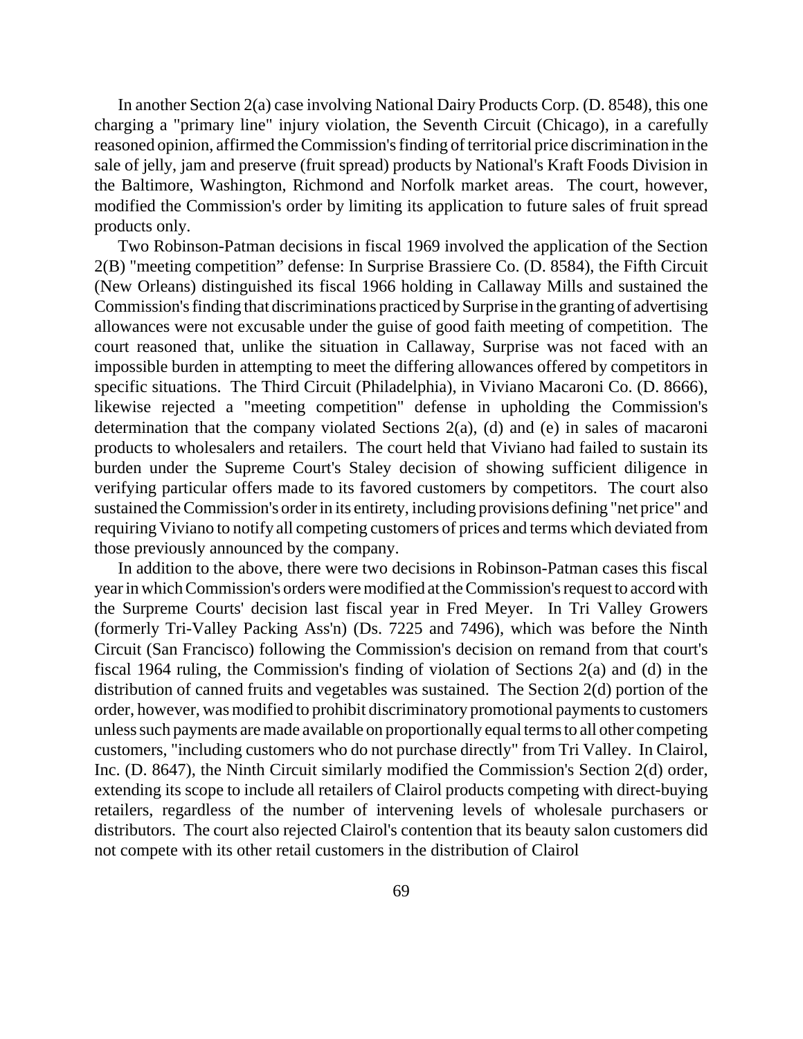In another Section 2(a) case involving National Dairy Products Corp. (D. 8548), this one charging a "primary line" injury violation, the Seventh Circuit (Chicago), in a carefully reasoned opinion, affirmed the Commission's finding of territorial price discrimination in the sale of jelly, jam and preserve (fruit spread) products by National's Kraft Foods Division in the Baltimore, Washington, Richmond and Norfolk market areas. The court, however, modified the Commission's order by limiting its application to future sales of fruit spread products only.

Two Robinson-Patman decisions in fiscal 1969 involved the application of the Section 2(B) "meeting competition" defense: In Surprise Brassiere Co. (D. 8584), the Fifth Circuit (New Orleans) distinguished its fiscal 1966 holding in Callaway Mills and sustained the Commission's finding that discriminations practiced by Surprise in the granting of advertising allowances were not excusable under the guise of good faith meeting of competition. The court reasoned that, unlike the situation in Callaway, Surprise was not faced with an impossible burden in attempting to meet the differing allowances offered by competitors in specific situations. The Third Circuit (Philadelphia), in Viviano Macaroni Co. (D. 8666), likewise rejected a "meeting competition" defense in upholding the Commission's determination that the company violated Sections 2(a), (d) and (e) in sales of macaroni products to wholesalers and retailers. The court held that Viviano had failed to sustain its burden under the Supreme Court's Staley decision of showing sufficient diligence in verifying particular offers made to its favored customers by competitors. The court also sustained the Commission's order in its entirety, including provisions defining "net price" and requiring Viviano to notify all competing customers of prices and terms which deviated from those previously announced by the company.

In addition to the above, there were two decisions in Robinson-Patman cases this fiscal year in which Commission's orders were modified at the Commission's request to accord with the Surpreme Courts' decision last fiscal year in Fred Meyer. In Tri Valley Growers (formerly Tri-Valley Packing Ass'n) (Ds. 7225 and 7496), which was before the Ninth Circuit (San Francisco) following the Commission's decision on remand from that court's fiscal 1964 ruling, the Commission's finding of violation of Sections 2(a) and (d) in the distribution of canned fruits and vegetables was sustained. The Section 2(d) portion of the order, however, was modified to prohibit discriminatory promotional payments to customers unless such payments are made available on proportionally equal terms to all other competing customers, "including customers who do not purchase directly" from Tri Valley. In Clairol, Inc. (D. 8647), the Ninth Circuit similarly modified the Commission's Section 2(d) order, extending its scope to include all retailers of Clairol products competing with direct-buying retailers, regardless of the number of intervening levels of wholesale purchasers or distributors. The court also rejected Clairol's contention that its beauty salon customers did not compete with its other retail customers in the distribution of Clairol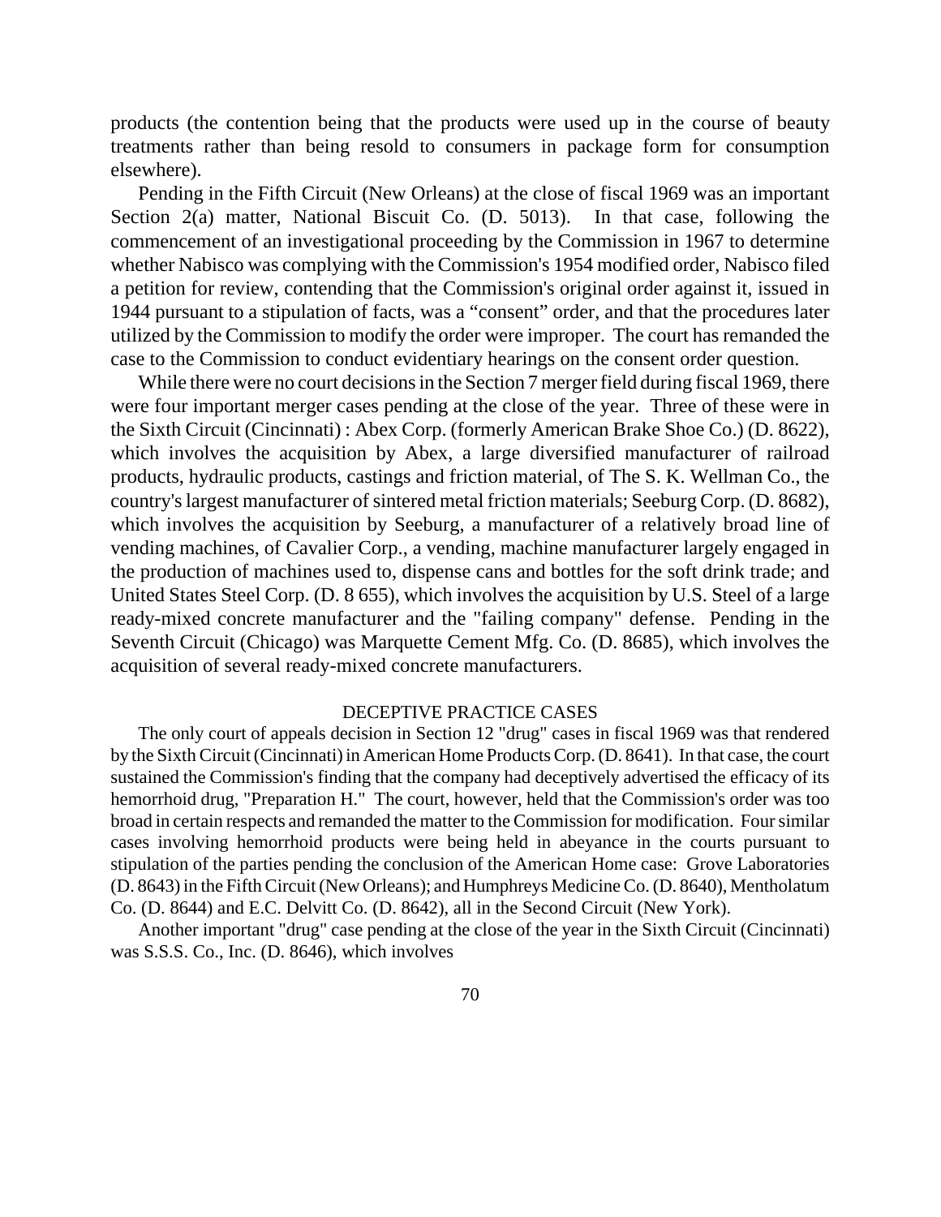products (the contention being that the products were used up in the course of beauty treatments rather than being resold to consumers in package form for consumption elsewhere).

Pending in the Fifth Circuit (New Orleans) at the close of fiscal 1969 was an important Section 2(a) matter, National Biscuit Co. (D. 5013). In that case, following the commencement of an investigational proceeding by the Commission in 1967 to determine whether Nabisco was complying with the Commission's 1954 modified order, Nabisco filed a petition for review, contending that the Commission's original order against it, issued in 1944 pursuant to a stipulation of facts, was a "consent" order, and that the procedures later utilized by the Commission to modify the order were improper. The court has remanded the case to the Commission to conduct evidentiary hearings on the consent order question.

While there were no court decisions in the Section 7 merger field during fiscal 1969, there were four important merger cases pending at the close of the year. Three of these were in the Sixth Circuit (Cincinnati) : Abex Corp. (formerly American Brake Shoe Co.) (D. 8622), which involves the acquisition by Abex, a large diversified manufacturer of railroad products, hydraulic products, castings and friction material, of The S. K. Wellman Co., the country's largest manufacturer of sintered metal friction materials; Seeburg Corp. (D. 8682), which involves the acquisition by Seeburg, a manufacturer of a relatively broad line of vending machines, of Cavalier Corp., a vending, machine manufacturer largely engaged in the production of machines used to, dispense cans and bottles for the soft drink trade; and United States Steel Corp. (D. 8 655), which involves the acquisition by U.S. Steel of a large ready-mixed concrete manufacturer and the "failing company" defense. Pending in the Seventh Circuit (Chicago) was Marquette Cement Mfg. Co. (D. 8685), which involves the acquisition of several ready-mixed concrete manufacturers.

## DECEPTIVE PRACTICE CASES

The only court of appeals decision in Section 12 "drug" cases in fiscal 1969 was that rendered by the Sixth Circuit (Cincinnati) in American Home Products Corp. (D. 8641). In that case, the court sustained the Commission's finding that the company had deceptively advertised the efficacy of its hemorrhoid drug, "Preparation H." The court, however, held that the Commission's order was too broad in certain respects and remanded the matter to the Commission for modification. Four similar cases involving hemorrhoid products were being held in abeyance in the courts pursuant to stipulation of the parties pending the conclusion of the American Home case: Grove Laboratories (D. 8643) in the Fifth Circuit (New Orleans); and Humphreys Medicine Co. (D. 8640), Mentholatum Co. (D. 8644) and E.C. Delvitt Co. (D. 8642), all in the Second Circuit (New York).

Another important "drug" case pending at the close of the year in the Sixth Circuit (Cincinnati) was S.S.S. Co., Inc. (D. 8646), which involves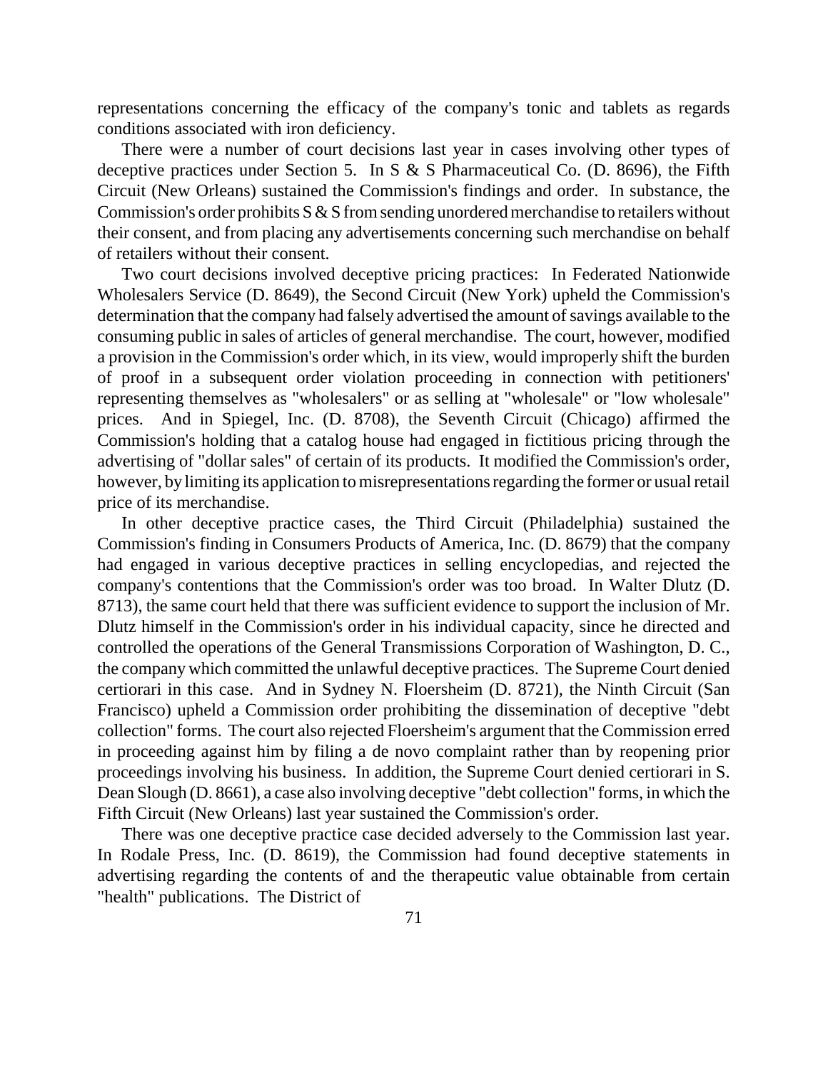representations concerning the efficacy of the company's tonic and tablets as regards conditions associated with iron deficiency.

There were a number of court decisions last year in cases involving other types of deceptive practices under Section 5. In S & S Pharmaceutical Co. (D. 8696), the Fifth Circuit (New Orleans) sustained the Commission's findings and order. In substance, the Commission's order prohibits S & S from sending unordered merchandise to retailers without their consent, and from placing any advertisements concerning such merchandise on behalf of retailers without their consent.

Two court decisions involved deceptive pricing practices: In Federated Nationwide Wholesalers Service (D. 8649), the Second Circuit (New York) upheld the Commission's determination that the company had falsely advertised the amount of savings available to the consuming public in sales of articles of general merchandise. The court, however, modified a provision in the Commission's order which, in its view, would improperly shift the burden of proof in a subsequent order violation proceeding in connection with petitioners' representing themselves as "wholesalers" or as selling at "wholesale" or "low wholesale" prices. And in Spiegel, Inc. (D. 8708), the Seventh Circuit (Chicago) affirmed the Commission's holding that a catalog house had engaged in fictitious pricing through the advertising of "dollar sales" of certain of its products. It modified the Commission's order, however, by limiting its application to misrepresentations regarding the former or usual retail price of its merchandise.

In other deceptive practice cases, the Third Circuit (Philadelphia) sustained the Commission's finding in Consumers Products of America, Inc. (D. 8679) that the company had engaged in various deceptive practices in selling encyclopedias, and rejected the company's contentions that the Commission's order was too broad. In Walter Dlutz (D. 8713), the same court held that there was sufficient evidence to support the inclusion of Mr. Dlutz himself in the Commission's order in his individual capacity, since he directed and controlled the operations of the General Transmissions Corporation of Washington, D. C., the company which committed the unlawful deceptive practices. The Supreme Court denied certiorari in this case. And in Sydney N. Floersheim (D. 8721), the Ninth Circuit (San Francisco) upheld a Commission order prohibiting the dissemination of deceptive "debt collection" forms. The court also rejected Floersheim's argument that the Commission erred in proceeding against him by filing a de novo complaint rather than by reopening prior proceedings involving his business. In addition, the Supreme Court denied certiorari in S. Dean Slough (D. 8661), a case also involving deceptive "debt collection" forms, in which the Fifth Circuit (New Orleans) last year sustained the Commission's order.

There was one deceptive practice case decided adversely to the Commission last year. In Rodale Press, Inc. (D. 8619), the Commission had found deceptive statements in advertising regarding the contents of and the therapeutic value obtainable from certain "health" publications. The District of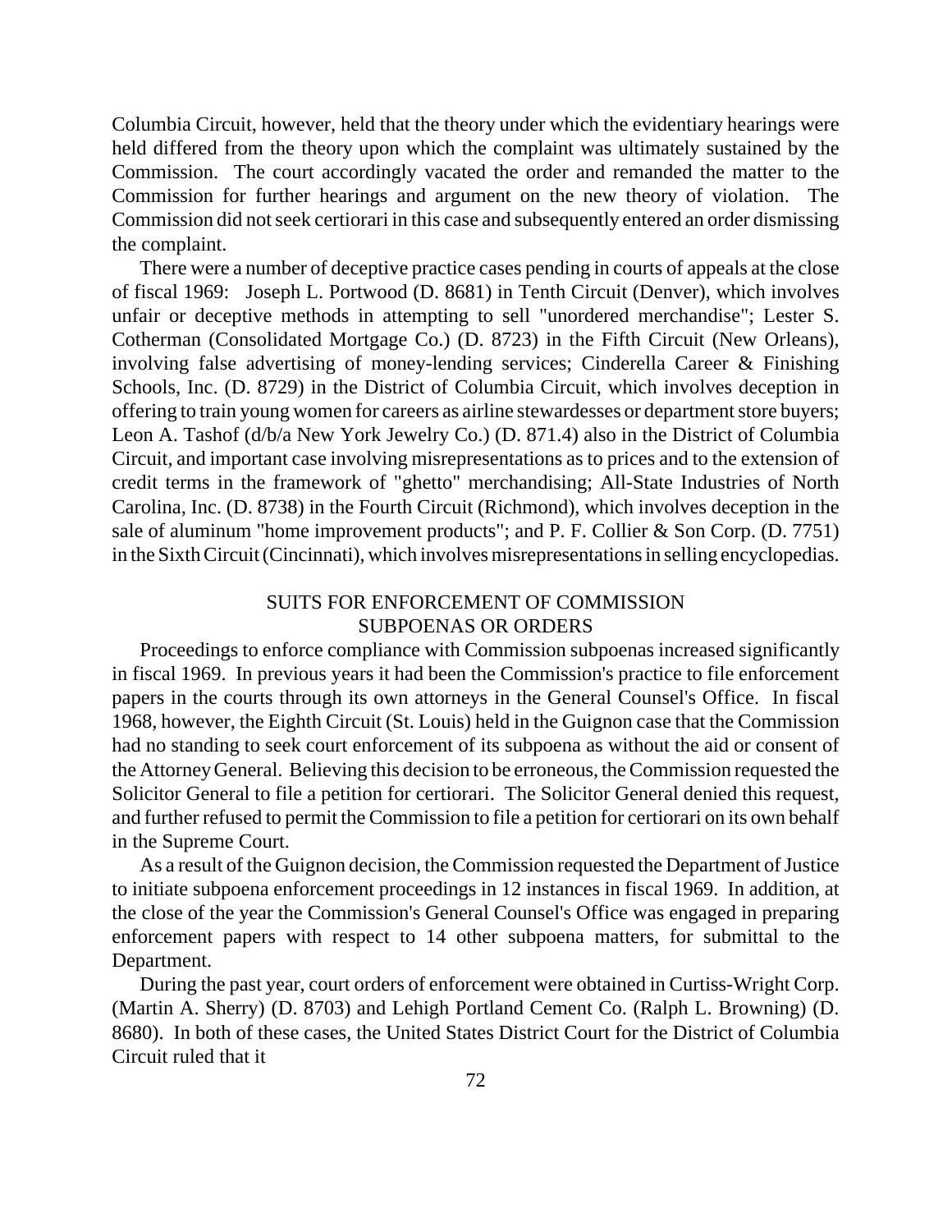Columbia Circuit, however, held that the theory under which the evidentiary hearings were held differed from the theory upon which the complaint was ultimately sustained by the Commission. The court accordingly vacated the order and remanded the matter to the Commission for further hearings and argument on the new theory of violation. The Commission did not seek certiorari in this case and subsequently entered an order dismissing the complaint.

There were a number of deceptive practice cases pending in courts of appeals at the close of fiscal 1969: Joseph L. Portwood (D. 8681) in Tenth Circuit (Denver), which involves unfair or deceptive methods in attempting to sell "unordered merchandise"; Lester S. Cotherman (Consolidated Mortgage Co.) (D. 8723) in the Fifth Circuit (New Orleans), involving false advertising of money-lending services; Cinderella Career & Finishing Schools, Inc. (D. 8729) in the District of Columbia Circuit, which involves deception in offering to train young women for careers as airline stewardesses or department store buyers; Leon A. Tashof (d/b/a New York Jewelry Co.) (D. 871.4) also in the District of Columbia Circuit, and important case involving misrepresentations as to prices and to the extension of credit terms in the framework of "ghetto" merchandising; All-State Industries of North Carolina, Inc. (D. 8738) in the Fourth Circuit (Richmond), which involves deception in the sale of aluminum "home improvement products"; and P. F. Collier & Son Corp. (D. 7751) in the Sixth Circuit (Cincinnati), which involves misrepresentations in selling encyclopedias.

## SUITS FOR ENFORCEMENT OF COMMISSION SUBPOENAS OR ORDERS

Proceedings to enforce compliance with Commission subpoenas increased significantly in fiscal 1969. In previous years it had been the Commission's practice to file enforcement papers in the courts through its own attorneys in the General Counsel's Office. In fiscal 1968, however, the Eighth Circuit (St. Louis) held in the Guignon case that the Commission had no standing to seek court enforcement of its subpoena as without the aid or consent of the Attorney General. Believing this decision to be erroneous, the Commission requested the Solicitor General to file a petition for certiorari. The Solicitor General denied this request, and further refused to permit the Commission to file a petition for certiorari on its own behalf in the Supreme Court.

As a result of the Guignon decision, the Commission requested the Department of Justice to initiate subpoena enforcement proceedings in 12 instances in fiscal 1969. In addition, at the close of the year the Commission's General Counsel's Office was engaged in preparing enforcement papers with respect to 14 other subpoena matters, for submittal to the Department.

During the past year, court orders of enforcement were obtained in Curtiss-Wright Corp. (Martin A. Sherry) (D. 8703) and Lehigh Portland Cement Co. (Ralph L. Browning) (D. 8680). In both of these cases, the United States District Court for the District of Columbia Circuit ruled that it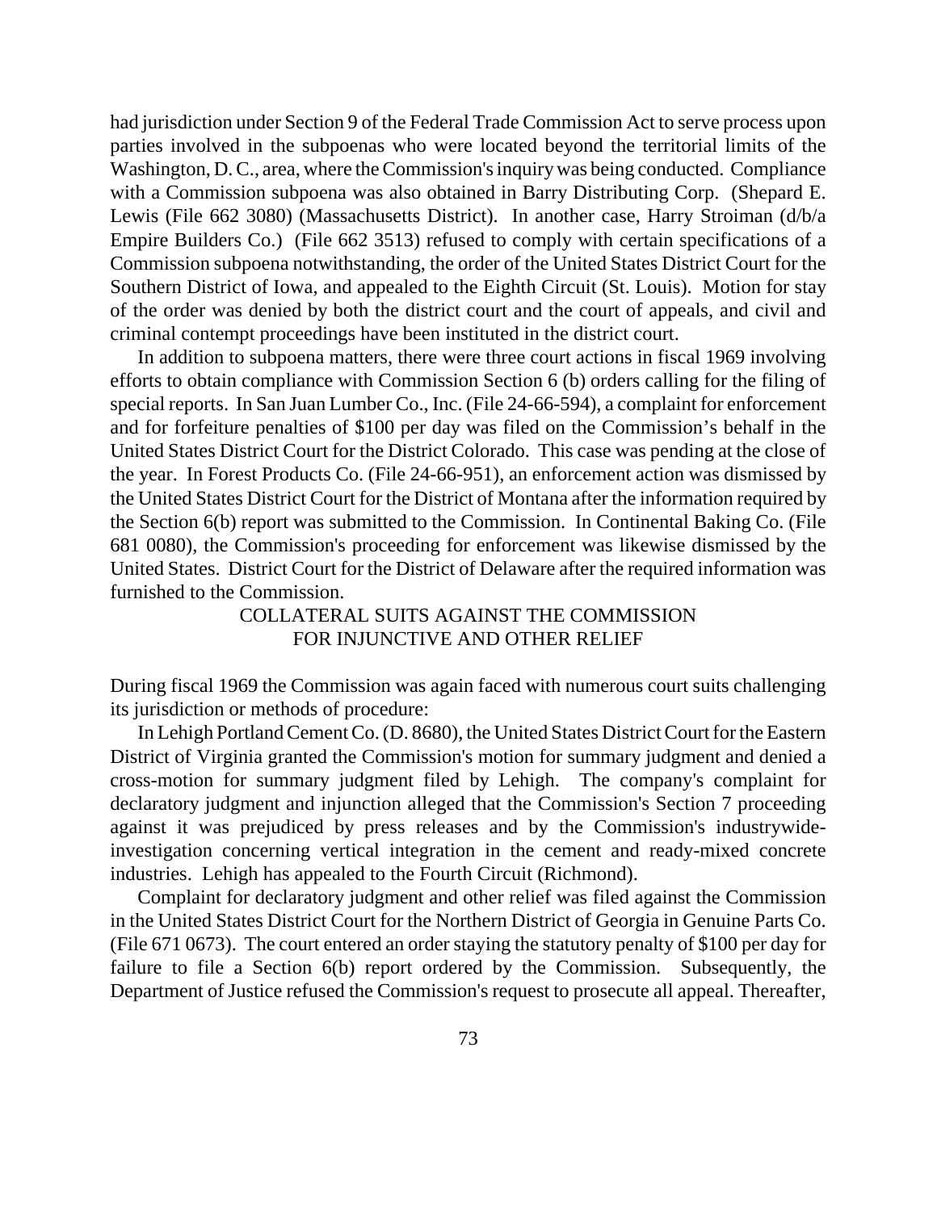had jurisdiction under Section 9 of the Federal Trade Commission Act to serve process upon parties involved in the subpoenas who were located beyond the territorial limits of the Washington, D. C., area, where the Commission's inquiry was being conducted. Compliance with a Commission subpoena was also obtained in Barry Distributing Corp. (Shepard E. Lewis (File 662 3080) (Massachusetts District). In another case, Harry Stroiman (d/b/a Empire Builders Co.) (File 662 3513) refused to comply with certain specifications of a Commission subpoena notwithstanding, the order of the United States District Court for the Southern District of Iowa, and appealed to the Eighth Circuit (St. Louis). Motion for stay of the order was denied by both the district court and the court of appeals, and civil and criminal contempt proceedings have been instituted in the district court.

In addition to subpoena matters, there were three court actions in fiscal 1969 involving efforts to obtain compliance with Commission Section 6 (b) orders calling for the filing of special reports. In San Juan Lumber Co., Inc. (File 24-66-594), a complaint for enforcement and for forfeiture penalties of $100 per day was filed on the Commission's behalf in the United States District Court for the District Colorado. This case was pending at the close of the year. In Forest Products Co. (File 24-66-951), an enforcement action was dismissed by the United States District Court for the District of Montana after the information required by the Section 6(b) report was submitted to the Commission. In Continental Baking Co. (File 681 0080), the Commission's proceeding for enforcement was likewise dismissed by the United States. District Court for the District of Delaware after the required information was furnished to the Commission.

## COLLATERAL SUITS AGAINST THE COMMISSION FOR INJUNCTIVE AND OTHER RELIEF

During fiscal 1969 the Commission was again faced with numerous court suits challenging its jurisdiction or methods of procedure:

In Lehigh Portland Cement Co. (D. 8680), the United States District Court for the Eastern District of Virginia granted the Commission's motion for summary judgment and denied a cross-motion for summary judgment filed by Lehigh. The company's complaint for declaratory judgment and injunction alleged that the Commission's Section 7 proceeding against it was prejudiced by press releases and by the Commission's industrywide-investigation concerning vertical integration in the cement and ready-mixed concrete industries. Lehigh has appealed to the Fourth Circuit (Richmond).

Complaint for declaratory judgment and other relief was filed against the Commission in the United States District Court for the Northern District of Georgia in Genuine Parts Co. (File 671 0673). The court entered an order staying the statutory penalty of $100 per day for failure to file a Section 6(b) report ordered by the Commission. Subsequently, the Department of Justice refused the Commission's request to prosecute all appeal. Thereafter,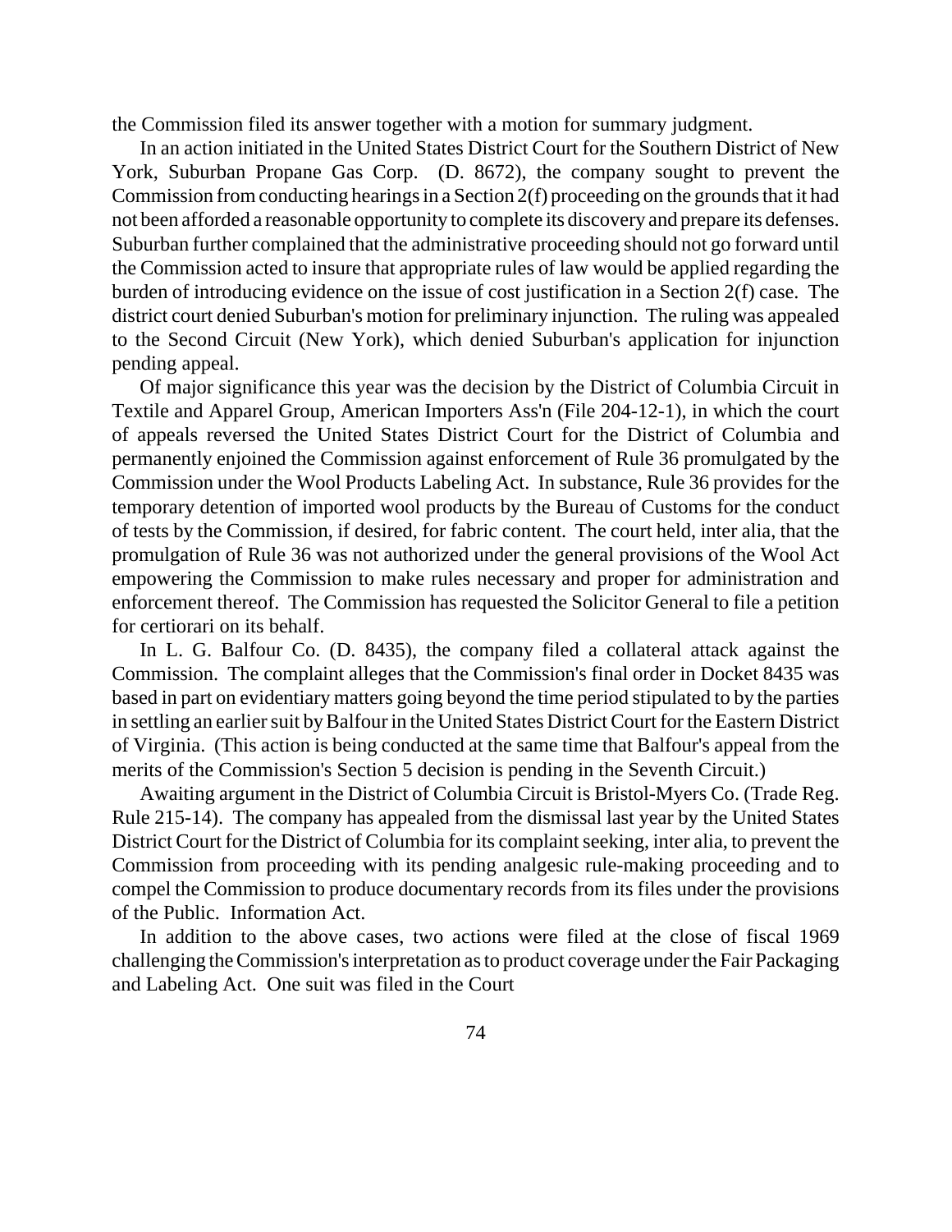the Commission filed its answer together with a motion for summary judgment.

In an action initiated in the United States District Court for the Southern District of New York, Suburban Propane Gas Corp. (D. 8672), the company sought to prevent the Commission from conducting hearings in a Section 2(f) proceeding on the grounds that it had not been afforded a reasonable opportunity to complete its discovery and prepare its defenses. Suburban further complained that the administrative proceeding should not go forward until the Commission acted to insure that appropriate rules of law would be applied regarding the burden of introducing evidence on the issue of cost justification in a Section 2(f) case. The district court denied Suburban's motion for preliminary injunction. The ruling was appealed to the Second Circuit (New York), which denied Suburban's application for injunction pending appeal.

Of major significance this year was the decision by the District of Columbia Circuit in Textile and Apparel Group, American Importers Ass'n (File 204-12-1), in which the court of appeals reversed the United States District Court for the District of Columbia and permanently enjoined the Commission against enforcement of Rule 36 promulgated by the Commission under the Wool Products Labeling Act. In substance, Rule 36 provides for the temporary detention of imported wool products by the Bureau of Customs for the conduct of tests by the Commission, if desired, for fabric content. The court held, inter alia, that the promulgation of Rule 36 was not authorized under the general provisions of the Wool Act empowering the Commission to make rules necessary and proper for administration and enforcement thereof. The Commission has requested the Solicitor General to file a petition for certiorari on its behalf.

In L. G. Balfour Co. (D. 8435), the company filed a collateral attack against the Commission. The complaint alleges that the Commission's final order in Docket 8435 was based in part on evidentiary matters going beyond the time period stipulated to by the parties in settling an earlier suit by Balfour in the United States District Court for the Eastern District of Virginia. (This action is being conducted at the same time that Balfour's appeal from the merits of the Commission's Section 5 decision is pending in the Seventh Circuit.)

Awaiting argument in the District of Columbia Circuit is Bristol-Myers Co. (Trade Reg. Rule 215-14). The company has appealed from the dismissal last year by the United States District Court for the District of Columbia for its complaint seeking, inter alia, to prevent the Commission from proceeding with its pending analgesic rule-making proceeding and to compel the Commission to produce documentary records from its files under the provisions of the Public. Information Act.

In addition to the above cases, two actions were filed at the close of fiscal 1969 challenging the Commission's interpretation as to product coverage under the Fair Packaging and Labeling Act. One suit was filed in the Court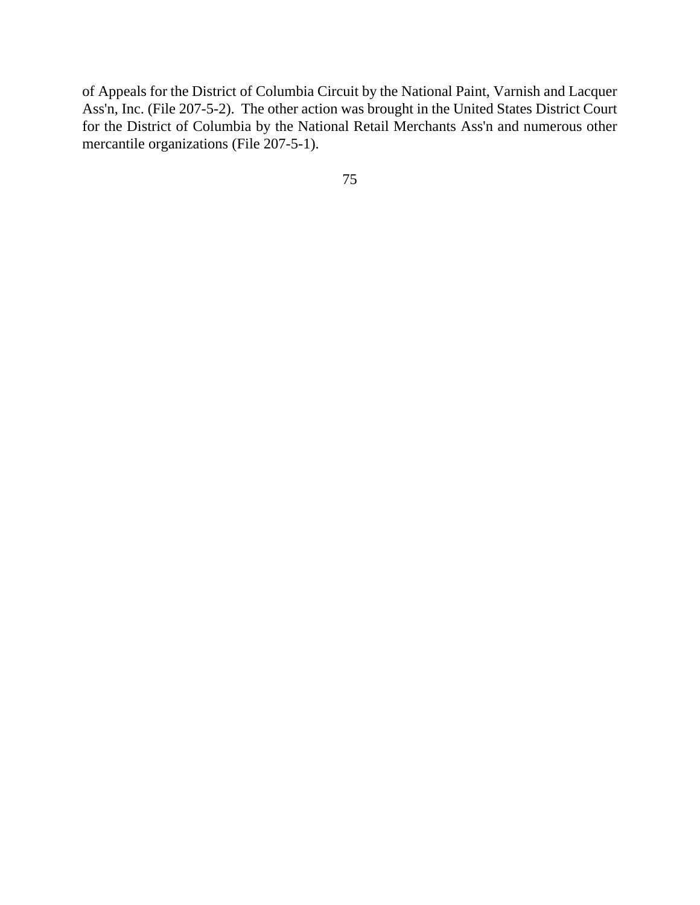of Appeals for the District of Columbia Circuit by the National Paint, Varnish and Lacquer Ass'n, Inc. (File 207-5-2). The other action was brought in the United States District Court for the District of Columbia by the National Retail Merchants Ass'n and numerous other mercantile organizations (File 207-5-1).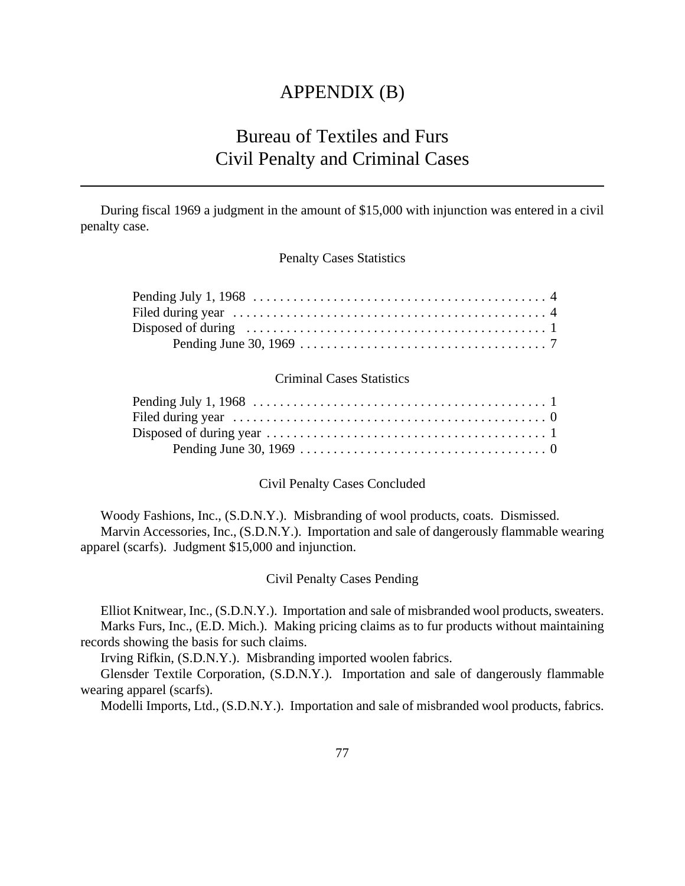# APPENDIX (B)

## Bureau of Textiles and Furs
## Civil Penalty and Criminal Cases

---

During fiscal 1969 a judgment in the amount of $15,000 with injunction was entered in a civil penalty case.

### Penalty Cases Statistics

| | |
|---|---|
| Pending July 1, 1968 | 4 |
| Filed during year | 4 |
| Disposed of during | 1 |
| Pending June 30, 1969 | 7 |

### Criminal Cases Statistics

| | |
|---|---|
| Pending July 1, 1968 | 1 |
| Filed during year | 0 |
| Disposed of during year | 1 |
| Pending June 30, 1969 | 0 |

### Civil Penalty Cases Concluded

Woody Fashions, Inc., (S.D.N.Y.). Misbranding of wool products, coats. Dismissed.

Marvin Accessories, Inc., (S.D.N.Y.). Importation and sale of dangerously flammable wearing apparel (scarfs). Judgment $15,000 and injunction.

### Civil Penalty Cases Pending

Elliot Knitwear, Inc., (S.D.N.Y.). Importation and sale of misbranded wool products, sweaters.

Marks Furs, Inc., (E.D. Mich.). Making pricing claims as to fur products without maintaining records showing the basis for such claims.

Irving Rifkin, (S.D.N.Y.). Misbranding imported woolen fabrics.

Glensder Textile Corporation, (S.D.N.Y.). Importation and sale of dangerously flammable wearing apparel (scarfs).

Modelli Imports, Ltd., (S.D.N.Y.). Importation and sale of misbranded wool products, fabrics.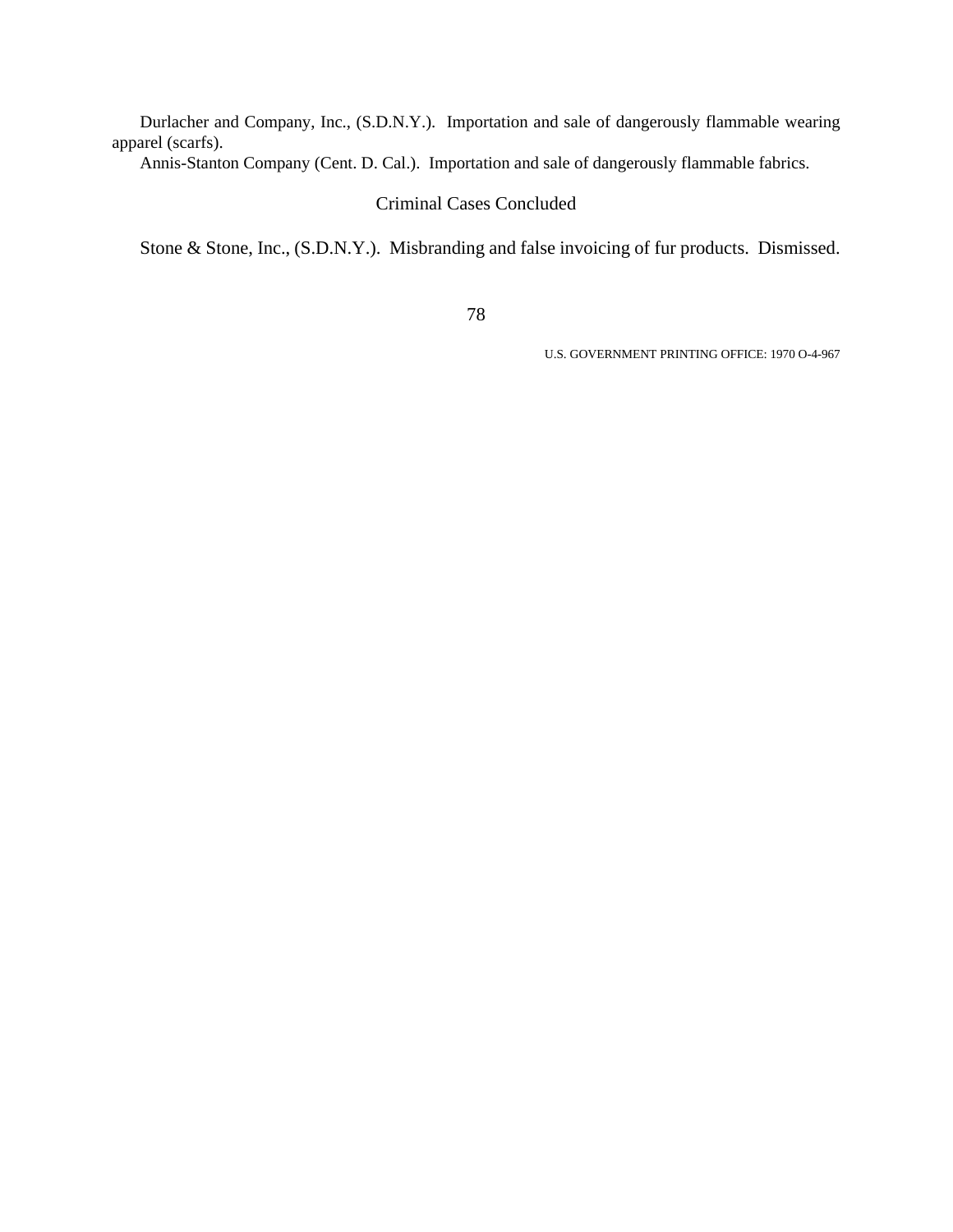Durlacher and Company, Inc., (S.D.N.Y.). Importation and sale of dangerously flammable wearing apparel (scarfs).

Annis-Stanton Company (Cent. D. Cal.). Importation and sale of dangerously flammable fabrics.

## Criminal Cases Concluded

Stone & Stone, Inc., (S.D.N.Y.). Misbranding and false invoicing of fur products. Dismissed.

U.S. GOVERNMENT PRINTING OFFICE: 1970 O-4-967